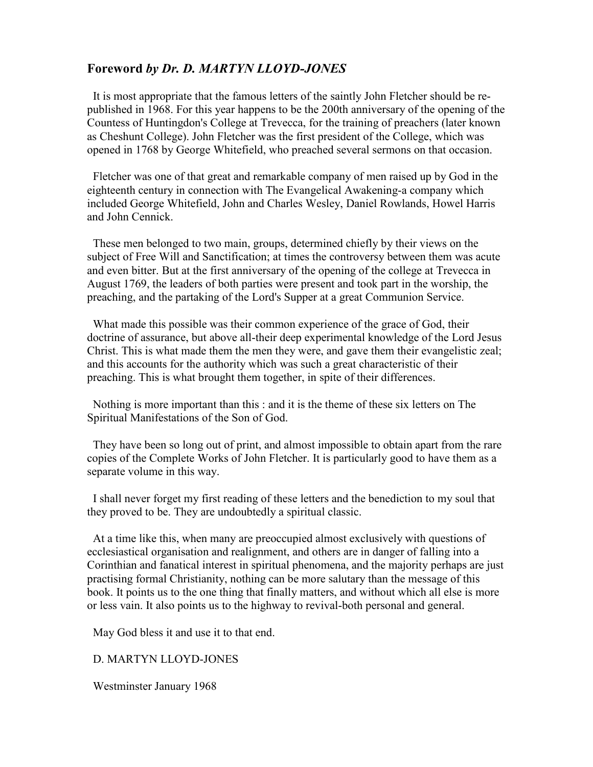## Foreword *by Dr. D. MARTYN LLOYD-JONES*

It is most appropriate that the famous letters of the saintly John Fletcher should be re-published in 1968. For this year happens to be the 200th anniversary of the opening of the Countess of Huntingdon's College at Trevecca, for the training of preachers (later known as Cheshunt College). John Fletcher was the first president of the College, which was opened in 1768 by George Whitefield, who preached several sermons on that occasion.

Fletcher was one of that great and remarkable company of men raised up by God in the eighteenth century in connection with The Evangelical Awakening-a company which included George Whitefield, John and Charles Wesley, Daniel Rowlands, Howel Harris and John Cennick.

These men belonged to two main, groups, determined chiefly by their views on the subject of Free Will and Sanctification; at times the controversy between them was acute and even bitter. But at the first anniversary of the opening of the college at Trevecca in August 1769, the leaders of both parties were present and took part in the worship, the preaching, and the partaking of the Lord's Supper at a great Communion Service.

What made this possible was their common experience of the grace of God, their doctrine of assurance, but above all-their deep experimental knowledge of the Lord Jesus Christ. This is what made them the men they were, and gave them their evangelistic zeal; and this accounts for the authority which was such a great characteristic of their preaching. This is what brought them together, in spite of their differences.

Nothing is more important than this : and it is the theme of these six letters on The Spiritual Manifestations of the Son of God.

They have been so long out of print, and almost impossible to obtain apart from the rare copies of the Complete Works of John Fletcher. It is particularly good to have them as a separate volume in this way.

I shall never forget my first reading of these letters and the benediction to my soul that they proved to be. They are undoubtedly a spiritual classic.

At a time like this, when many are preoccupied almost exclusively with questions of ecclesiastical organisation and realignment, and others are in danger of falling into a Corinthian and fanatical interest in spiritual phenomena, and the majority perhaps are just practising formal Christianity, nothing can be more salutary than the message of this book. It points us to the one thing that finally matters, and without which all else is more or less vain. It also points us to the highway to revival-both personal and general.

May God bless it and use it to that end.

D. MARTYN LLOYD-JONES

Westminster January 1968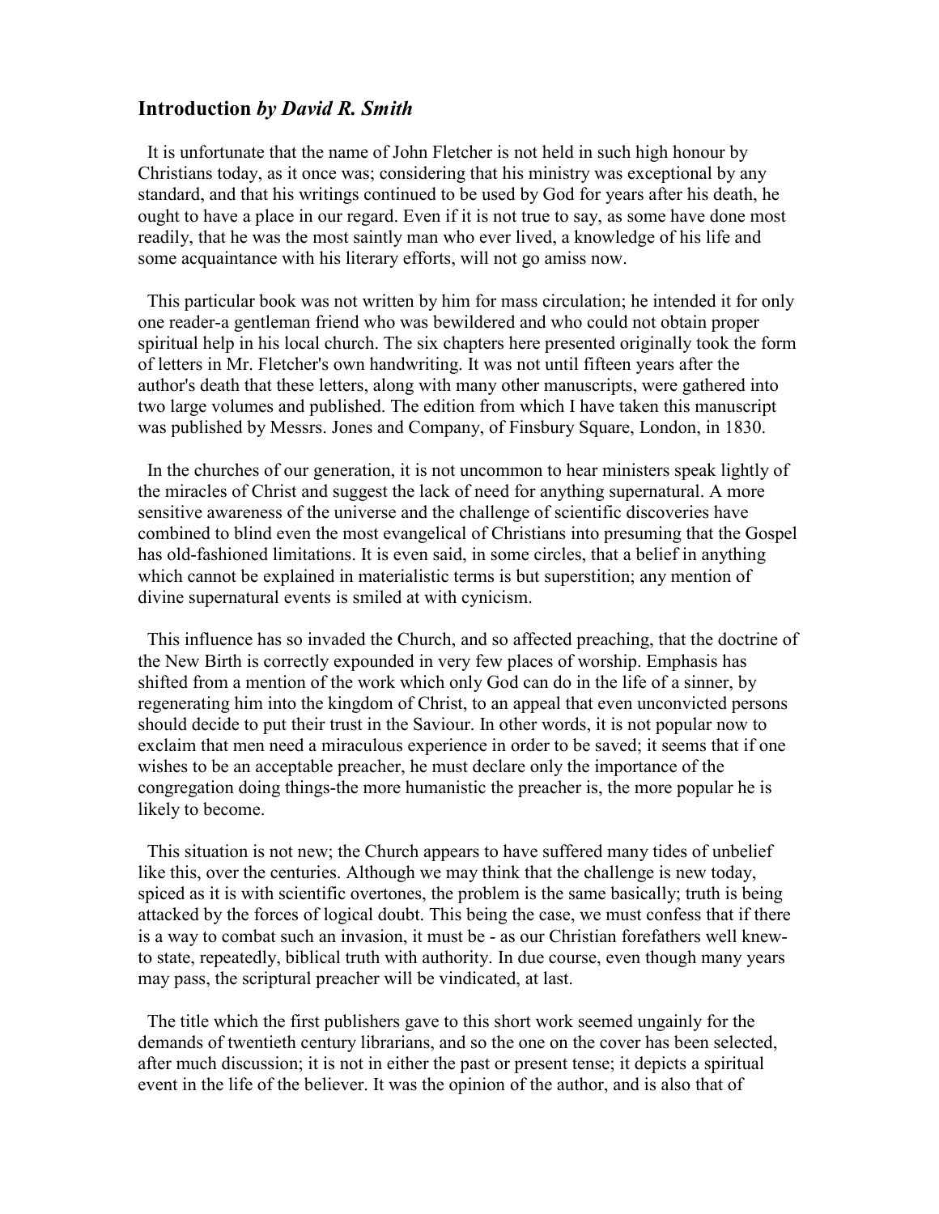## Introduction *by David R. Smith*

It is unfortunate that the name of John Fletcher is not held in such high honour by Christians today, as it once was; considering that his ministry was exceptional by any standard, and that his writings continued to be used by God for years after his death, he ought to have a place in our regard. Even if it is not true to say, as some have done most readily, that he was the most saintly man who ever lived, a knowledge of his life and some acquaintance with his literary efforts, will not go amiss now.

This particular book was not written by him for mass circulation; he intended it for only one reader-a gentleman friend who was bewildered and who could not obtain proper spiritual help in his local church. The six chapters here presented originally took the form of letters in Mr. Fletcher's own handwriting. It was not until fifteen years after the author's death that these letters, along with many other manuscripts, were gathered into two large volumes and published. The edition from which I have taken this manuscript was published by Messrs. Jones and Company, of Finsbury Square, London, in 1830.

In the churches of our generation, it is not uncommon to hear ministers speak lightly of the miracles of Christ and suggest the lack of need for anything supernatural. A more sensitive awareness of the universe and the challenge of scientific discoveries have combined to blind even the most evangelical of Christians into presuming that the Gospel has old-fashioned limitations. It is even said, in some circles, that a belief in anything which cannot be explained in materialistic terms is but superstition; any mention of divine supernatural events is smiled at with cynicism.

This influence has so invaded the Church, and so affected preaching, that the doctrine of the New Birth is correctly expounded in very few places of worship. Emphasis has shifted from a mention of the work which only God can do in the life of a sinner, by regenerating him into the kingdom of Christ, to an appeal that even unconvicted persons should decide to put their trust in the Saviour. In other words, it is not popular now to exclaim that men need a miraculous experience in order to be saved; it seems that if one wishes to be an acceptable preacher, he must declare only the importance of the congregation doing things-the more humanistic the preacher is, the more popular he is likely to become.

This situation is not new; the Church appears to have suffered many tides of unbelief like this, over the centuries. Although we may think that the challenge is new today, spiced as it is with scientific overtones, the problem is the same basically; truth is being attacked by the forces of logical doubt. This being the case, we must confess that if there is a way to combat such an invasion, it must be - as our Christian forefathers well knew-to state, repeatedly, biblical truth with authority. In due course, even though many years may pass, the scriptural preacher will be vindicated, at last.

The title which the first publishers gave to this short work seemed ungainly for the demands of twentieth century librarians, and so the one on the cover has been selected, after much discussion; it is not in either the past or present tense; it depicts a spiritual event in the life of the believer. It was the opinion of the author, and is also that of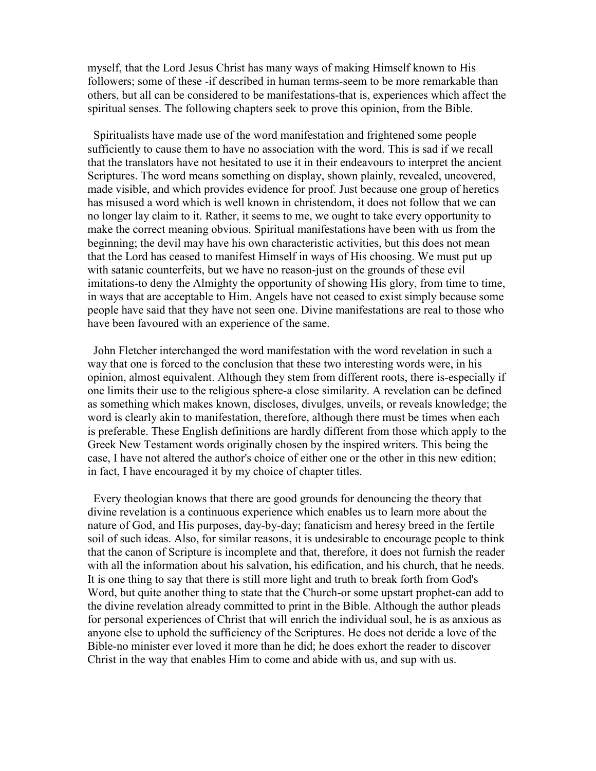myself, that the Lord Jesus Christ has many ways of making Himself known to His followers; some of these -if described in human terms-seem to be more remarkable than others, but all can be considered to be manifestations-that is, experiences which affect the spiritual senses. The following chapters seek to prove this opinion, from the Bible.

Spiritualists have made use of the word manifestation and frightened some people sufficiently to cause them to have no association with the word. This is sad if we recall that the translators have not hesitated to use it in their endeavours to interpret the ancient Scriptures. The word means something on display, shown plainly, revealed, uncovered, made visible, and which provides evidence for proof. Just because one group of heretics has misused a word which is well known in christendom, it does not follow that we can no longer lay claim to it. Rather, it seems to me, we ought to take every opportunity to make the correct meaning obvious. Spiritual manifestations have been with us from the beginning; the devil may have his own characteristic activities, but this does not mean that the Lord has ceased to manifest Himself in ways of His choosing. We must put up with satanic counterfeits, but we have no reason-just on the grounds of these evil imitations-to deny the Almighty the opportunity of showing His glory, from time to time, in ways that are acceptable to Him. Angels have not ceased to exist simply because some people have said that they have not seen one. Divine manifestations are real to those who have been favoured with an experience of the same.

John Fletcher interchanged the word manifestation with the word revelation in such a way that one is forced to the conclusion that these two interesting words were, in his opinion, almost equivalent. Although they stem from different roots, there is-especially if one limits their use to the religious sphere-a close similarity. A revelation can be defined as something which makes known, discloses, divulges, unveils, or reveals knowledge; the word is clearly akin to manifestation, therefore, although there must be times when each is preferable. These English definitions are hardly different from those which apply to the Greek New Testament words originally chosen by the inspired writers. This being the case, I have not altered the author's choice of either one or the other in this new edition; in fact, I have encouraged it by my choice of chapter titles.

Every theologian knows that there are good grounds for denouncing the theory that divine revelation is a continuous experience which enables us to learn more about the nature of God, and His purposes, day-by-day; fanaticism and heresy breed in the fertile soil of such ideas. Also, for similar reasons, it is undesirable to encourage people to think that the canon of Scripture is incomplete and that, therefore, it does not furnish the reader with all the information about his salvation, his edification, and his church, that he needs. It is one thing to say that there is still more light and truth to break forth from God's Word, but quite another thing to state that the Church-or some upstart prophet-can add to the divine revelation already committed to print in the Bible. Although the author pleads for personal experiences of Christ that will enrich the individual soul, he is as anxious as anyone else to uphold the sufficiency of the Scriptures. He does not deride a love of the Bible-no minister ever loved it more than he did; he does exhort the reader to discover Christ in the way that enables Him to come and abide with us, and sup with us.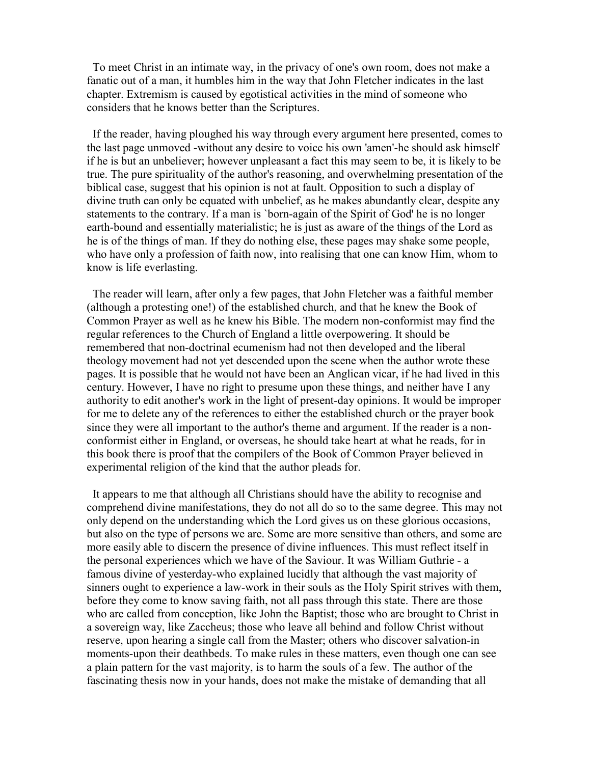To meet Christ in an intimate way, in the privacy of one's own room, does not make a fanatic out of a man, it humbles him in the way that John Fletcher indicates in the last chapter. Extremism is caused by egotistical activities in the mind of someone who considers that he knows better than the Scriptures.

If the reader, having ploughed his way through every argument here presented, comes to the last page unmoved -without any desire to voice his own 'amen'-he should ask himself if he is but an unbeliever; however unpleasant a fact this may seem to be, it is likely to be true. The pure spirituality of the author's reasoning, and overwhelming presentation of the biblical case, suggest that his opinion is not at fault. Opposition to such a display of divine truth can only be equated with unbelief, as he makes abundantly clear, despite any statements to the contrary. If a man is `born-again of the Spirit of God' he is no longer earth-bound and essentially materialistic; he is just as aware of the things of the Lord as he is of the things of man. If they do nothing else, these pages may shake some people, who have only a profession of faith now, into realising that one can know Him, whom to know is life everlasting.

The reader will learn, after only a few pages, that John Fletcher was a faithful member (although a protesting one!) of the established church, and that he knew the Book of Common Prayer as well as he knew his Bible. The modern non-conformist may find the regular references to the Church of England a little overpowering. It should be remembered that non-doctrinal ecumenism had not then developed and the liberal theology movement had not yet descended upon the scene when the author wrote these pages. It is possible that he would not have been an Anglican vicar, if he had lived in this century. However, I have no right to presume upon these things, and neither have I any authority to edit another's work in the light of present-day opinions. It would be improper for me to delete any of the references to either the established church or the prayer book since they were all important to the author's theme and argument. If the reader is a non-conformist either in England, or overseas, he should take heart at what he reads, for in this book there is proof that the compilers of the Book of Common Prayer believed in experimental religion of the kind that the author pleads for.

It appears to me that although all Christians should have the ability to recognise and comprehend divine manifestations, they do not all do so to the same degree. This may not only depend on the understanding which the Lord gives us on these glorious occasions, but also on the type of persons we are. Some are more sensitive than others, and some are more easily able to discern the presence of divine influences. This must reflect itself in the personal experiences which we have of the Saviour. It was William Guthrie - a famous divine of yesterday-who explained lucidly that although the vast majority of sinners ought to experience a law-work in their souls as the Holy Spirit strives with them, before they come to know saving faith, not all pass through this state. There are those who are called from conception, like John the Baptist; those who are brought to Christ in a sovereign way, like Zaccheus; those who leave all behind and follow Christ without reserve, upon hearing a single call from the Master; others who discover salvation-in moments-upon their deathbeds. To make rules in these matters, even though one can see a plain pattern for the vast majority, is to harm the souls of a few. The author of the fascinating thesis now in your hands, does not make the mistake of demanding that all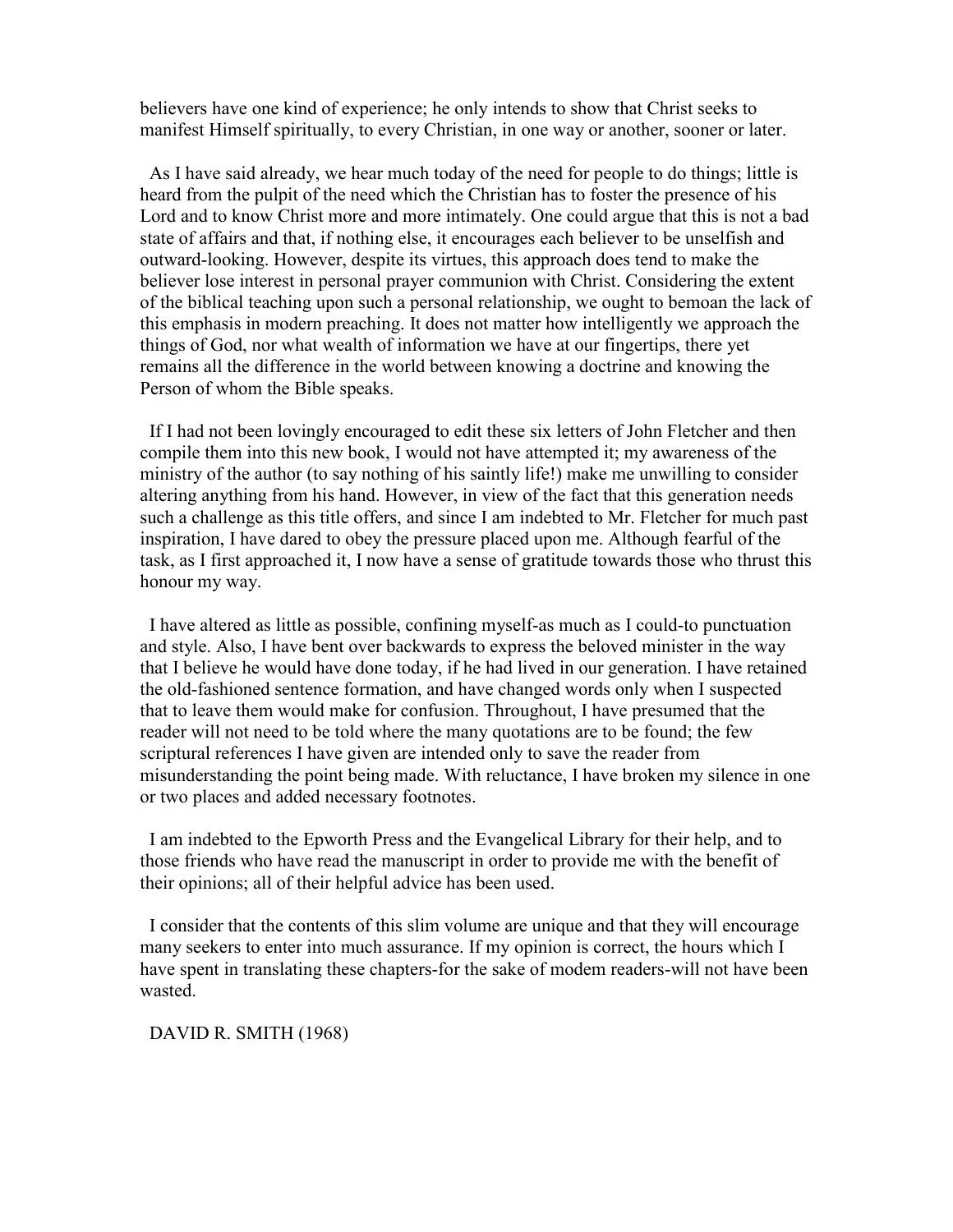believers have one kind of experience; he only intends to show that Christ seeks to manifest Himself spiritually, to every Christian, in one way or another, sooner or later.

As I have said already, we hear much today of the need for people to do things; little is heard from the pulpit of the need which the Christian has to foster the presence of his Lord and to know Christ more and more intimately. One could argue that this is not a bad state of affairs and that, if nothing else, it encourages each believer to be unselfish and outward-looking. However, despite its virtues, this approach does tend to make the believer lose interest in personal prayer communion with Christ. Considering the extent of the biblical teaching upon such a personal relationship, we ought to bemoan the lack of this emphasis in modern preaching. It does not matter how intelligently we approach the things of God, nor what wealth of information we have at our fingertips, there yet remains all the difference in the world between knowing a doctrine and knowing the Person of whom the Bible speaks.

If I had not been lovingly encouraged to edit these six letters of John Fletcher and then compile them into this new book, I would not have attempted it; my awareness of the ministry of the author (to say nothing of his saintly life!) make me unwilling to consider altering anything from his hand. However, in view of the fact that this generation needs such a challenge as this title offers, and since I am indebted to Mr. Fletcher for much past inspiration, I have dared to obey the pressure placed upon me. Although fearful of the task, as I first approached it, I now have a sense of gratitude towards those who thrust this honour my way.

I have altered as little as possible, confining myself-as much as I could-to punctuation and style. Also, I have bent over backwards to express the beloved minister in the way that I believe he would have done today, if he had lived in our generation. I have retained the old-fashioned sentence formation, and have changed words only when I suspected that to leave them would make for confusion. Throughout, I have presumed that the reader will not need to be told where the many quotations are to be found; the few scriptural references I have given are intended only to save the reader from misunderstanding the point being made. With reluctance, I have broken my silence in one or two places and added necessary footnotes.

I am indebted to the Epworth Press and the Evangelical Library for their help, and to those friends who have read the manuscript in order to provide me with the benefit of their opinions; all of their helpful advice has been used.

I consider that the contents of this slim volume are unique and that they will encourage many seekers to enter into much assurance. If my opinion is correct, the hours which I have spent in translating these chapters-for the sake of modem readers-will not have been wasted.

DAVID R. SMITH (1968)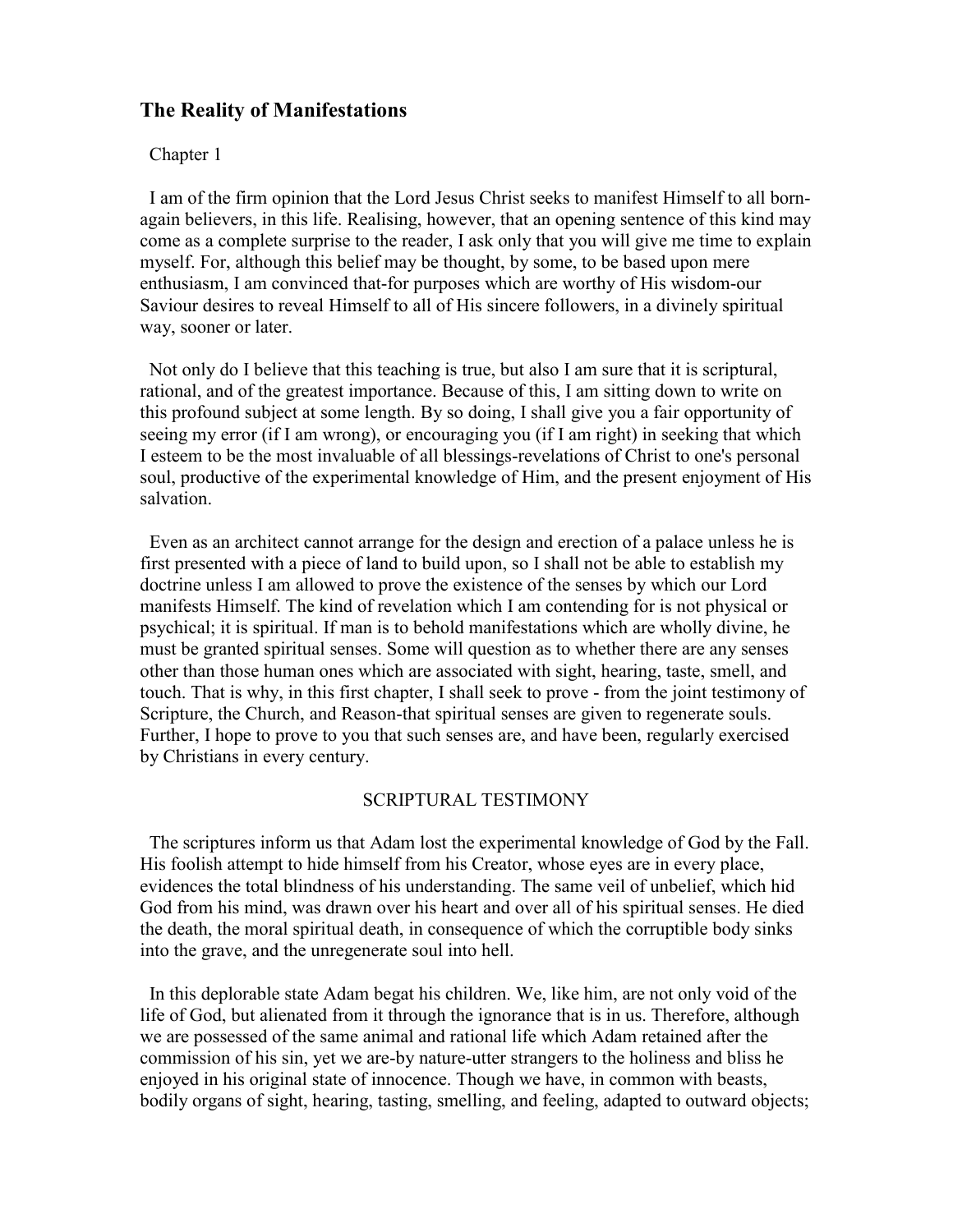## The Reality of Manifestations

Chapter 1

I am of the firm opinion that the Lord Jesus Christ seeks to manifest Himself to all born-again believers, in this life. Realising, however, that an opening sentence of this kind may come as a complete surprise to the reader, I ask only that you will give me time to explain myself. For, although this belief may be thought, by some, to be based upon mere enthusiasm, I am convinced that-for purposes which are worthy of His wisdom-our Saviour desires to reveal Himself to all of His sincere followers, in a divinely spiritual way, sooner or later.

Not only do I believe that this teaching is true, but also I am sure that it is scriptural, rational, and of the greatest importance. Because of this, I am sitting down to write on this profound subject at some length. By so doing, I shall give you a fair opportunity of seeing my error (if I am wrong), or encouraging you (if I am right) in seeking that which I esteem to be the most invaluable of all blessings-revelations of Christ to one's personal soul, productive of the experimental knowledge of Him, and the present enjoyment of His salvation.

Even as an architect cannot arrange for the design and erection of a palace unless he is first presented with a piece of land to build upon, so I shall not be able to establish my doctrine unless I am allowed to prove the existence of the senses by which our Lord manifests Himself. The kind of revelation which I am contending for is not physical or psychical; it is spiritual. If man is to behold manifestations which are wholly divine, he must be granted spiritual senses. Some will question as to whether there are any senses other than those human ones which are associated with sight, hearing, taste, smell, and touch. That is why, in this first chapter, I shall seek to prove - from the joint testimony of Scripture, the Church, and Reason-that spiritual senses are given to regenerate souls. Further, I hope to prove to you that such senses are, and have been, regularly exercised by Christians in every century.

### SCRIPTURAL TESTIMONY

The scriptures inform us that Adam lost the experimental knowledge of God by the Fall. His foolish attempt to hide himself from his Creator, whose eyes are in every place, evidences the total blindness of his understanding. The same veil of unbelief, which hid God from his mind, was drawn over his heart and over all of his spiritual senses. He died the death, the moral spiritual death, in consequence of which the corruptible body sinks into the grave, and the unregenerate soul into hell.

In this deplorable state Adam begat his children. We, like him, are not only void of the life of God, but alienated from it through the ignorance that is in us. Therefore, although we are possessed of the same animal and rational life which Adam retained after the commission of his sin, yet we are-by nature-utter strangers to the holiness and bliss he enjoyed in his original state of innocence. Though we have, in common with beasts, bodily organs of sight, hearing, tasting, smelling, and feeling, adapted to outward objects;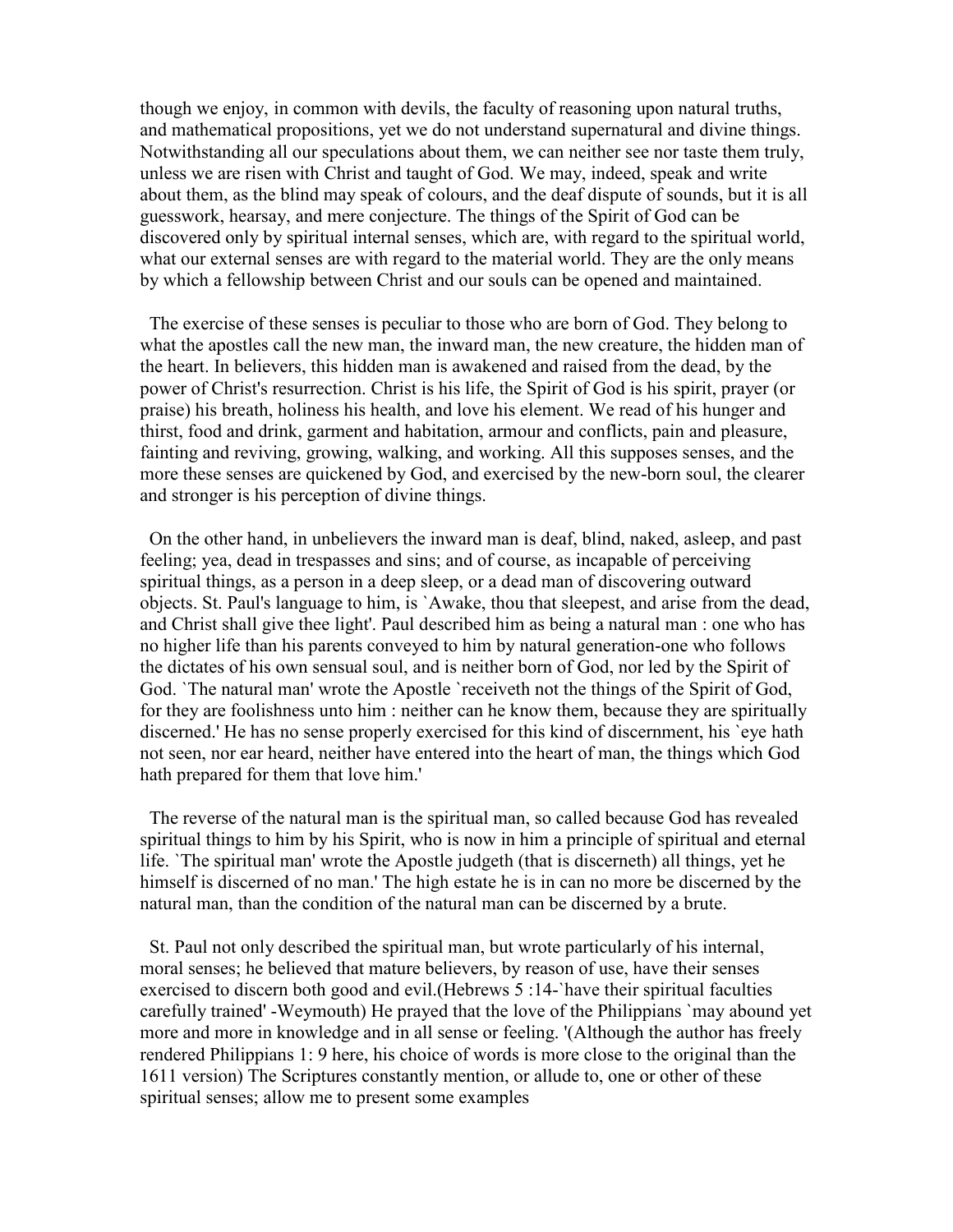though we enjoy, in common with devils, the faculty of reasoning upon natural truths, and mathematical propositions, yet we do not understand supernatural and divine things. Notwithstanding all our speculations about them, we can neither see nor taste them truly, unless we are risen with Christ and taught of God. We may, indeed, speak and write about them, as the blind may speak of colours, and the deaf dispute of sounds, but it is all guesswork, hearsay, and mere conjecture. The things of the Spirit of God can be discovered only by spiritual internal senses, which are, with regard to the spiritual world, what our external senses are with regard to the material world. They are the only means by which a fellowship between Christ and our souls can be opened and maintained.

The exercise of these senses is peculiar to those who are born of God. They belong to what the apostles call the new man, the inward man, the new creature, the hidden man of the heart. In believers, this hidden man is awakened and raised from the dead, by the power of Christ's resurrection. Christ is his life, the Spirit of God is his spirit, prayer (or praise) his breath, holiness his health, and love his element. We read of his hunger and thirst, food and drink, garment and habitation, armour and conflicts, pain and pleasure, fainting and reviving, growing, walking, and working. All this supposes senses, and the more these senses are quickened by God, and exercised by the new-born soul, the clearer and stronger is his perception of divine things.

On the other hand, in unbelievers the inward man is deaf, blind, naked, asleep, and past feeling; yea, dead in trespasses and sins; and of course, as incapable of perceiving spiritual things, as a person in a deep sleep, or a dead man of discovering outward objects. St. Paul's language to him, is `Awake, thou that sleepest, and arise from the dead, and Christ shall give thee light'. Paul described him as being a natural man : one who has no higher life than his parents conveyed to him by natural generation-one who follows the dictates of his own sensual soul, and is neither born of God, nor led by the Spirit of God. `The natural man' wrote the Apostle `receiveth not the things of the Spirit of God, for they are foolishness unto him : neither can he know them, because they are spiritually discerned.' He has no sense properly exercised for this kind of discernment, his `eye hath not seen, nor ear heard, neither have entered into the heart of man, the things which God hath prepared for them that love him.'

The reverse of the natural man is the spiritual man, so called because God has revealed spiritual things to him by his Spirit, who is now in him a principle of spiritual and eternal life. `The spiritual man' wrote the Apostle judgeth (that is discerneth) all things, yet he himself is discerned of no man.' The high estate he is in can no more be discerned by the natural man, than the condition of the natural man can be discerned by a brute.

St. Paul not only described the spiritual man, but wrote particularly of his internal, moral senses; he believed that mature believers, by reason of use, have their senses exercised to discern both good and evil.(Hebrews 5 :14-`have their spiritual faculties carefully trained' -Weymouth) He prayed that the love of the Philippians `may abound yet more and more in knowledge and in all sense or feeling. '(Although the author has freely rendered Philippians 1: 9 here, his choice of words is more close to the original than the 1611 version) The Scriptures constantly mention, or allude to, one or other of these spiritual senses; allow me to present some examples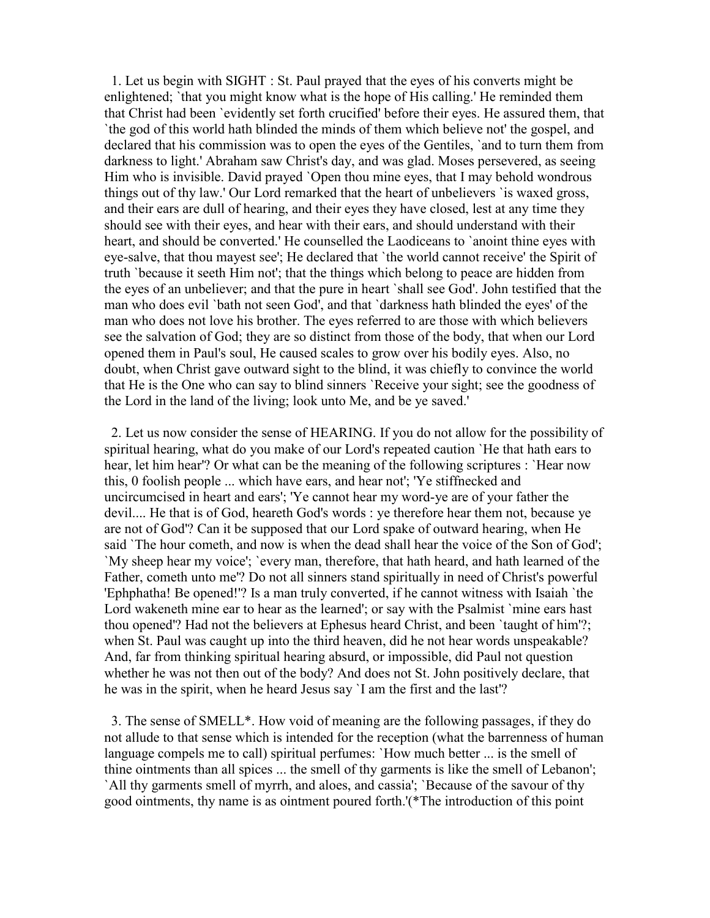1. Let us begin with SIGHT : St. Paul prayed that the eyes of his converts might be enlightened; `that you might know what is the hope of His calling.' He reminded them that Christ had been `evidently set forth crucified' before their eyes. He assured them, that `the god of this world hath blinded the minds of them which believe not' the gospel, and declared that his commission was to open the eyes of the Gentiles, `and to turn them from darkness to light.' Abraham saw Christ's day, and was glad. Moses persevered, as seeing Him who is invisible. David prayed `Open thou mine eyes, that I may behold wondrous things out of thy law.' Our Lord remarked that the heart of unbelievers `is waxed gross, and their ears are dull of hearing, and their eyes they have closed, lest at any time they should see with their eyes, and hear with their ears, and should understand with their heart, and should be converted.' He counselled the Laodiceans to `anoint thine eyes with eye-salve, that thou mayest see'; He declared that `the world cannot receive' the Spirit of truth `because it seeth Him not'; that the things which belong to peace are hidden from the eyes of an unbeliever; and that the pure in heart `shall see God'. John testified that the man who does evil `hath not seen God', and that `darkness hath blinded the eyes' of the man who does not love his brother. The eyes referred to are those with which believers see the salvation of God; they are so distinct from those of the body, that when our Lord opened them in Paul's soul, He caused scales to grow over his bodily eyes. Also, no doubt, when Christ gave outward sight to the blind, it was chiefly to convince the world that He is the One who can say to blind sinners `Receive your sight; see the goodness of the Lord in the land of the living; look unto Me, and be ye saved.'

2. Let us now consider the sense of HEARING. If you do not allow for the possibility of spiritual hearing, what do you make of our Lord's repeated caution `He that hath ears to hear, let him hear'? Or what can be the meaning of the following scriptures : `Hear now this, 0 foolish people ... which have ears, and hear not'; 'Ye stiffnecked and uncircumcised in heart and ears'; 'Ye cannot hear my word-ye are of your father the devil.... He that is of God, heareth God's words : ye therefore hear them not, because ye are not of God'? Can it be supposed that our Lord spake of outward hearing, when He said `The hour cometh, and now is when the dead shall hear the voice of the Son of God'; `My sheep hear my voice'; `every man, therefore, that hath heard, and hath learned of the Father, cometh unto me'? Do not all sinners stand spiritually in need of Christ's powerful 'Ephphatha! Be opened!'? Is a man truly converted, if he cannot witness with Isaiah `the Lord wakeneth mine ear to hear as the learned'; or say with the Psalmist `mine ears hast thou opened'? Had not the believers at Ephesus heard Christ, and been `taught of him'?; when St. Paul was caught up into the third heaven, did he not hear words unspeakable? And, far from thinking spiritual hearing absurd, or impossible, did Paul not question whether he was not then out of the body? And does not St. John positively declare, that he was in the spirit, when he heard Jesus say `I am the first and the last'?

3. The sense of SMELL*. How void of meaning are the following passages, if they do not allude to that sense which is intended for the reception (what the barrenness of human language compels me to call) spiritual perfumes: `How much better ... is the smell of thine ointments than all spices ... the smell of thy garments is like the smell of Lebanon'; `All thy garments smell of myrrh, and aloes, and cassia'; `Because of the savour of thy good ointments, thy name is as ointment poured forth.'(*The introduction of this point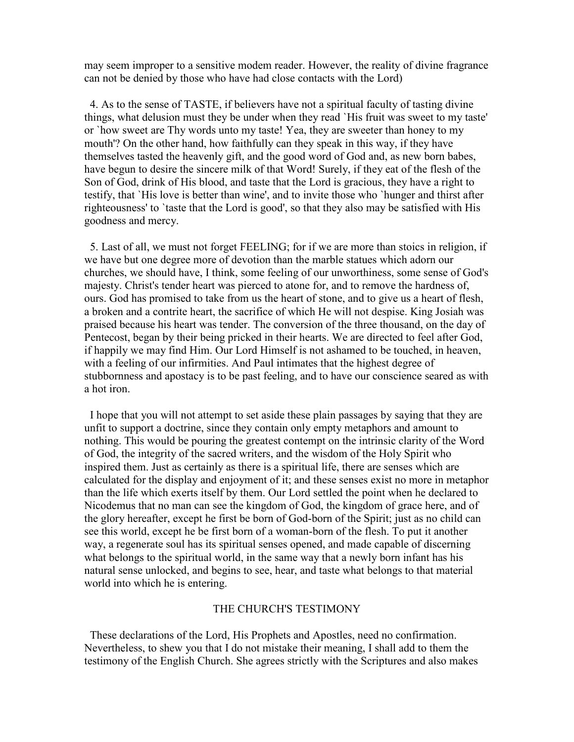may seem improper to a sensitive modem reader. However, the reality of divine fragrance can not be denied by those who have had close contacts with the Lord)

4. As to the sense of TASTE, if believers have not a spiritual faculty of tasting divine things, what delusion must they be under when they read `His fruit was sweet to my taste' or `how sweet are Thy words unto my taste! Yea, they are sweeter than honey to my mouth'? On the other hand, how faithfully can they speak in this way, if they have themselves tasted the heavenly gift, and the good word of God and, as new born babes, have begun to desire the sincere milk of that Word! Surely, if they eat of the flesh of the Son of God, drink of His blood, and taste that the Lord is gracious, they have a right to testify, that `His love is better than wine', and to invite those who `hunger and thirst after righteousness' to `taste that the Lord is good', so that they also may be satisfied with His goodness and mercy.

5. Last of all, we must not forget FEELING; for if we are more than stoics in religion, if we have but one degree more of devotion than the marble statues which adorn our churches, we should have, I think, some feeling of our unworthiness, some sense of God's majesty. Christ's tender heart was pierced to atone for, and to remove the hardness of, ours. God has promised to take from us the heart of stone, and to give us a heart of flesh, a broken and a contrite heart, the sacrifice of which He will not despise. King Josiah was praised because his heart was tender. The conversion of the three thousand, on the day of Pentecost, began by their being pricked in their hearts. We are directed to feel after God, if happily we may find Him. Our Lord Himself is not ashamed to be touched, in heaven, with a feeling of our infirmities. And Paul intimates that the highest degree of stubbornness and apostacy is to be past feeling, and to have our conscience seared as with a hot iron.

I hope that you will not attempt to set aside these plain passages by saying that they are unfit to support a doctrine, since they contain only empty metaphors and amount to nothing. This would be pouring the greatest contempt on the intrinsic clarity of the Word of God, the integrity of the sacred writers, and the wisdom of the Holy Spirit who inspired them. Just as certainly as there is a spiritual life, there are senses which are calculated for the display and enjoyment of it; and these senses exist no more in metaphor than the life which exerts itself by them. Our Lord settled the point when he declared to Nicodemus that no man can see the kingdom of God, the kingdom of grace here, and of the glory hereafter, except he first be born of God-born of the Spirit; just as no child can see this world, except he be first born of a woman-born of the flesh. To put it another way, a regenerate soul has its spiritual senses opened, and made capable of discerning what belongs to the spiritual world, in the same way that a newly born infant has his natural sense unlocked, and begins to see, hear, and taste what belongs to that material world into which he is entering.

## THE CHURCH'S TESTIMONY

These declarations of the Lord, His Prophets and Apostles, need no confirmation. Nevertheless, to shew you that I do not mistake their meaning, I shall add to them the testimony of the English Church. She agrees strictly with the Scriptures and also makes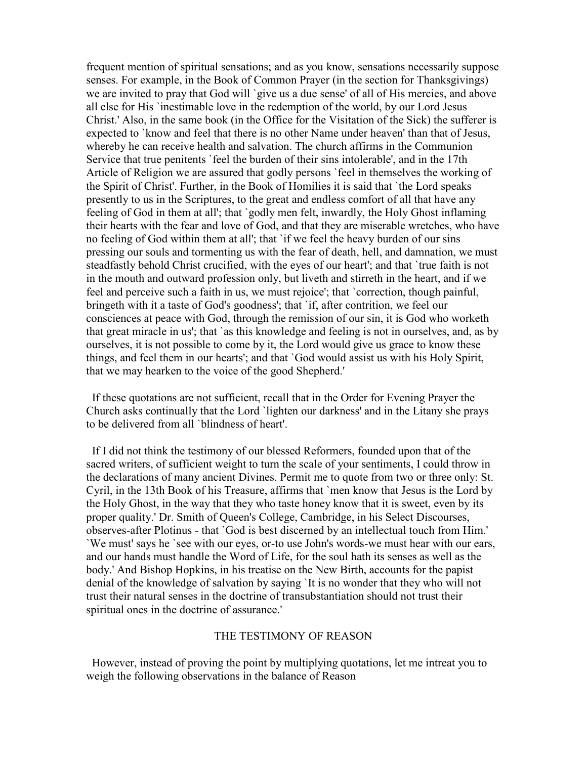frequent mention of spiritual sensations; and as you know, sensations necessarily suppose senses. For example, in the Book of Common Prayer (in the section for Thanksgivings) we are invited to pray that God will `give us a due sense' of all of His mercies, and above all else for His `inestimable love in the redemption of the world, by our Lord Jesus Christ.' Also, in the same book (in the Office for the Visitation of the Sick) the sufferer is expected to `know and feel that there is no other Name under heaven' than that of Jesus, whereby he can receive health and salvation. The church affirms in the Communion Service that true penitents `feel the burden of their sins intolerable', and in the 17th Article of Religion we are assured that godly persons `feel in themselves the working of the Spirit of Christ'. Further, in the Book of Homilies it is said that `the Lord speaks presently to us in the Scriptures, to the great and endless comfort of all that have any feeling of God in them at all'; that `godly men felt, inwardly, the Holy Ghost inflaming their hearts with the fear and love of God, and that they are miserable wretches, who have no feeling of God within them at all'; that `if we feel the heavy burden of our sins pressing our souls and tormenting us with the fear of death, hell, and damnation, we must steadfastly behold Christ crucified, with the eyes of our heart'; and that `true faith is not in the mouth and outward profession only, but liveth and stirreth in the heart, and if we feel and perceive such a faith in us, we must rejoice'; that `correction, though painful, bringeth with it a taste of God's goodness'; that `if, after contrition, we feel our consciences at peace with God, through the remission of our sin, it is God who worketh that great miracle in us'; that `as this knowledge and feeling is not in ourselves, and, as by ourselves, it is not possible to come by it, the Lord would give us grace to know these things, and feel them in our hearts'; and that `God would assist us with his Holy Spirit, that we may hearken to the voice of the good Shepherd.'

If these quotations are not sufficient, recall that in the Order for Evening Prayer the Church asks continually that the Lord `lighten our darkness' and in the Litany she prays to be delivered from all `blindness of heart'.

If I did not think the testimony of our blessed Reformers, founded upon that of the sacred writers, of sufficient weight to turn the scale of your sentiments, I could throw in the declarations of many ancient Divines. Permit me to quote from two or three only: St. Cyril, in the 13th Book of his Treasure, affirms that `men know that Jesus is the Lord by the Holy Ghost, in the way that they who taste honey know that it is sweet, even by its proper quality.' Dr. Smith of Queen's College, Cambridge, in his Select Discourses, observes-after Plotinus - that `God is best discerned by an intellectual touch from Him.' `We must' says he `see with our eyes, or-to use John's words-we must hear with our ears, and our hands must handle the Word of Life, for the soul hath its senses as well as the body.' And Bishop Hopkins, in his treatise on the New Birth, accounts for the papist denial of the knowledge of salvation by saying `It is no wonder that they who will not trust their natural senses in the doctrine of transubstantiation should not trust their spiritual ones in the doctrine of assurance.'

## THE TESTIMONY OF REASON

However, instead of proving the point by multiplying quotations, let me intreat you to weigh the following observations in the balance of Reason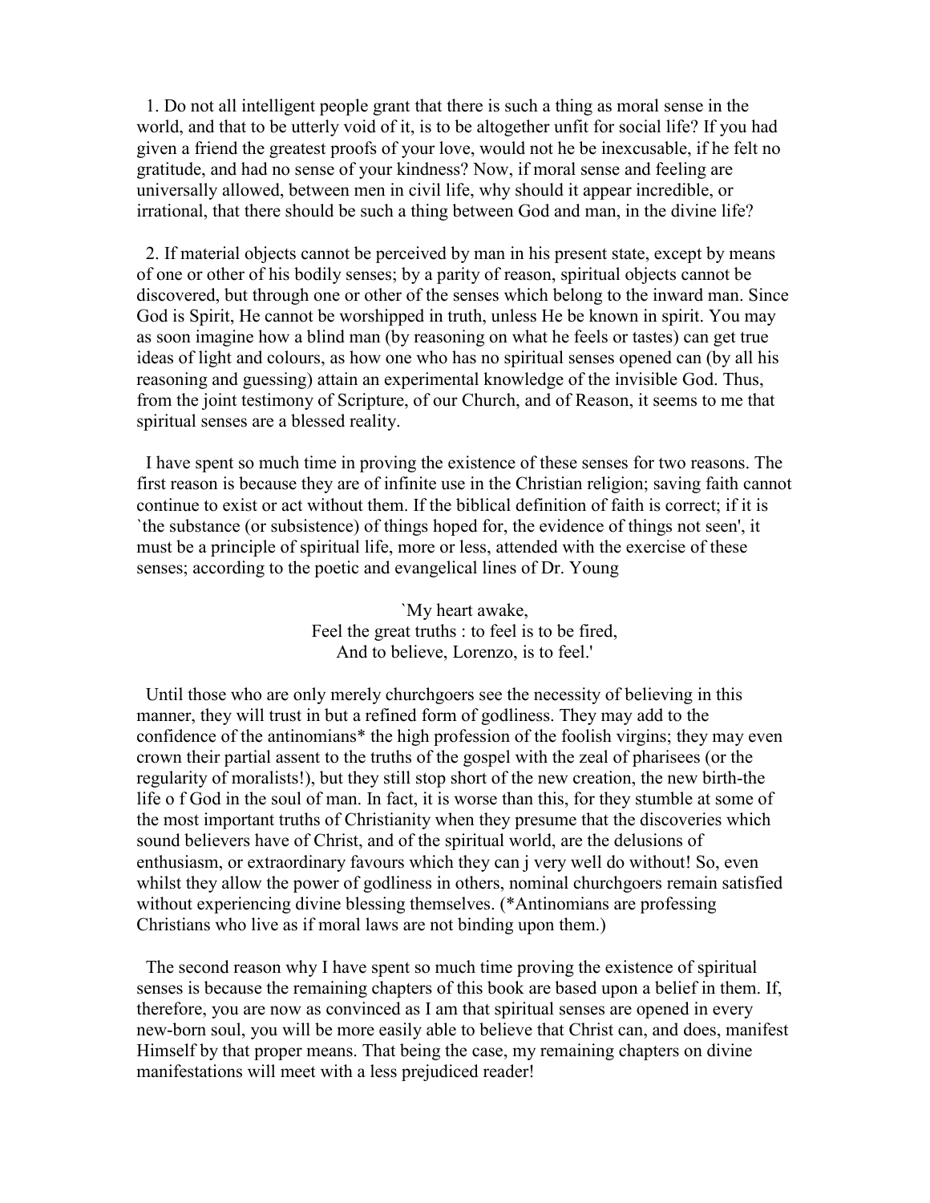1. Do not all intelligent people grant that there is such a thing as moral sense in the world, and that to be utterly void of it, is to be altogether unfit for social life? If you had given a friend the greatest proofs of your love, would not he be inexcusable, if he felt no gratitude, and had no sense of your kindness? Now, if moral sense and feeling are universally allowed, between men in civil life, why should it appear incredible, or irrational, that there should be such a thing between God and man, in the divine life?

2. If material objects cannot be perceived by man in his present state, except by means of one or other of his bodily senses; by a parity of reason, spiritual objects cannot be discovered, but through one or other of the senses which belong to the inward man. Since God is Spirit, He cannot be worshipped in truth, unless He be known in spirit. You may as soon imagine how a blind man (by reasoning on what he feels or tastes) can get true ideas of light and colours, as how one who has no spiritual senses opened can (by all his reasoning and guessing) attain an experimental knowledge of the invisible God. Thus, from the joint testimony of Scripture, of our Church, and of Reason, it seems to me that spiritual senses are a blessed reality.

I have spent so much time in proving the existence of these senses for two reasons. The first reason is because they are of infinite use in the Christian religion; saving faith cannot continue to exist or act without them. If the biblical definition of faith is correct; if it is `the substance (or subsistence) of things hoped for, the evidence of things not seen', it must be a principle of spiritual life, more or less, attended with the exercise of these senses; according to the poetic and evangelical lines of Dr. Young

> `My heart awake,
> Feel the great truths : to feel is to be fired,
> And to believe, Lorenzo, is to feel.'

Until those who are only merely churchgoers see the necessity of believing in this manner, they will trust in but a refined form of godliness. They may add to the confidence of the antinomians* the high profession of the foolish virgins; they may even crown their partial assent to the truths of the gospel with the zeal of pharisees (or the regularity of moralists!), but they still stop short of the new creation, the new birth-the life o f God in the soul of man. In fact, it is worse than this, for they stumble at some of the most important truths of Christianity when they presume that the discoveries which sound believers have of Christ, and of the spiritual world, are the delusions of enthusiasm, or extraordinary favours which they can j very well do without! So, even whilst they allow the power of godliness in others, nominal churchgoers remain satisfied without experiencing divine blessing themselves. (*Antinomians are professing Christians who live as if moral laws are not binding upon them.)

The second reason why I have spent so much time proving the existence of spiritual senses is because the remaining chapters of this book are based upon a belief in them. If, therefore, you are now as convinced as I am that spiritual senses are opened in every new-born soul, you will be more easily able to believe that Christ can, and does, manifest Himself by that proper means. That being the case, my remaining chapters on divine manifestations will meet with a less prejudiced reader!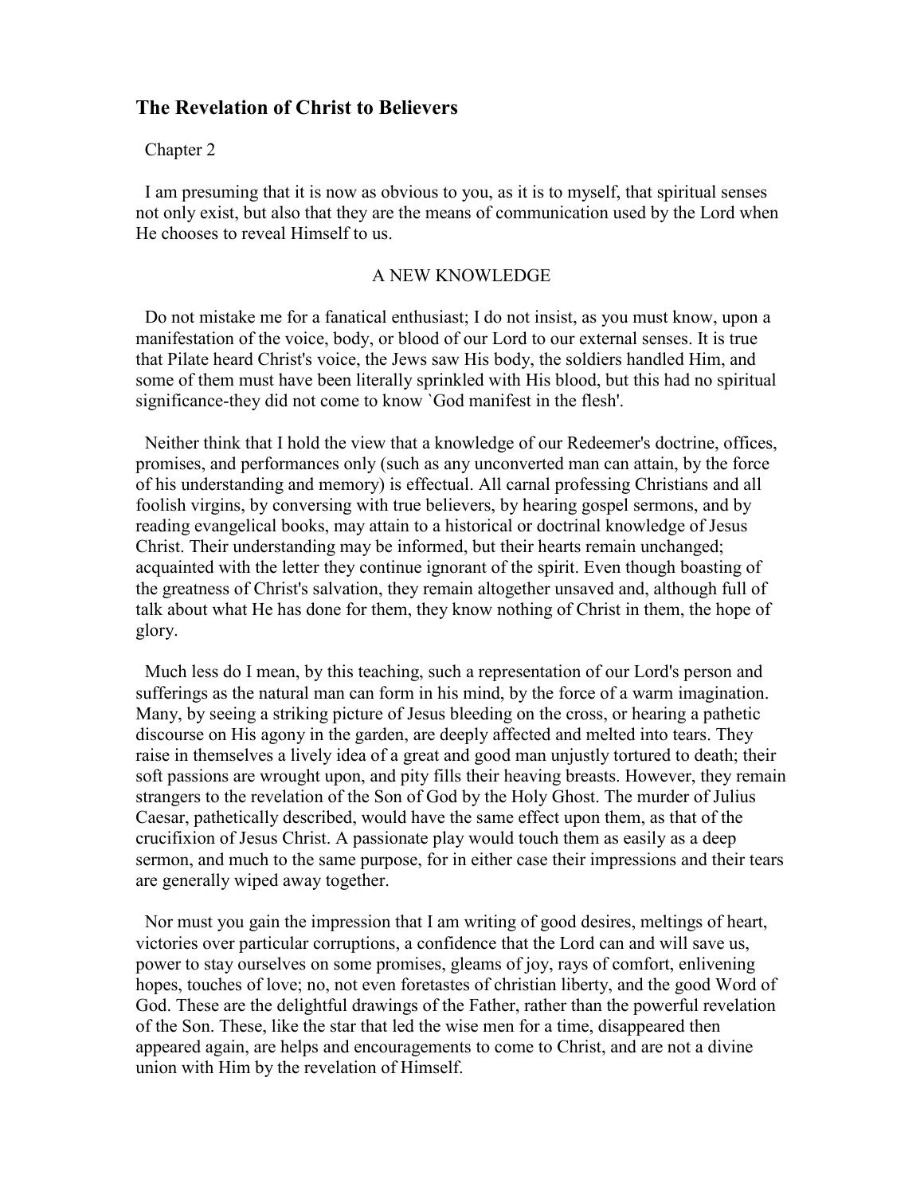# The Revelation of Christ to Believers

Chapter 2

I am presuming that it is now as obvious to you, as it is to myself, that spiritual senses not only exist, but also that they are the means of communication used by the Lord when He chooses to reveal Himself to us.

## A NEW KNOWLEDGE

Do not mistake me for a fanatical enthusiast; I do not insist, as you must know, upon a manifestation of the voice, body, or blood of our Lord to our external senses. It is true that Pilate heard Christ's voice, the Jews saw His body, the soldiers handled Him, and some of them must have been literally sprinkled with His blood, but this had no spiritual significance-they did not come to know `God manifest in the flesh'.

Neither think that I hold the view that a knowledge of our Redeemer's doctrine, offices, promises, and performances only (such as any unconverted man can attain, by the force of his understanding and memory) is effectual. All carnal professing Christians and all foolish virgins, by conversing with true believers, by hearing gospel sermons, and by reading evangelical books, may attain to a historical or doctrinal knowledge of Jesus Christ. Their understanding may be informed, but their hearts remain unchanged; acquainted with the letter they continue ignorant of the spirit. Even though boasting of the greatness of Christ's salvation, they remain altogether unsaved and, although full of talk about what He has done for them, they know nothing of Christ in them, the hope of glory.

Much less do I mean, by this teaching, such a representation of our Lord's person and sufferings as the natural man can form in his mind, by the force of a warm imagination. Many, by seeing a striking picture of Jesus bleeding on the cross, or hearing a pathetic discourse on His agony in the garden, are deeply affected and melted into tears. They raise in themselves a lively idea of a great and good man unjustly tortured to death; their soft passions are wrought upon, and pity fills their heaving breasts. However, they remain strangers to the revelation of the Son of God by the Holy Ghost. The murder of Julius Caesar, pathetically described, would have the same effect upon them, as that of the crucifixion of Jesus Christ. A passionate play would touch them as easily as a deep sermon, and much to the same purpose, for in either case their impressions and their tears are generally wiped away together.

Nor must you gain the impression that I am writing of good desires, meltings of heart, victories over particular corruptions, a confidence that the Lord can and will save us, power to stay ourselves on some promises, gleams of joy, rays of comfort, enlivening hopes, touches of love; no, not even foretastes of christian liberty, and the good Word of God. These are the delightful drawings of the Father, rather than the powerful revelation of the Son. These, like the star that led the wise men for a time, disappeared then appeared again, are helps and encouragements to come to Christ, and are not a divine union with Him by the revelation of Himself.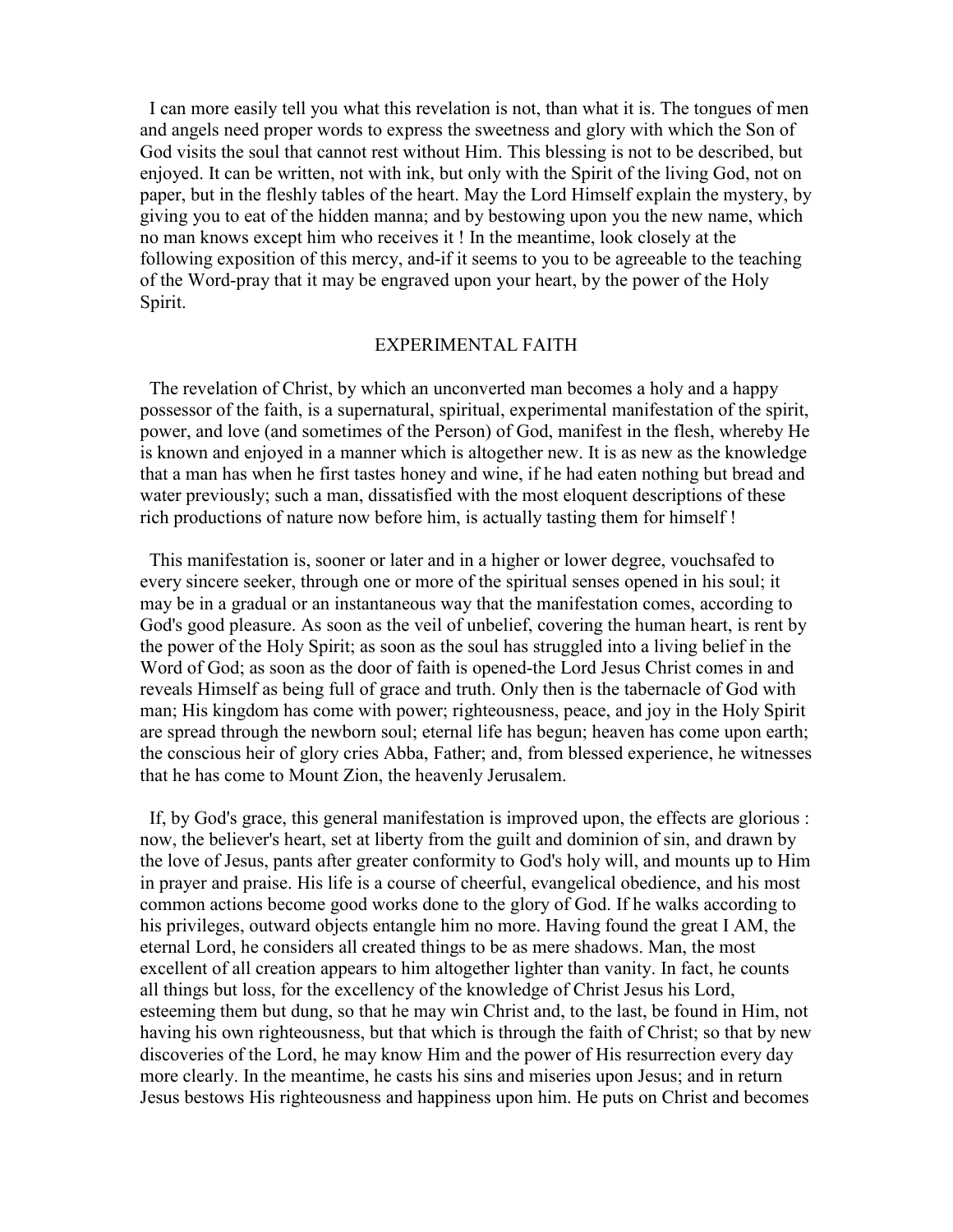I can more easily tell you what this revelation is not, than what it is. The tongues of men and angels need proper words to express the sweetness and glory with which the Son of God visits the soul that cannot rest without Him. This blessing is not to be described, but enjoyed. It can be written, not with ink, but only with the Spirit of the living God, not on paper, but in the fleshly tables of the heart. May the Lord Himself explain the mystery, by giving you to eat of the hidden manna; and by bestowing upon you the new name, which no man knows except him who receives it ! In the meantime, look closely at the following exposition of this mercy, and-if it seems to you to be agreeable to the teaching of the Word-pray that it may be engraved upon your heart, by the power of the Holy Spirit.

## EXPERIMENTAL FAITH

The revelation of Christ, by which an unconverted man becomes a holy and a happy possessor of the faith, is a supernatural, spiritual, experimental manifestation of the spirit, power, and love (and sometimes of the Person) of God, manifest in the flesh, whereby He is known and enjoyed in a manner which is altogether new. It is as new as the knowledge that a man has when he first tastes honey and wine, if he had eaten nothing but bread and water previously; such a man, dissatisfied with the most eloquent descriptions of these rich productions of nature now before him, is actually tasting them for himself !

This manifestation is, sooner or later and in a higher or lower degree, vouchsafed to every sincere seeker, through one or more of the spiritual senses opened in his soul; it may be in a gradual or an instantaneous way that the manifestation comes, according to God's good pleasure. As soon as the veil of unbelief, covering the human heart, is rent by the power of the Holy Spirit; as soon as the soul has struggled into a living belief in the Word of God; as soon as the door of faith is opened-the Lord Jesus Christ comes in and reveals Himself as being full of grace and truth. Only then is the tabernacle of God with man; His kingdom has come with power; righteousness, peace, and joy in the Holy Spirit are spread through the newborn soul; eternal life has begun; heaven has come upon earth; the conscious heir of glory cries Abba, Father; and, from blessed experience, he witnesses that he has come to Mount Zion, the heavenly Jerusalem.

If, by God's grace, this general manifestation is improved upon, the effects are glorious : now, the believer's heart, set at liberty from the guilt and dominion of sin, and drawn by the love of Jesus, pants after greater conformity to God's holy will, and mounts up to Him in prayer and praise. His life is a course of cheerful, evangelical obedience, and his most common actions become good works done to the glory of God. If he walks according to his privileges, outward objects entangle him no more. Having found the great I AM, the eternal Lord, he considers all created things to be as mere shadows. Man, the most excellent of all creation appears to him altogether lighter than vanity. In fact, he counts all things but loss, for the excellency of the knowledge of Christ Jesus his Lord, esteeming them but dung, so that he may win Christ and, to the last, be found in Him, not having his own righteousness, but that which is through the faith of Christ; so that by new discoveries of the Lord, he may know Him and the power of His resurrection every day more clearly. In the meantime, he casts his sins and miseries upon Jesus; and in return Jesus bestows His righteousness and happiness upon him. He puts on Christ and becomes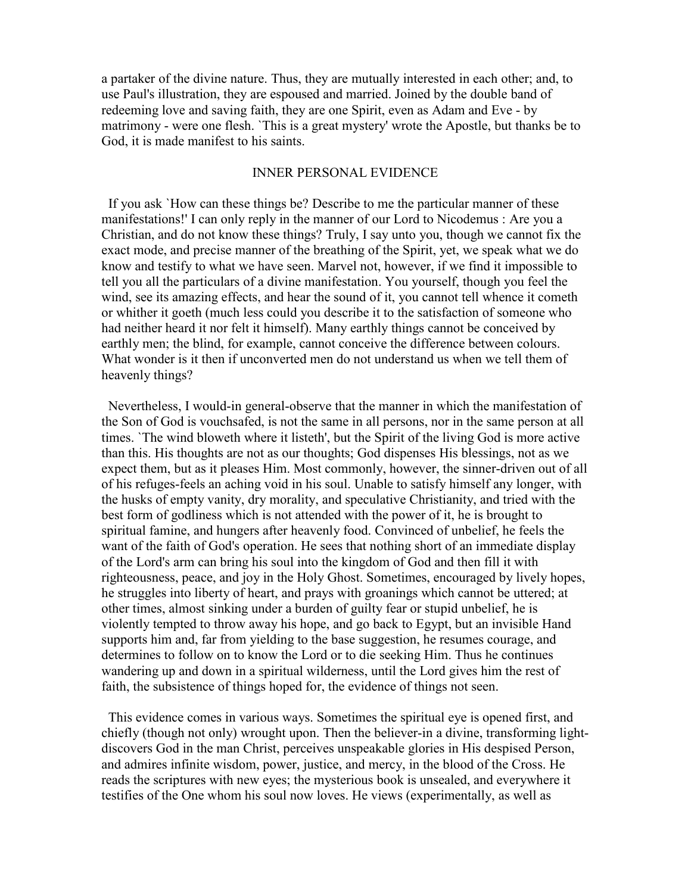a partaker of the divine nature. Thus, they are mutually interested in each other; and, to use Paul's illustration, they are espoused and married. Joined by the double band of redeeming love and saving faith, they are one Spirit, even as Adam and Eve - by matrimony - were one flesh. `This is a great mystery' wrote the Apostle, but thanks be to God, it is made manifest to his saints.

## INNER PERSONAL EVIDENCE

If you ask `How can these things be? Describe to me the particular manner of these manifestations!' I can only reply in the manner of our Lord to Nicodemus : Are you a Christian, and do not know these things? Truly, I say unto you, though we cannot fix the exact mode, and precise manner of the breathing of the Spirit, yet, we speak what we do know and testify to what we have seen. Marvel not, however, if we find it impossible to tell you all the particulars of a divine manifestation. You yourself, though you feel the wind, see its amazing effects, and hear the sound of it, you cannot tell whence it cometh or whither it goeth (much less could you describe it to the satisfaction of someone who had neither heard it nor felt it himself). Many earthly things cannot be conceived by earthly men; the blind, for example, cannot conceive the difference between colours. What wonder is it then if unconverted men do not understand us when we tell them of heavenly things?

Nevertheless, I would-in general-observe that the manner in which the manifestation of the Son of God is vouchsafed, is not the same in all persons, nor in the same person at all times. `The wind bloweth where it listeth', but the Spirit of the living God is more active than this. His thoughts are not as our thoughts; God dispenses His blessings, not as we expect them, but as it pleases Him. Most commonly, however, the sinner-driven out of all of his refuges-feels an aching void in his soul. Unable to satisfy himself any longer, with the husks of empty vanity, dry morality, and speculative Christianity, and tried with the best form of godliness which is not attended with the power of it, he is brought to spiritual famine, and hungers after heavenly food. Convinced of unbelief, he feels the want of the faith of God's operation. He sees that nothing short of an immediate display of the Lord's arm can bring his soul into the kingdom of God and then fill it with righteousness, peace, and joy in the Holy Ghost. Sometimes, encouraged by lively hopes, he struggles into liberty of heart, and prays with groanings which cannot be uttered; at other times, almost sinking under a burden of guilty fear or stupid unbelief, he is violently tempted to throw away his hope, and go back to Egypt, but an invisible Hand supports him and, far from yielding to the base suggestion, he resumes courage, and determines to follow on to know the Lord or to die seeking Him. Thus he continues wandering up and down in a spiritual wilderness, until the Lord gives him the rest of faith, the subsistence of things hoped for, the evidence of things not seen.

This evidence comes in various ways. Sometimes the spiritual eye is opened first, and chiefly (though not only) wrought upon. Then the believer-in a divine, transforming light-discovers God in the man Christ, perceives unspeakable glories in His despised Person, and admires infinite wisdom, power, justice, and mercy, in the blood of the Cross. He reads the scriptures with new eyes; the mysterious book is unsealed, and everywhere it testifies of the One whom his soul now loves. He views (experimentally, as well as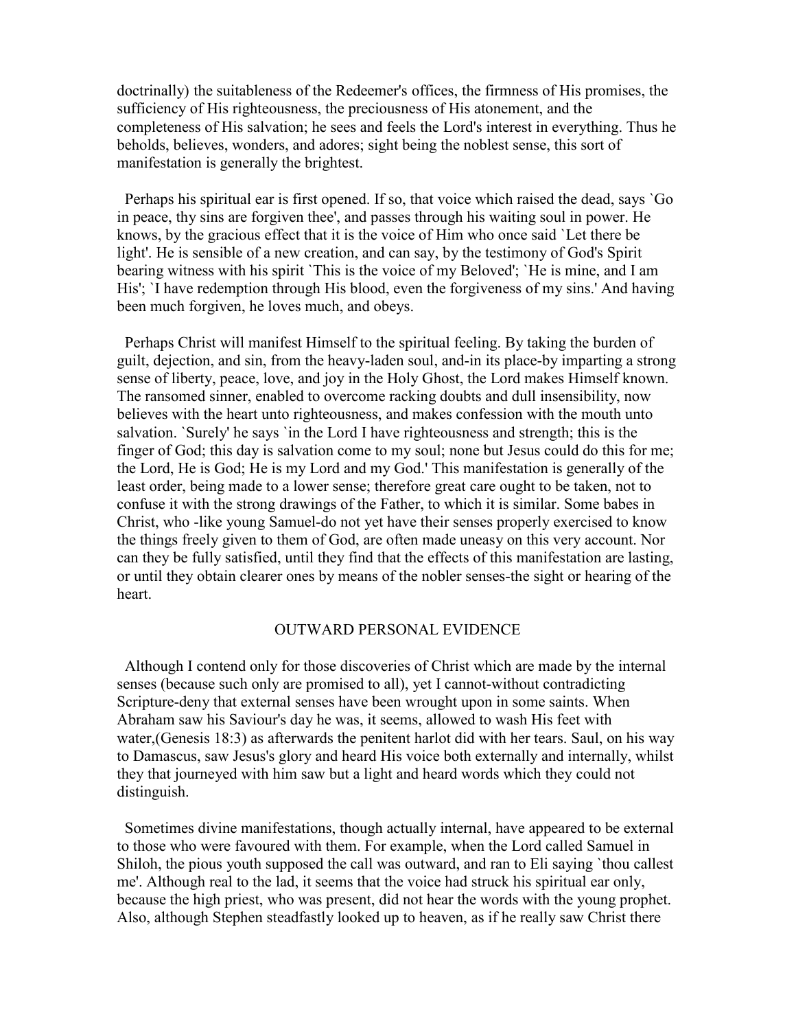doctrinally) the suitableness of the Redeemer's offices, the firmness of His promises, the sufficiency of His righteousness, the preciousness of His atonement, and the completeness of His salvation; he sees and feels the Lord's interest in everything. Thus he beholds, believes, wonders, and adores; sight being the noblest sense, this sort of manifestation is generally the brightest.

Perhaps his spiritual ear is first opened. If so, that voice which raised the dead, says `Go in peace, thy sins are forgiven thee', and passes through his waiting soul in power. He knows, by the gracious effect that it is the voice of Him who once said `Let there be light'. He is sensible of a new creation, and can say, by the testimony of God's Spirit bearing witness with his spirit `This is the voice of my Beloved'; `He is mine, and I am His'; `I have redemption through His blood, even the forgiveness of my sins.' And having been much forgiven, he loves much, and obeys.

Perhaps Christ will manifest Himself to the spiritual feeling. By taking the burden of guilt, dejection, and sin, from the heavy-laden soul, and-in its place-by imparting a strong sense of liberty, peace, love, and joy in the Holy Ghost, the Lord makes Himself known. The ransomed sinner, enabled to overcome racking doubts and dull insensibility, now believes with the heart unto righteousness, and makes confession with the mouth unto salvation. `Surely' he says `in the Lord I have righteousness and strength; this is the finger of God; this day is salvation come to my soul; none but Jesus could do this for me; the Lord, He is God; He is my Lord and my God.' This manifestation is generally of the least order, being made to a lower sense; therefore great care ought to be taken, not to confuse it with the strong drawings of the Father, to which it is similar. Some babes in Christ, who -like young Samuel-do not yet have their senses properly exercised to know the things freely given to them of God, are often made uneasy on this very account. Nor can they be fully satisfied, until they find that the effects of this manifestation are lasting, or until they obtain clearer ones by means of the nobler senses-the sight or hearing of the heart.

## OUTWARD PERSONAL EVIDENCE

Although I contend only for those discoveries of Christ which are made by the internal senses (because such only are promised to all), yet I cannot-without contradicting Scripture-deny that external senses have been wrought upon in some saints. When Abraham saw his Saviour's day he was, it seems, allowed to wash His feet with water,(Genesis 18:3) as afterwards the penitent harlot did with her tears. Saul, on his way to Damascus, saw Jesus's glory and heard His voice both externally and internally, whilst they that journeyed with him saw but a light and heard words which they could not distinguish.

Sometimes divine manifestations, though actually internal, have appeared to be external to those who were favoured with them. For example, when the Lord called Samuel in Shiloh, the pious youth supposed the call was outward, and ran to Eli saying `thou callest me'. Although real to the lad, it seems that the voice had struck his spiritual ear only, because the high priest, who was present, did not hear the words with the young prophet. Also, although Stephen steadfastly looked up to heaven, as if he really saw Christ there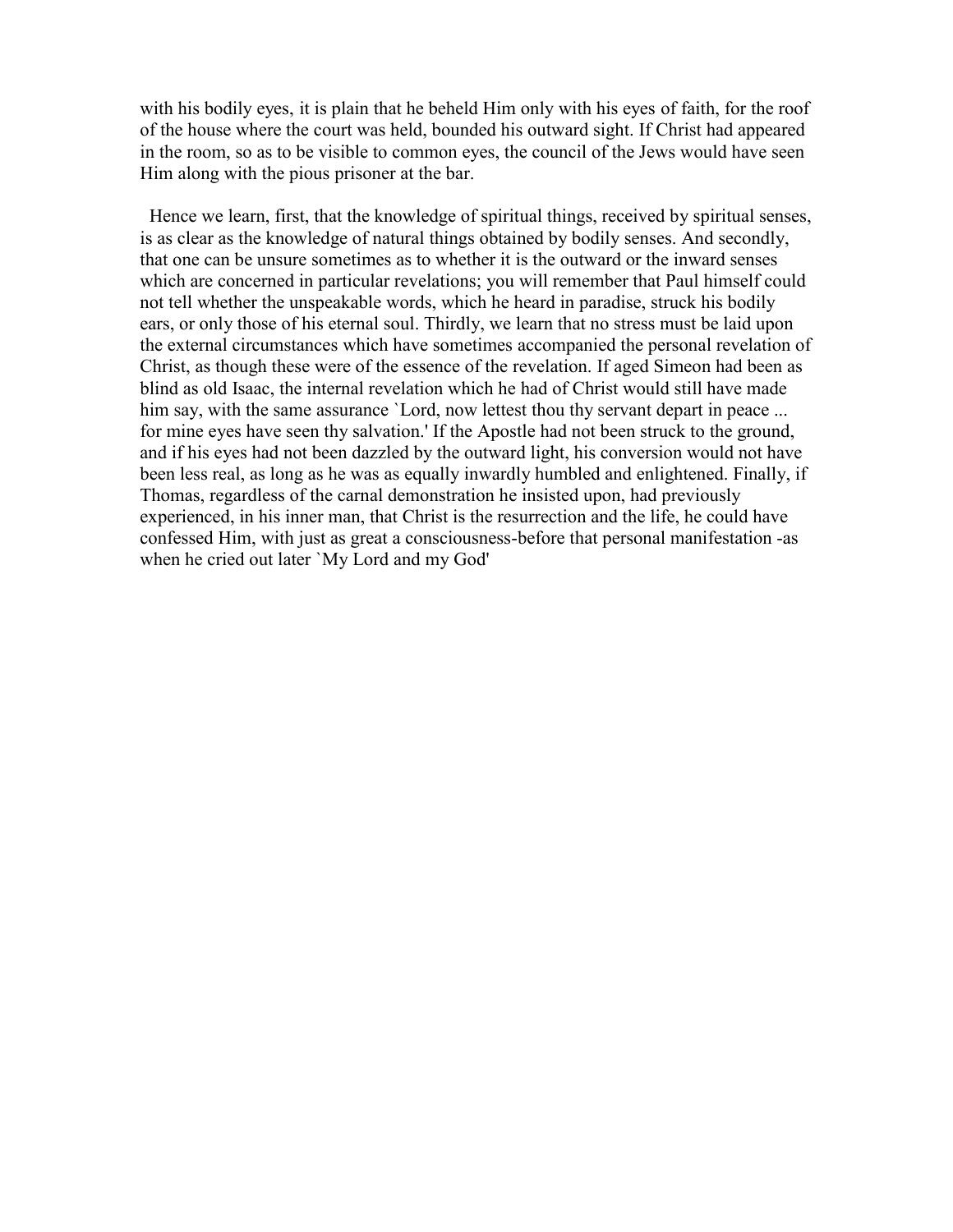with his bodily eyes, it is plain that he beheld Him only with his eyes of faith, for the roof of the house where the court was held, bounded his outward sight. If Christ had appeared in the room, so as to be visible to common eyes, the council of the Jews would have seen Him along with the pious prisoner at the bar.

Hence we learn, first, that the knowledge of spiritual things, received by spiritual senses, is as clear as the knowledge of natural things obtained by bodily senses. And secondly, that one can be unsure sometimes as to whether it is the outward or the inward senses which are concerned in particular revelations; you will remember that Paul himself could not tell whether the unspeakable words, which he heard in paradise, struck his bodily ears, or only those of his eternal soul. Thirdly, we learn that no stress must be laid upon the external circumstances which have sometimes accompanied the personal revelation of Christ, as though these were of the essence of the revelation. If aged Simeon had been as blind as old Isaac, the internal revelation which he had of Christ would still have made him say, with the same assurance `Lord, now lettest thou thy servant depart in peace ... for mine eyes have seen thy salvation.' If the Apostle had not been struck to the ground, and if his eyes had not been dazzled by the outward light, his conversion would not have been less real, as long as he was as equally inwardly humbled and enlightened. Finally, if Thomas, regardless of the carnal demonstration he insisted upon, had previously experienced, in his inner man, that Christ is the resurrection and the life, he could have confessed Him, with just as great a consciousness-before that personal manifestation -as when he cried out later `My Lord and my God'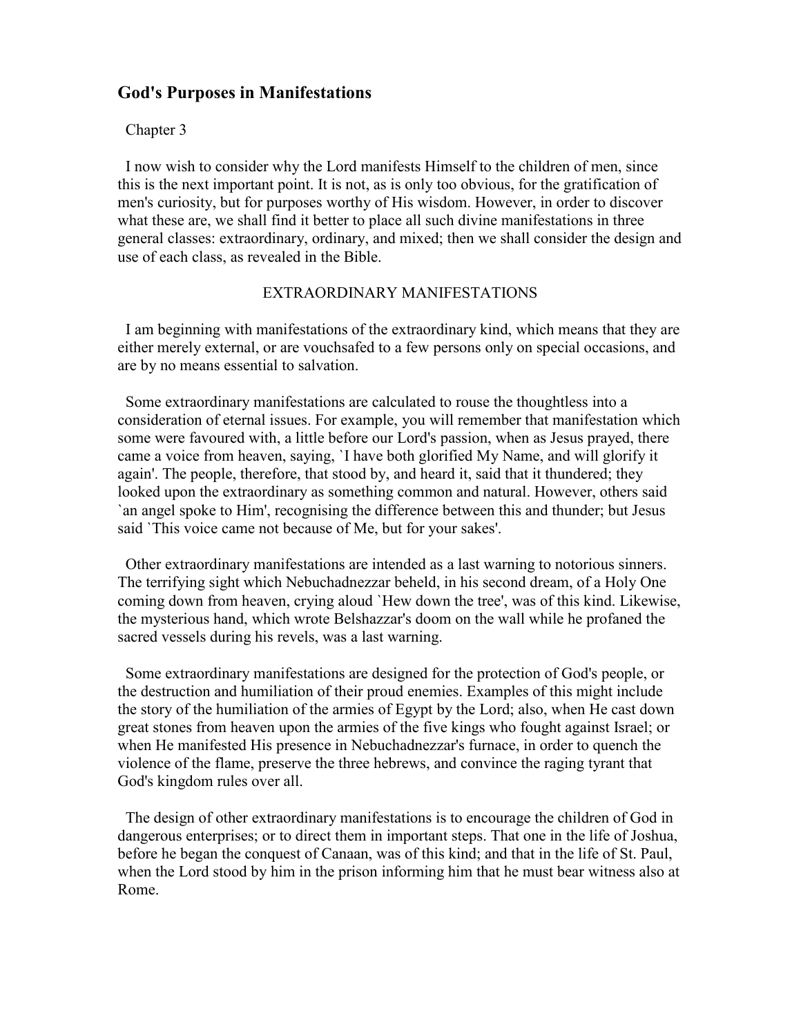## God's Purposes in Manifestations

Chapter 3

I now wish to consider why the Lord manifests Himself to the children of men, since this is the next important point. It is not, as is only too obvious, for the gratification of men's curiosity, but for purposes worthy of His wisdom. However, in order to discover what these are, we shall find it better to place all such divine manifestations in three general classes: extraordinary, ordinary, and mixed; then we shall consider the design and use of each class, as revealed in the Bible.

### EXTRAORDINARY MANIFESTATIONS

I am beginning with manifestations of the extraordinary kind, which means that they are either merely external, or are vouchsafed to a few persons only on special occasions, and are by no means essential to salvation.

Some extraordinary manifestations are calculated to rouse the thoughtless into a consideration of eternal issues. For example, you will remember that manifestation which some were favoured with, a little before our Lord's passion, when as Jesus prayed, there came a voice from heaven, saying, `I have both glorified My Name, and will glorify it again'. The people, therefore, that stood by, and heard it, said that it thundered; they looked upon the extraordinary as something common and natural. However, others said `an angel spoke to Him', recognising the difference between this and thunder; but Jesus said `This voice came not because of Me, but for your sakes'.

Other extraordinary manifestations are intended as a last warning to notorious sinners. The terrifying sight which Nebuchadnezzar beheld, in his second dream, of a Holy One coming down from heaven, crying aloud `Hew down the tree', was of this kind. Likewise, the mysterious hand, which wrote Belshazzar's doom on the wall while he profaned the sacred vessels during his revels, was a last warning.

Some extraordinary manifestations are designed for the protection of God's people, or the destruction and humiliation of their proud enemies. Examples of this might include the story of the humiliation of the armies of Egypt by the Lord; also, when He cast down great stones from heaven upon the armies of the five kings who fought against Israel; or when He manifested His presence in Nebuchadnezzar's furnace, in order to quench the violence of the flame, preserve the three hebrews, and convince the raging tyrant that God's kingdom rules over all.

The design of other extraordinary manifestations is to encourage the children of God in dangerous enterprises; or to direct them in important steps. That one in the life of Joshua, before he began the conquest of Canaan, was of this kind; and that in the life of St. Paul, when the Lord stood by him in the prison informing him that he must bear witness also at Rome.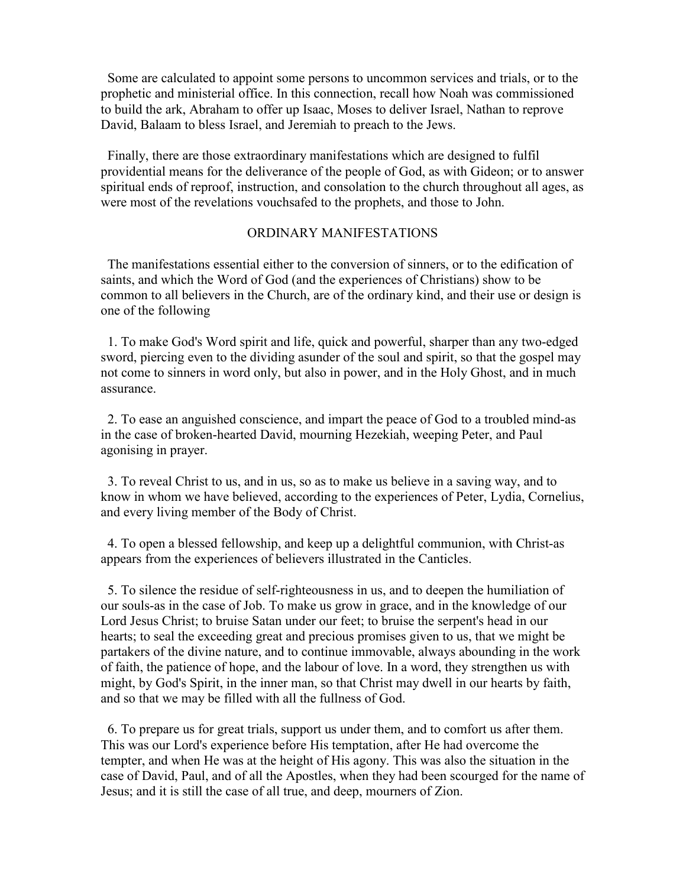Some are calculated to appoint some persons to uncommon services and trials, or to the prophetic and ministerial office. In this connection, recall how Noah was commissioned to build the ark, Abraham to offer up Isaac, Moses to deliver Israel, Nathan to reprove David, Balaam to bless Israel, and Jeremiah to preach to the Jews.

Finally, there are those extraordinary manifestations which are designed to fulfil providential means for the deliverance of the people of God, as with Gideon; or to answer spiritual ends of reproof, instruction, and consolation to the church throughout all ages, as were most of the revelations vouchsafed to the prophets, and those to John.

## ORDINARY MANIFESTATIONS

The manifestations essential either to the conversion of sinners, or to the edification of saints, and which the Word of God (and the experiences of Christians) show to be common to all believers in the Church, are of the ordinary kind, and their use or design is one of the following

1. To make God's Word spirit and life, quick and powerful, sharper than any two-edged sword, piercing even to the dividing asunder of the soul and spirit, so that the gospel may not come to sinners in word only, but also in power, and in the Holy Ghost, and in much assurance.

2. To ease an anguished conscience, and impart the peace of God to a troubled mind-as in the case of broken-hearted David, mourning Hezekiah, weeping Peter, and Paul agonising in prayer.

3. To reveal Christ to us, and in us, so as to make us believe in a saving way, and to know in whom we have believed, according to the experiences of Peter, Lydia, Cornelius, and every living member of the Body of Christ.

4. To open a blessed fellowship, and keep up a delightful communion, with Christ-as appears from the experiences of believers illustrated in the Canticles.

5. To silence the residue of self-righteousness in us, and to deepen the humiliation of our souls-as in the case of Job. To make us grow in grace, and in the knowledge of our Lord Jesus Christ; to bruise Satan under our feet; to bruise the serpent's head in our hearts; to seal the exceeding great and precious promises given to us, that we might be partakers of the divine nature, and to continue immovable, always abounding in the work of faith, the patience of hope, and the labour of love. In a word, they strengthen us with might, by God's Spirit, in the inner man, so that Christ may dwell in our hearts by faith, and so that we may be filled with all the fullness of God.

6. To prepare us for great trials, support us under them, and to comfort us after them. This was our Lord's experience before His temptation, after He had overcome the tempter, and when He was at the height of His agony. This was also the situation in the case of David, Paul, and of all the Apostles, when they had been scourged for the name of Jesus; and it is still the case of all true, and deep, mourners of Zion.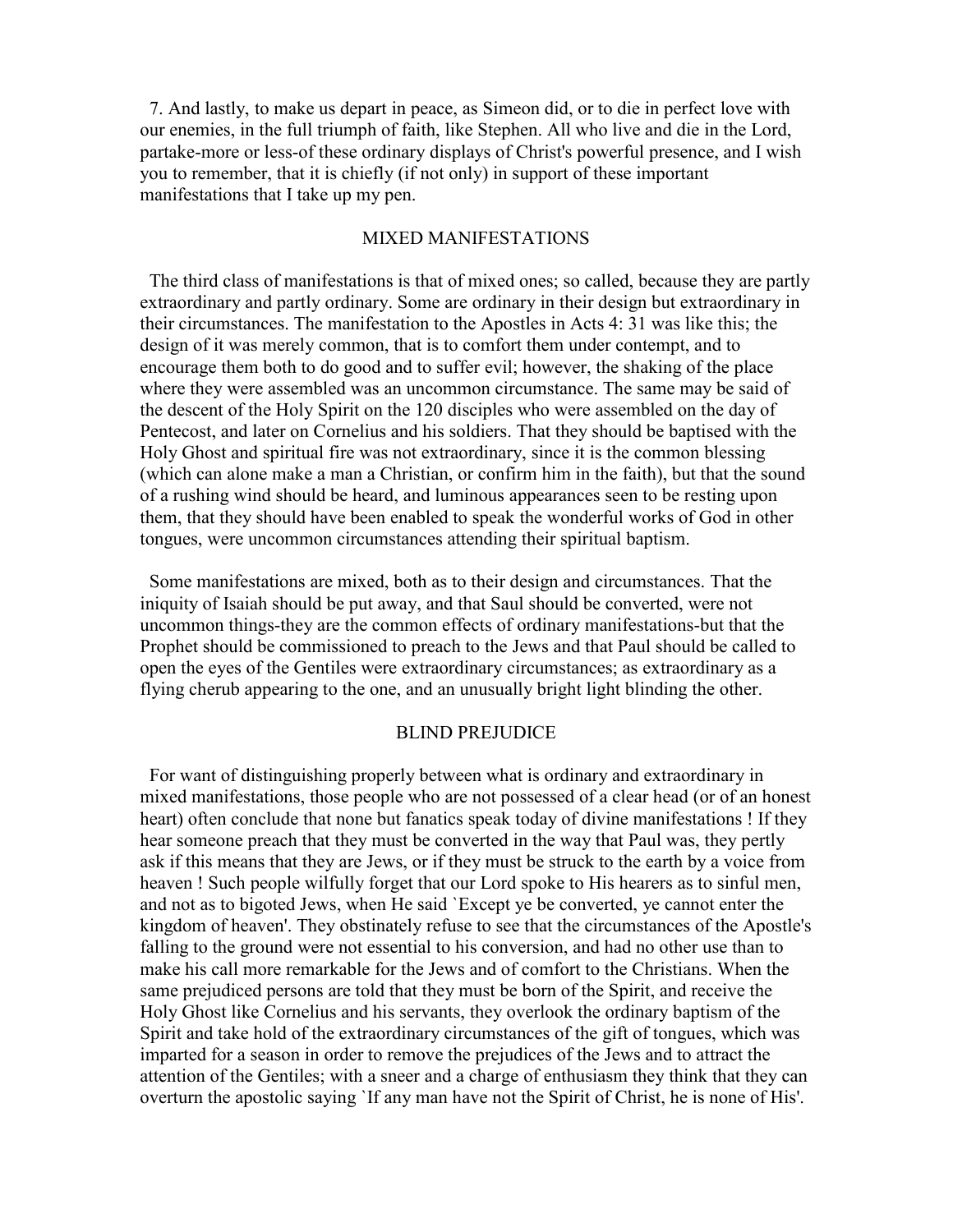7. And lastly, to make us depart in peace, as Simeon did, or to die in perfect love with our enemies, in the full triumph of faith, like Stephen. All who live and die in the Lord, partake-more or less-of these ordinary displays of Christ's powerful presence, and I wish you to remember, that it is chiefly (if not only) in support of these important manifestations that I take up my pen.

## MIXED MANIFESTATIONS

The third class of manifestations is that of mixed ones; so called, because they are partly extraordinary and partly ordinary. Some are ordinary in their design but extraordinary in their circumstances. The manifestation to the Apostles in Acts 4: 31 was like this; the design of it was merely common, that is to comfort them under contempt, and to encourage them both to do good and to suffer evil; however, the shaking of the place where they were assembled was an uncommon circumstance. The same may be said of the descent of the Holy Spirit on the 120 disciples who were assembled on the day of Pentecost, and later on Cornelius and his soldiers. That they should be baptised with the Holy Ghost and spiritual fire was not extraordinary, since it is the common blessing (which can alone make a man a Christian, or confirm him in the faith), but that the sound of a rushing wind should be heard, and luminous appearances seen to be resting upon them, that they should have been enabled to speak the wonderful works of God in other tongues, were uncommon circumstances attending their spiritual baptism.

Some manifestations are mixed, both as to their design and circumstances. That the iniquity of Isaiah should be put away, and that Saul should be converted, were not uncommon things-they are the common effects of ordinary manifestations-but that the Prophet should be commissioned to preach to the Jews and that Paul should be called to open the eyes of the Gentiles were extraordinary circumstances; as extraordinary as a flying cherub appearing to the one, and an unusually bright light blinding the other.

## BLIND PREJUDICE

For want of distinguishing properly between what is ordinary and extraordinary in mixed manifestations, those people who are not possessed of a clear head (or of an honest heart) often conclude that none but fanatics speak today of divine manifestations ! If they hear someone preach that they must be converted in the way that Paul was, they pertly ask if this means that they are Jews, or if they must be struck to the earth by a voice from heaven ! Such people wilfully forget that our Lord spoke to His hearers as to sinful men, and not as to bigoted Jews, when He said `Except ye be converted, ye cannot enter the kingdom of heaven'. They obstinately refuse to see that the circumstances of the Apostle's falling to the ground were not essential to his conversion, and had no other use than to make his call more remarkable for the Jews and of comfort to the Christians. When the same prejudiced persons are told that they must be born of the Spirit, and receive the Holy Ghost like Cornelius and his servants, they overlook the ordinary baptism of the Spirit and take hold of the extraordinary circumstances of the gift of tongues, which was imparted for a season in order to remove the prejudices of the Jews and to attract the attention of the Gentiles; with a sneer and a charge of enthusiasm they think that they can overturn the apostolic saying `If any man have not the Spirit of Christ, he is none of His'.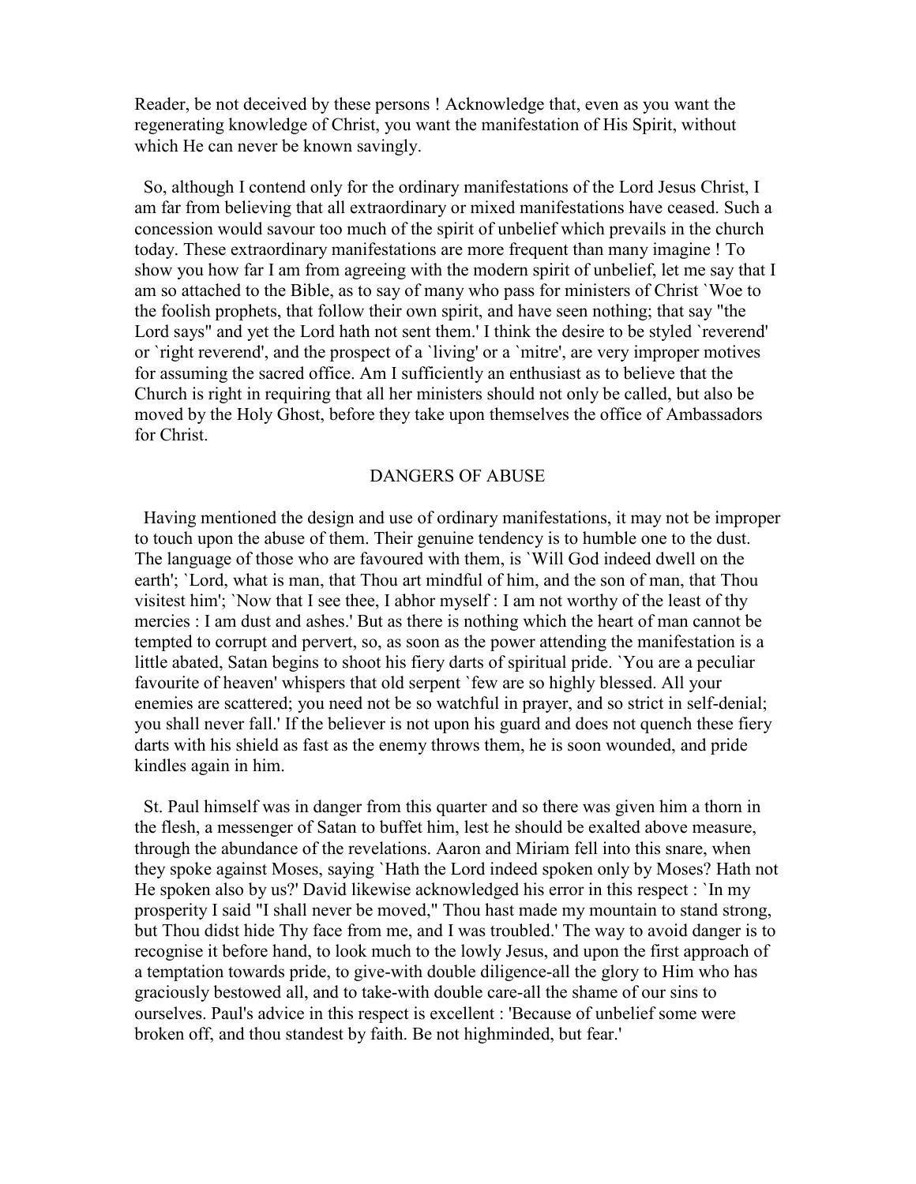Reader, be not deceived by these persons ! Acknowledge that, even as you want the regenerating knowledge of Christ, you want the manifestation of His Spirit, without which He can never be known savingly.

So, although I contend only for the ordinary manifestations of the Lord Jesus Christ, I am far from believing that all extraordinary or mixed manifestations have ceased. Such a concession would savour too much of the spirit of unbelief which prevails in the church today. These extraordinary manifestations are more frequent than many imagine ! To show you how far I am from agreeing with the modern spirit of unbelief, let me say that I am so attached to the Bible, as to say of many who pass for ministers of Christ `Woe to the foolish prophets, that follow their own spirit, and have seen nothing; that say "the Lord says" and yet the Lord hath not sent them.' I think the desire to be styled `reverend' or `right reverend', and the prospect of a `living' or a `mitre', are very improper motives for assuming the sacred office. Am I sufficiently an enthusiast as to believe that the Church is right in requiring that all her ministers should not only be called, but also be moved by the Holy Ghost, before they take upon themselves the office of Ambassadors for Christ.

## DANGERS OF ABUSE

Having mentioned the design and use of ordinary manifestations, it may not be improper to touch upon the abuse of them. Their genuine tendency is to humble one to the dust. The language of those who are favoured with them, is `Will God indeed dwell on the earth'; `Lord, what is man, that Thou art mindful of him, and the son of man, that Thou visitest him'; `Now that I see thee, I abhor myself : I am not worthy of the least of thy mercies : I am dust and ashes.' But as there is nothing which the heart of man cannot be tempted to corrupt and pervert, so, as soon as the power attending the manifestation is a little abated, Satan begins to shoot his fiery darts of spiritual pride. `You are a peculiar favourite of heaven' whispers that old serpent `few are so highly blessed. All your enemies are scattered; you need not be so watchful in prayer, and so strict in self-denial; you shall never fall.' If the believer is not upon his guard and does not quench these fiery darts with his shield as fast as the enemy throws them, he is soon wounded, and pride kindles again in him.

St. Paul himself was in danger from this quarter and so there was given him a thorn in the flesh, a messenger of Satan to buffet him, lest he should be exalted above measure, through the abundance of the revelations. Aaron and Miriam fell into this snare, when they spoke against Moses, saying `Hath the Lord indeed spoken only by Moses? Hath not He spoken also by us?' David likewise acknowledged his error in this respect : `In my prosperity I said "I shall never be moved," Thou hast made my mountain to stand strong, but Thou didst hide Thy face from me, and I was troubled.' The way to avoid danger is to recognise it before hand, to look much to the lowly Jesus, and upon the first approach of a temptation towards pride, to give-with double diligence-all the glory to Him who has graciously bestowed all, and to take-with double care-all the shame of our sins to ourselves. Paul's advice in this respect is excellent : 'Because of unbelief some were broken off, and thou standest by faith. Be not highminded, but fear.'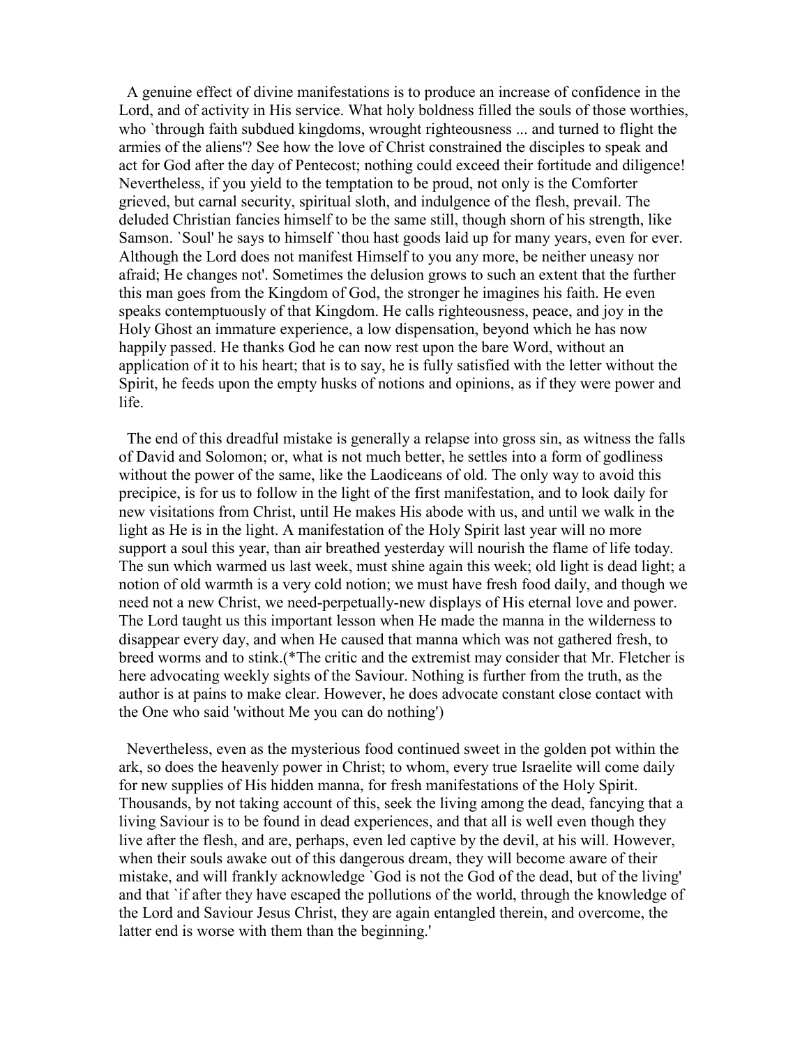A genuine effect of divine manifestations is to produce an increase of confidence in the Lord, and of activity in His service. What holy boldness filled the souls of those worthies, who `through faith subdued kingdoms, wrought righteousness ... and turned to flight the armies of the aliens'? See how the love of Christ constrained the disciples to speak and act for God after the day of Pentecost; nothing could exceed their fortitude and diligence! Nevertheless, if you yield to the temptation to be proud, not only is the Comforter grieved, but carnal security, spiritual sloth, and indulgence of the flesh, prevail. The deluded Christian fancies himself to be the same still, though shorn of his strength, like Samson. `Soul' he says to himself `thou hast goods laid up for many years, even for ever. Although the Lord does not manifest Himself to you any more, be neither uneasy nor afraid; He changes not'. Sometimes the delusion grows to such an extent that the further this man goes from the Kingdom of God, the stronger he imagines his faith. He even speaks contemptuously of that Kingdom. He calls righteousness, peace, and joy in the Holy Ghost an immature experience, a low dispensation, beyond which he has now happily passed. He thanks God he can now rest upon the bare Word, without an application of it to his heart; that is to say, he is fully satisfied with the letter without the Spirit, he feeds upon the empty husks of notions and opinions, as if they were power and life.

The end of this dreadful mistake is generally a relapse into gross sin, as witness the falls of David and Solomon; or, what is not much better, he settles into a form of godliness without the power of the same, like the Laodiceans of old. The only way to avoid this precipice, is for us to follow in the light of the first manifestation, and to look daily for new visitations from Christ, until He makes His abode with us, and until we walk in the light as He is in the light. A manifestation of the Holy Spirit last year will no more support a soul this year, than air breathed yesterday will nourish the flame of life today. The sun which warmed us last week, must shine again this week; old light is dead light; a notion of old warmth is a very cold notion; we must have fresh food daily, and though we need not a new Christ, we need-perpetually-new displays of His eternal love and power. The Lord taught us this important lesson when He made the manna in the wilderness to disappear every day, and when He caused that manna which was not gathered fresh, to breed worms and to stink.(*The critic and the extremist may consider that Mr. Fletcher is here advocating weekly sights of the Saviour. Nothing is further from the truth, as the author is at pains to make clear. However, he does advocate constant close contact with the One who said 'without Me you can do nothing')

Nevertheless, even as the mysterious food continued sweet in the golden pot within the ark, so does the heavenly power in Christ; to whom, every true Israelite will come daily for new supplies of His hidden manna, for fresh manifestations of the Holy Spirit. Thousands, by not taking account of this, seek the living among the dead, fancying that a living Saviour is to be found in dead experiences, and that all is well even though they live after the flesh, and are, perhaps, even led captive by the devil, at his will. However, when their souls awake out of this dangerous dream, they will become aware of their mistake, and will frankly acknowledge `God is not the God of the dead, but of the living' and that `if after they have escaped the pollutions of the world, through the knowledge of the Lord and Saviour Jesus Christ, they are again entangled therein, and overcome, the latter end is worse with them than the beginning.'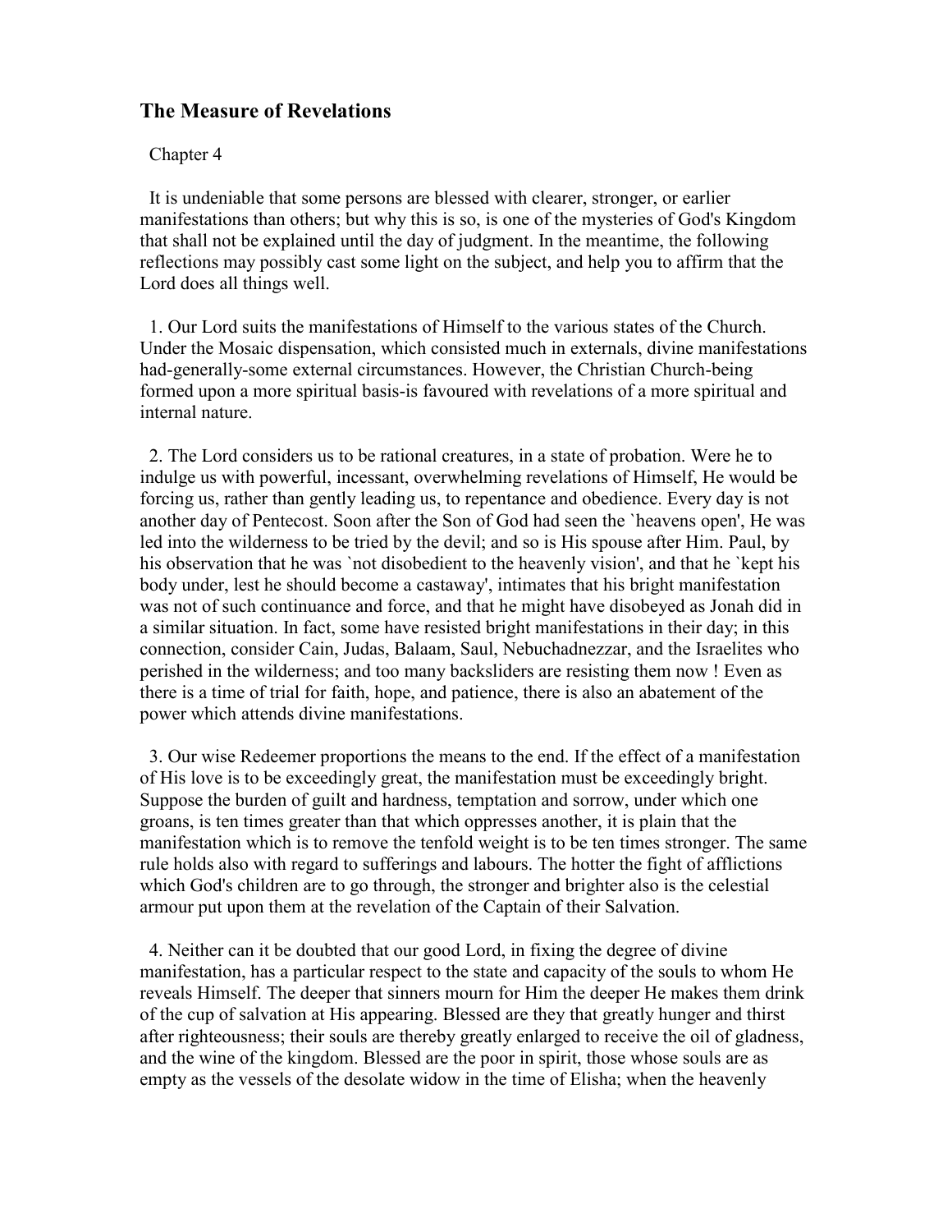## The Measure of Revelations

Chapter 4

It is undeniable that some persons are blessed with clearer, stronger, or earlier manifestations than others; but why this is so, is one of the mysteries of God's Kingdom that shall not be explained until the day of judgment. In the meantime, the following reflections may possibly cast some light on the subject, and help you to affirm that the Lord does all things well.

1. Our Lord suits the manifestations of Himself to the various states of the Church. Under the Mosaic dispensation, which consisted much in externals, divine manifestations had-generally-some external circumstances. However, the Christian Church-being formed upon a more spiritual basis-is favoured with revelations of a more spiritual and internal nature.

2. The Lord considers us to be rational creatures, in a state of probation. Were he to indulge us with powerful, incessant, overwhelming revelations of Himself, He would be forcing us, rather than gently leading us, to repentance and obedience. Every day is not another day of Pentecost. Soon after the Son of God had seen the `heavens open', He was led into the wilderness to be tried by the devil; and so is His spouse after Him. Paul, by his observation that he was `not disobedient to the heavenly vision', and that he `kept his body under, lest he should become a castaway', intimates that his bright manifestation was not of such continuance and force, and that he might have disobeyed as Jonah did in a similar situation. In fact, some have resisted bright manifestations in their day; in this connection, consider Cain, Judas, Balaam, Saul, Nebuchadnezzar, and the Israelites who perished in the wilderness; and too many backsliders are resisting them now ! Even as there is a time of trial for faith, hope, and patience, there is also an abatement of the power which attends divine manifestations.

3. Our wise Redeemer proportions the means to the end. If the effect of a manifestation of His love is to be exceedingly great, the manifestation must be exceedingly bright. Suppose the burden of guilt and hardness, temptation and sorrow, under which one groans, is ten times greater than that which oppresses another, it is plain that the manifestation which is to remove the tenfold weight is to be ten times stronger. The same rule holds also with regard to sufferings and labours. The hotter the fight of afflictions which God's children are to go through, the stronger and brighter also is the celestial armour put upon them at the revelation of the Captain of their Salvation.

4. Neither can it be doubted that our good Lord, in fixing the degree of divine manifestation, has a particular respect to the state and capacity of the souls to whom He reveals Himself. The deeper that sinners mourn for Him the deeper He makes them drink of the cup of salvation at His appearing. Blessed are they that greatly hunger and thirst after righteousness; their souls are thereby greatly enlarged to receive the oil of gladness, and the wine of the kingdom. Blessed are the poor in spirit, those whose souls are as empty as the vessels of the desolate widow in the time of Elisha; when the heavenly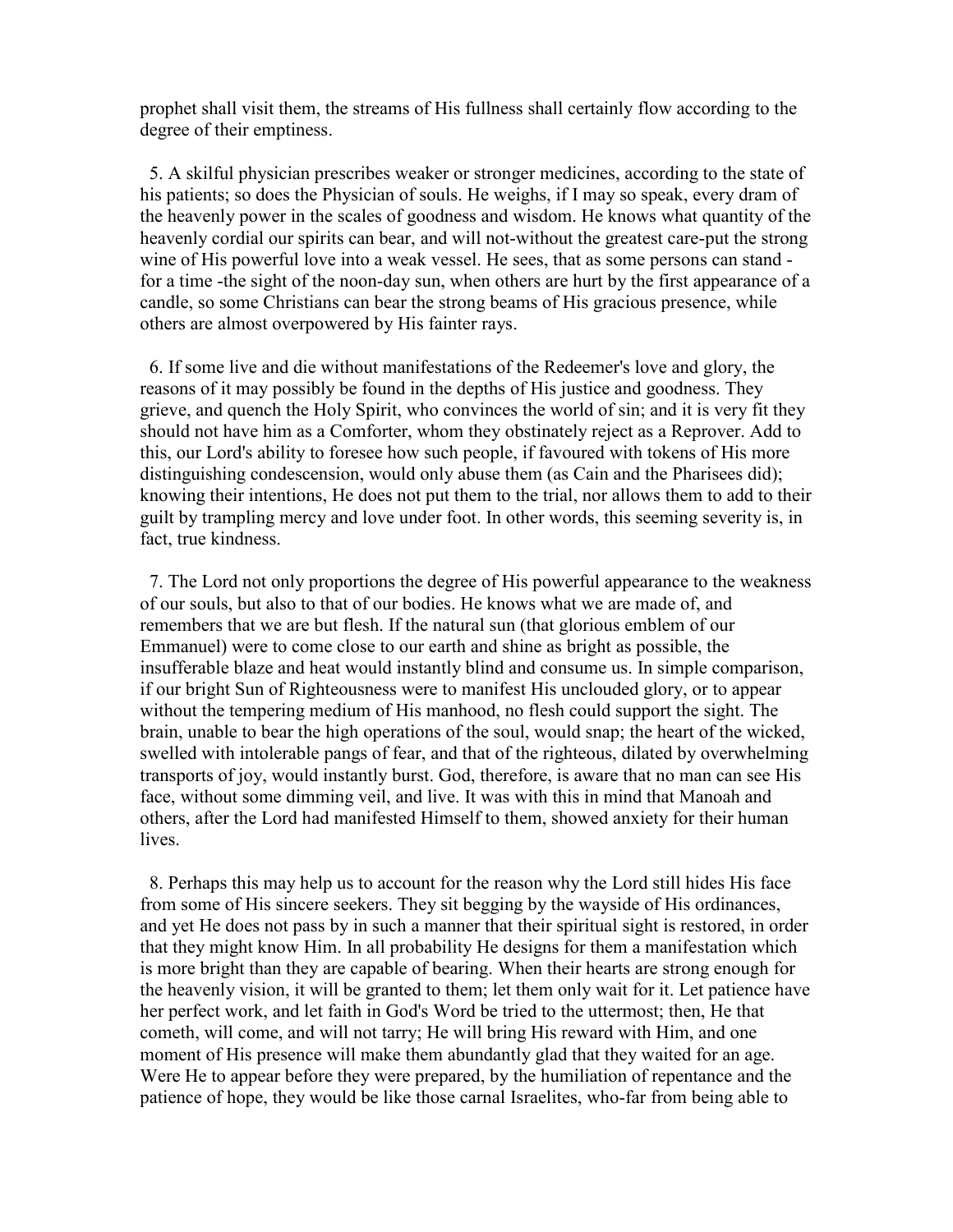prophet shall visit them, the streams of His fullness shall certainly flow according to the degree of their emptiness.

5. A skilful physician prescribes weaker or stronger medicines, according to the state of his patients; so does the Physician of souls. He weighs, if I may so speak, every dram of the heavenly power in the scales of goodness and wisdom. He knows what quantity of the heavenly cordial our spirits can bear, and will not-without the greatest care-put the strong wine of His powerful love into a weak vessel. He sees, that as some persons can stand - for a time -the sight of the noon-day sun, when others are hurt by the first appearance of a candle, so some Christians can bear the strong beams of His gracious presence, while others are almost overpowered by His fainter rays.

6. If some live and die without manifestations of the Redeemer's love and glory, the reasons of it may possibly be found in the depths of His justice and goodness. They grieve, and quench the Holy Spirit, who convinces the world of sin; and it is very fit they should not have him as a Comforter, whom they obstinately reject as a Reprover. Add to this, our Lord's ability to foresee how such people, if favoured with tokens of His more distinguishing condescension, would only abuse them (as Cain and the Pharisees did); knowing their intentions, He does not put them to the trial, nor allows them to add to their guilt by trampling mercy and love under foot. In other words, this seeming severity is, in fact, true kindness.

7. The Lord not only proportions the degree of His powerful appearance to the weakness of our souls, but also to that of our bodies. He knows what we are made of, and remembers that we are but flesh. If the natural sun (that glorious emblem of our Emmanuel) were to come close to our earth and shine as bright as possible, the insufferable blaze and heat would instantly blind and consume us. In simple comparison, if our bright Sun of Righteousness were to manifest His unclouded glory, or to appear without the tempering medium of His manhood, no flesh could support the sight. The brain, unable to bear the high operations of the soul, would snap; the heart of the wicked, swelled with intolerable pangs of fear, and that of the righteous, dilated by overwhelming transports of joy, would instantly burst. God, therefore, is aware that no man can see His face, without some dimming veil, and live. It was with this in mind that Manoah and others, after the Lord had manifested Himself to them, showed anxiety for their human lives.

8. Perhaps this may help us to account for the reason why the Lord still hides His face from some of His sincere seekers. They sit begging by the wayside of His ordinances, and yet He does not pass by in such a manner that their spiritual sight is restored, in order that they might know Him. In all probability He designs for them a manifestation which is more bright than they are capable of bearing. When their hearts are strong enough for the heavenly vision, it will be granted to them; let them only wait for it. Let patience have her perfect work, and let faith in God's Word be tried to the uttermost; then, He that cometh, will come, and will not tarry; He will bring His reward with Him, and one moment of His presence will make them abundantly glad that they waited for an age. Were He to appear before they were prepared, by the humiliation of repentance and the patience of hope, they would be like those carnal Israelites, who-far from being able to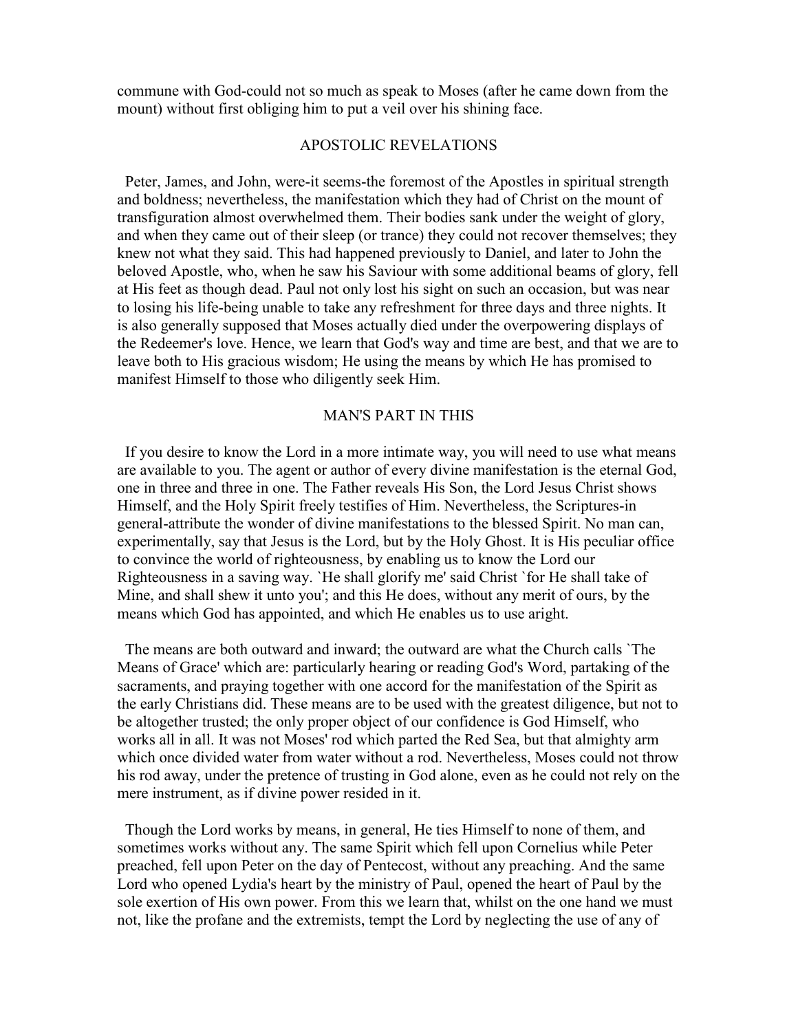commune with God-could not so much as speak to Moses (after he came down from the mount) without first obliging him to put a veil over his shining face.

## APOSTOLIC REVELATIONS

Peter, James, and John, were-it seems-the foremost of the Apostles in spiritual strength and boldness; nevertheless, the manifestation which they had of Christ on the mount of transfiguration almost overwhelmed them. Their bodies sank under the weight of glory, and when they came out of their sleep (or trance) they could not recover themselves; they knew not what they said. This had happened previously to Daniel, and later to John the beloved Apostle, who, when he saw his Saviour with some additional beams of glory, fell at His feet as though dead. Paul not only lost his sight on such an occasion, but was near to losing his life-being unable to take any refreshment for three days and three nights. It is also generally supposed that Moses actually died under the overpowering displays of the Redeemer's love. Hence, we learn that God's way and time are best, and that we are to leave both to His gracious wisdom; He using the means by which He has promised to manifest Himself to those who diligently seek Him.

## MAN'S PART IN THIS

If you desire to know the Lord in a more intimate way, you will need to use what means are available to you. The agent or author of every divine manifestation is the eternal God, one in three and three in one. The Father reveals His Son, the Lord Jesus Christ shows Himself, and the Holy Spirit freely testifies of Him. Nevertheless, the Scriptures-in general-attribute the wonder of divine manifestations to the blessed Spirit. No man can, experimentally, say that Jesus is the Lord, but by the Holy Ghost. It is His peculiar office to convince the world of righteousness, by enabling us to know the Lord our Righteousness in a saving way. `He shall glorify me' said Christ `for He shall take of Mine, and shall shew it unto you'; and this He does, without any merit of ours, by the means which God has appointed, and which He enables us to use aright.

The means are both outward and inward; the outward are what the Church calls `The Means of Grace' which are: particularly hearing or reading God's Word, partaking of the sacraments, and praying together with one accord for the manifestation of the Spirit as the early Christians did. These means are to be used with the greatest diligence, but not to be altogether trusted; the only proper object of our confidence is God Himself, who works all in all. It was not Moses' rod which parted the Red Sea, but that almighty arm which once divided water from water without a rod. Nevertheless, Moses could not throw his rod away, under the pretence of trusting in God alone, even as he could not rely on the mere instrument, as if divine power resided in it.

Though the Lord works by means, in general, He ties Himself to none of them, and sometimes works without any. The same Spirit which fell upon Cornelius while Peter preached, fell upon Peter on the day of Pentecost, without any preaching. And the same Lord who opened Lydia's heart by the ministry of Paul, opened the heart of Paul by the sole exertion of His own power. From this we learn that, whilst on the one hand we must not, like the profane and the extremists, tempt the Lord by neglecting the use of any of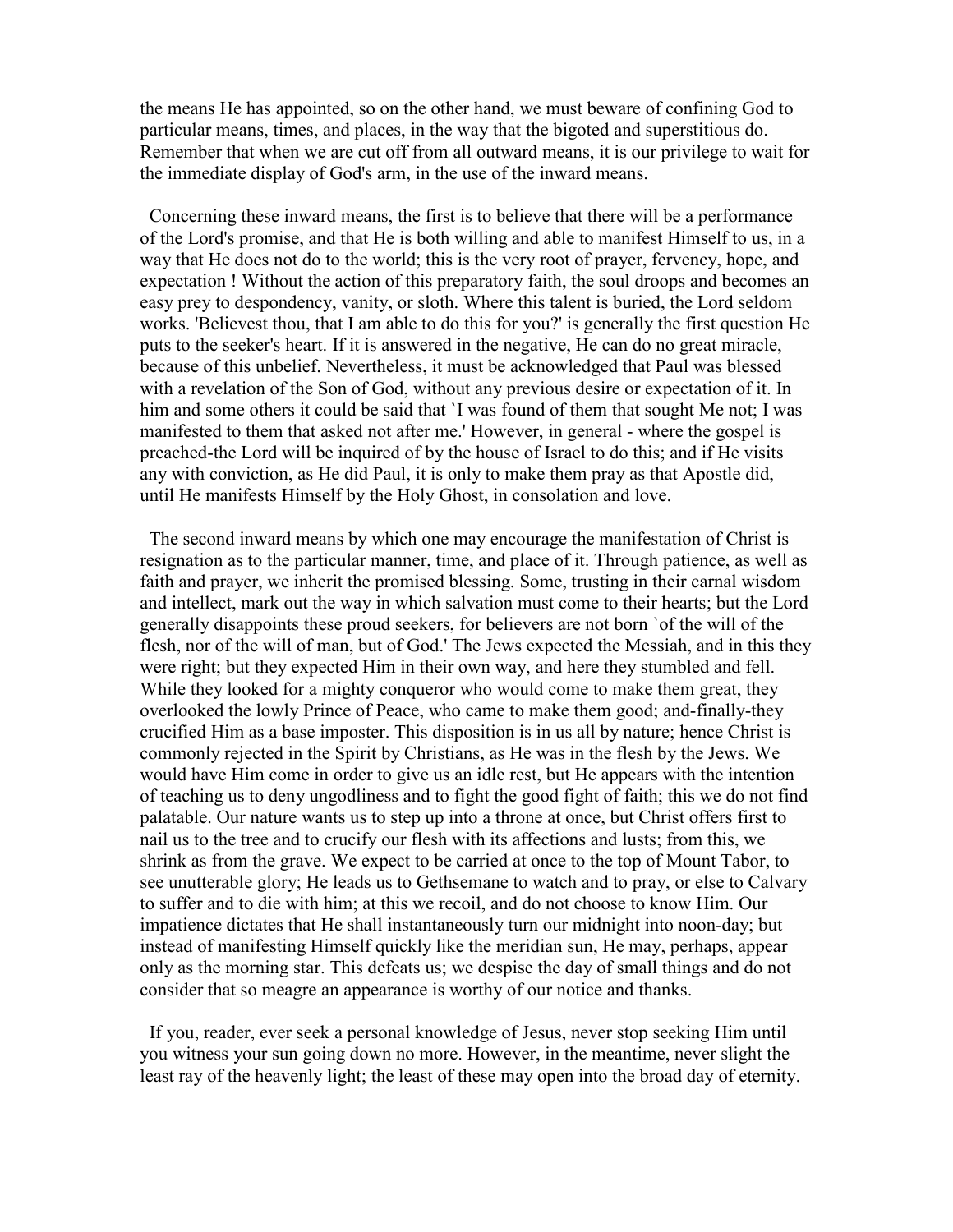the means He has appointed, so on the other hand, we must beware of confining God to particular means, times, and places, in the way that the bigoted and superstitious do. Remember that when we are cut off from all outward means, it is our privilege to wait for the immediate display of God's arm, in the use of the inward means.

Concerning these inward means, the first is to believe that there will be a performance of the Lord's promise, and that He is both willing and able to manifest Himself to us, in a way that He does not do to the world; this is the very root of prayer, fervency, hope, and expectation ! Without the action of this preparatory faith, the soul droops and becomes an easy prey to despondency, vanity, or sloth. Where this talent is buried, the Lord seldom works. 'Believest thou, that I am able to do this for you?' is generally the first question He puts to the seeker's heart. If it is answered in the negative, He can do no great miracle, because of this unbelief. Nevertheless, it must be acknowledged that Paul was blessed with a revelation of the Son of God, without any previous desire or expectation of it. In him and some others it could be said that `I was found of them that sought Me not; I was manifested to them that asked not after me.' However, in general - where the gospel is preached-the Lord will be inquired of by the house of Israel to do this; and if He visits any with conviction, as He did Paul, it is only to make them pray as that Apostle did, until He manifests Himself by the Holy Ghost, in consolation and love.

The second inward means by which one may encourage the manifestation of Christ is resignation as to the particular manner, time, and place of it. Through patience, as well as faith and prayer, we inherit the promised blessing. Some, trusting in their carnal wisdom and intellect, mark out the way in which salvation must come to their hearts; but the Lord generally disappoints these proud seekers, for believers are not born `of the will of the flesh, nor of the will of man, but of God.' The Jews expected the Messiah, and in this they were right; but they expected Him in their own way, and here they stumbled and fell. While they looked for a mighty conqueror who would come to make them great, they overlooked the lowly Prince of Peace, who came to make them good; and-finally-they crucified Him as a base imposter. This disposition is in us all by nature; hence Christ is commonly rejected in the Spirit by Christians, as He was in the flesh by the Jews. We would have Him come in order to give us an idle rest, but He appears with the intention of teaching us to deny ungodliness and to fight the good fight of faith; this we do not find palatable. Our nature wants us to step up into a throne at once, but Christ offers first to nail us to the tree and to crucify our flesh with its affections and lusts; from this, we shrink as from the grave. We expect to be carried at once to the top of Mount Tabor, to see unutterable glory; He leads us to Gethsemane to watch and to pray, or else to Calvary to suffer and to die with him; at this we recoil, and do not choose to know Him. Our impatience dictates that He shall instantaneously turn our midnight into noon-day; but instead of manifesting Himself quickly like the meridian sun, He may, perhaps, appear only as the morning star. This defeats us; we despise the day of small things and do not consider that so meagre an appearance is worthy of our notice and thanks.

If you, reader, ever seek a personal knowledge of Jesus, never stop seeking Him until you witness your sun going down no more. However, in the meantime, never slight the least ray of the heavenly light; the least of these may open into the broad day of eternity.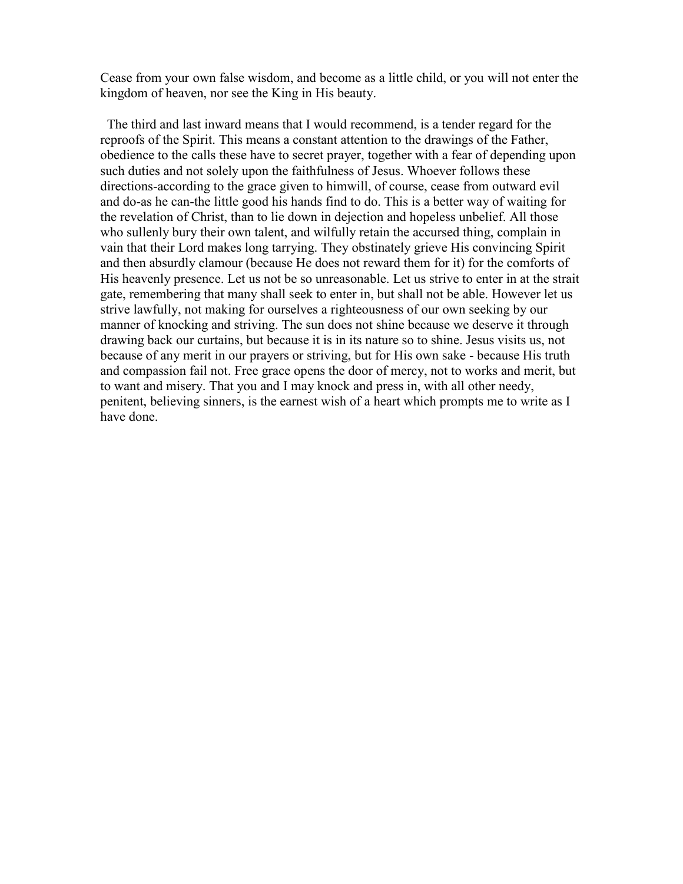Cease from your own false wisdom, and become as a little child, or you will not enter the kingdom of heaven, nor see the King in His beauty.

The third and last inward means that I would recommend, is a tender regard for the reproofs of the Spirit. This means a constant attention to the drawings of the Father, obedience to the calls these have to secret prayer, together with a fear of depending upon such duties and not solely upon the faithfulness of Jesus. Whoever follows these directions-according to the grace given to himwill, of course, cease from outward evil and do-as he can-the little good his hands find to do. This is a better way of waiting for the revelation of Christ, than to lie down in dejection and hopeless unbelief. All those who sullenly bury their own talent, and wilfully retain the accursed thing, complain in vain that their Lord makes long tarrying. They obstinately grieve His convincing Spirit and then absurdly clamour (because He does not reward them for it) for the comforts of His heavenly presence. Let us not be so unreasonable. Let us strive to enter in at the strait gate, remembering that many shall seek to enter in, but shall not be able. However let us strive lawfully, not making for ourselves a righteousness of our own seeking by our manner of knocking and striving. The sun does not shine because we deserve it through drawing back our curtains, but because it is in its nature so to shine. Jesus visits us, not because of any merit in our prayers or striving, but for His own sake - because His truth and compassion fail not. Free grace opens the door of mercy, not to works and merit, but to want and misery. That you and I may knock and press in, with all other needy, penitent, believing sinners, is the earnest wish of a heart which prompts me to write as I have done.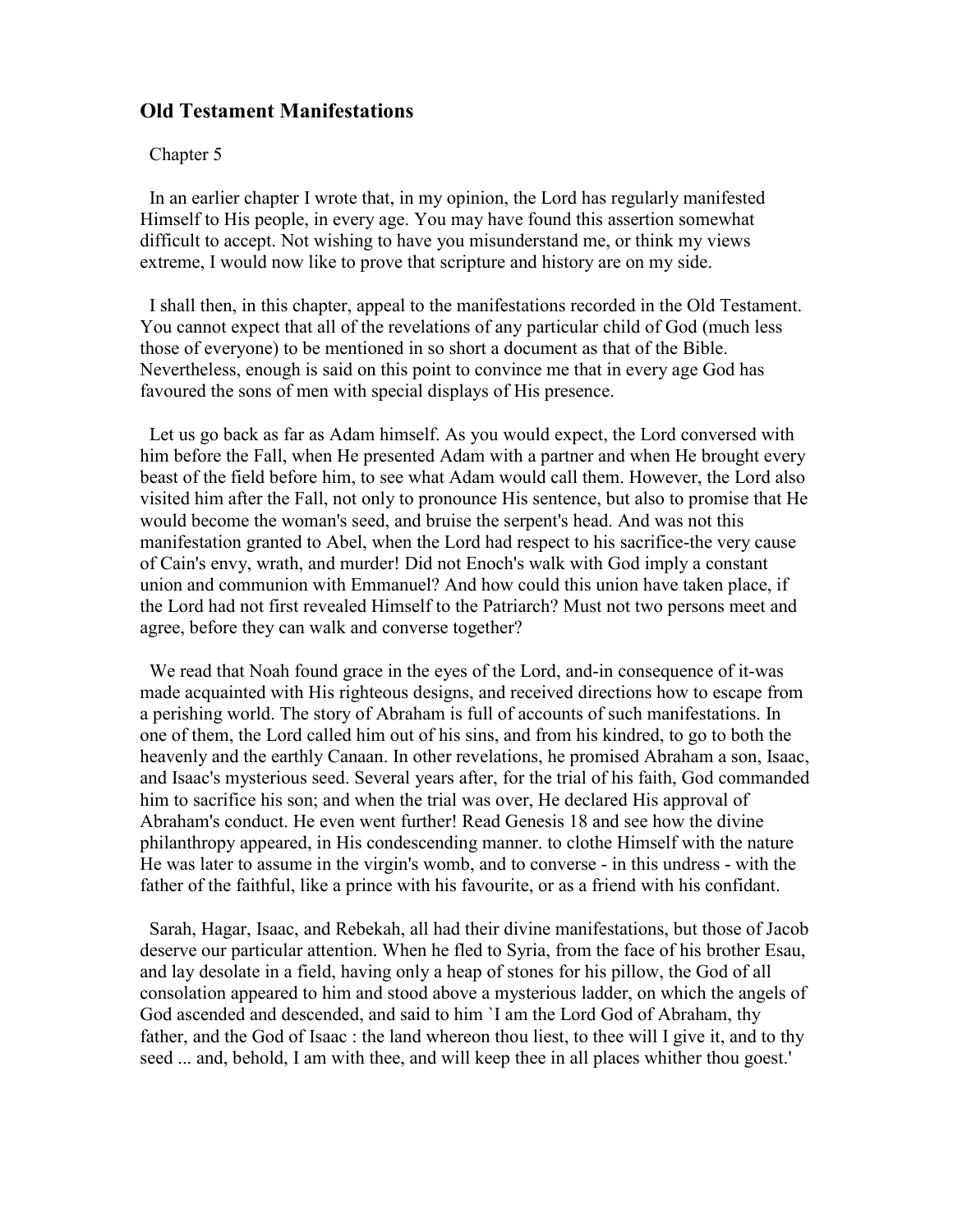## Old Testament Manifestations

Chapter 5

In an earlier chapter I wrote that, in my opinion, the Lord has regularly manifested Himself to His people, in every age. You may have found this assertion somewhat difficult to accept. Not wishing to have you misunderstand me, or think my views extreme, I would now like to prove that scripture and history are on my side.

I shall then, in this chapter, appeal to the manifestations recorded in the Old Testament. You cannot expect that all of the revelations of any particular child of God (much less those of everyone) to be mentioned in so short a document as that of the Bible. Nevertheless, enough is said on this point to convince me that in every age God has favoured the sons of men with special displays of His presence.

Let us go back as far as Adam himself. As you would expect, the Lord conversed with him before the Fall, when He presented Adam with a partner and when He brought every beast of the field before him, to see what Adam would call them. However, the Lord also visited him after the Fall, not only to pronounce His sentence, but also to promise that He would become the woman's seed, and bruise the serpent's head. And was not this manifestation granted to Abel, when the Lord had respect to his sacrifice-the very cause of Cain's envy, wrath, and murder! Did not Enoch's walk with God imply a constant union and communion with Emmanuel? And how could this union have taken place, if the Lord had not first revealed Himself to the Patriarch? Must not two persons meet and agree, before they can walk and converse together?

We read that Noah found grace in the eyes of the Lord, and-in consequence of it-was made acquainted with His righteous designs, and received directions how to escape from a perishing world. The story of Abraham is full of accounts of such manifestations. In one of them, the Lord called him out of his sins, and from his kindred, to go to both the heavenly and the earthly Canaan. In other revelations, he promised Abraham a son, Isaac, and Isaac's mysterious seed. Several years after, for the trial of his faith, God commanded him to sacrifice his son; and when the trial was over, He declared His approval of Abraham's conduct. He even went further! Read Genesis 18 and see how the divine philanthropy appeared, in His condescending manner. to clothe Himself with the nature He was later to assume in the virgin's womb, and to converse - in this undress - with the father of the faithful, like a prince with his favourite, or as a friend with his confidant.

Sarah, Hagar, Isaac, and Rebekah, all had their divine manifestations, but those of Jacob deserve our particular attention. When he fled to Syria, from the face of his brother Esau, and lay desolate in a field, having only a heap of stones for his pillow, the God of all consolation appeared to him and stood above a mysterious ladder, on which the angels of God ascended and descended, and said to him `I am the Lord God of Abraham, thy father, and the God of Isaac : the land whereon thou liest, to thee will I give it, and to thy seed ... and, behold, I am with thee, and will keep thee in all places whither thou goest.'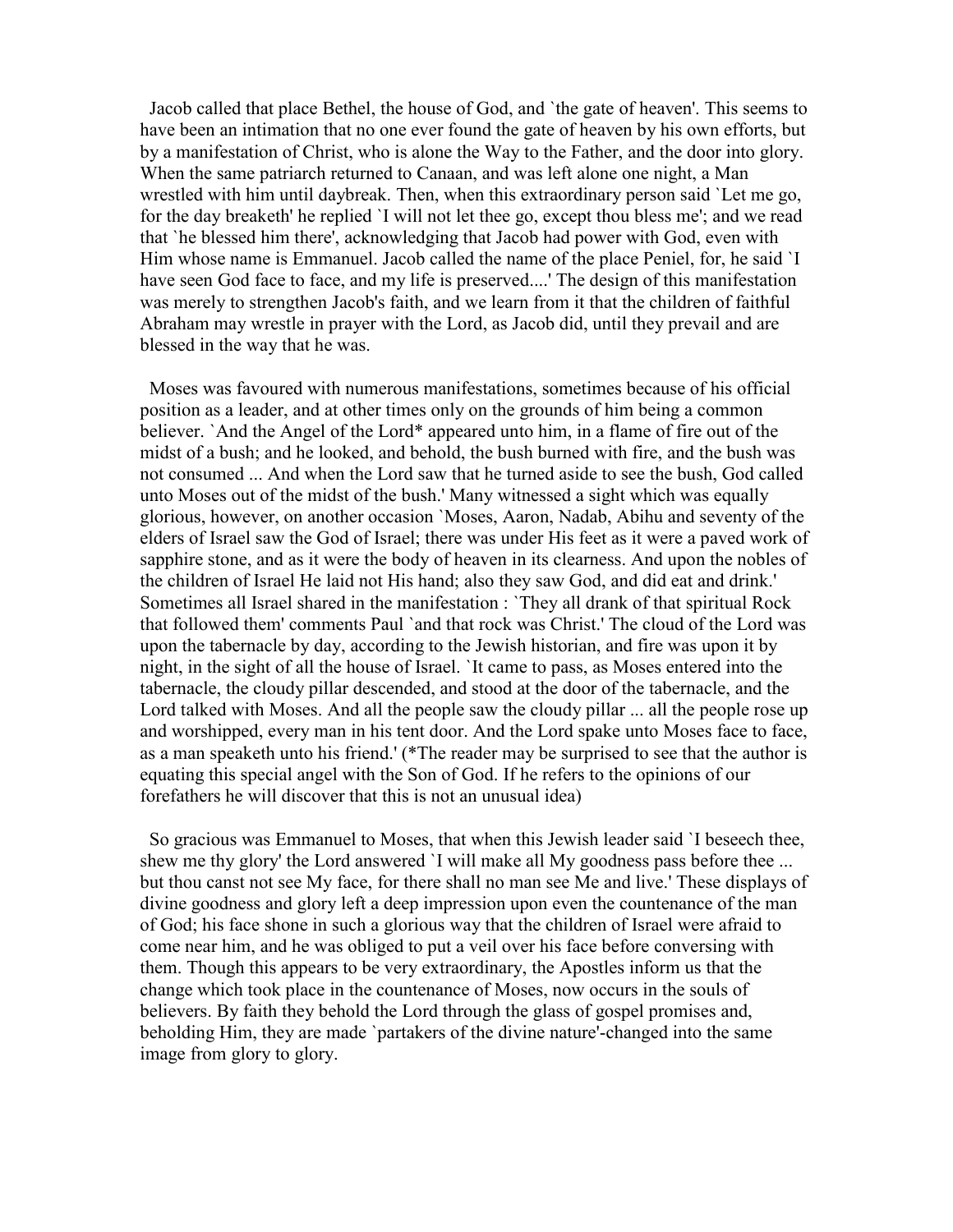Jacob called that place Bethel, the house of God, and `the gate of heaven'. This seems to have been an intimation that no one ever found the gate of heaven by his own efforts, but by a manifestation of Christ, who is alone the Way to the Father, and the door into glory. When the same patriarch returned to Canaan, and was left alone one night, a Man wrestled with him until daybreak. Then, when this extraordinary person said `Let me go, for the day breaketh' he replied `I will not let thee go, except thou bless me'; and we read that `he blessed him there', acknowledging that Jacob had power with God, even with Him whose name is Emmanuel. Jacob called the name of the place Peniel, for, he said `I have seen God face to face, and my life is preserved....' The design of this manifestation was merely to strengthen Jacob's faith, and we learn from it that the children of faithful Abraham may wrestle in prayer with the Lord, as Jacob did, until they prevail and are blessed in the way that he was.

Moses was favoured with numerous manifestations, sometimes because of his official position as a leader, and at other times only on the grounds of him being a common believer. `And the Angel of the Lord* appeared unto him, in a flame of fire out of the midst of a bush; and he looked, and behold, the bush burned with fire, and the bush was not consumed ... And when the Lord saw that he turned aside to see the bush, God called unto Moses out of the midst of the bush.' Many witnessed a sight which was equally glorious, however, on another occasion `Moses, Aaron, Nadab, Abihu and seventy of the elders of Israel saw the God of Israel; there was under His feet as it were a paved work of sapphire stone, and as it were the body of heaven in its clearness. And upon the nobles of the children of Israel He laid not His hand; also they saw God, and did eat and drink.' Sometimes all Israel shared in the manifestation : `They all drank of that spiritual Rock that followed them' comments Paul `and that rock was Christ.' The cloud of the Lord was upon the tabernacle by day, according to the Jewish historian, and fire was upon it by night, in the sight of all the house of Israel. `It came to pass, as Moses entered into the tabernacle, the cloudy pillar descended, and stood at the door of the tabernacle, and the Lord talked with Moses. And all the people saw the cloudy pillar ... all the people rose up and worshipped, every man in his tent door. And the Lord spake unto Moses face to face, as a man speaketh unto his friend.' (*The reader may be surprised to see that the author is equating this special angel with the Son of God. If he refers to the opinions of our forefathers he will discover that this is not an unusual idea)

So gracious was Emmanuel to Moses, that when this Jewish leader said `I beseech thee, shew me thy glory' the Lord answered `I will make all My goodness pass before thee ... but thou canst not see My face, for there shall no man see Me and live.' These displays of divine goodness and glory left a deep impression upon even the countenance of the man of God; his face shone in such a glorious way that the children of Israel were afraid to come near him, and he was obliged to put a veil over his face before conversing with them. Though this appears to be very extraordinary, the Apostles inform us that the change which took place in the countenance of Moses, now occurs in the souls of believers. By faith they behold the Lord through the glass of gospel promises and, beholding Him, they are made `partakers of the divine nature'-changed into the same image from glory to glory.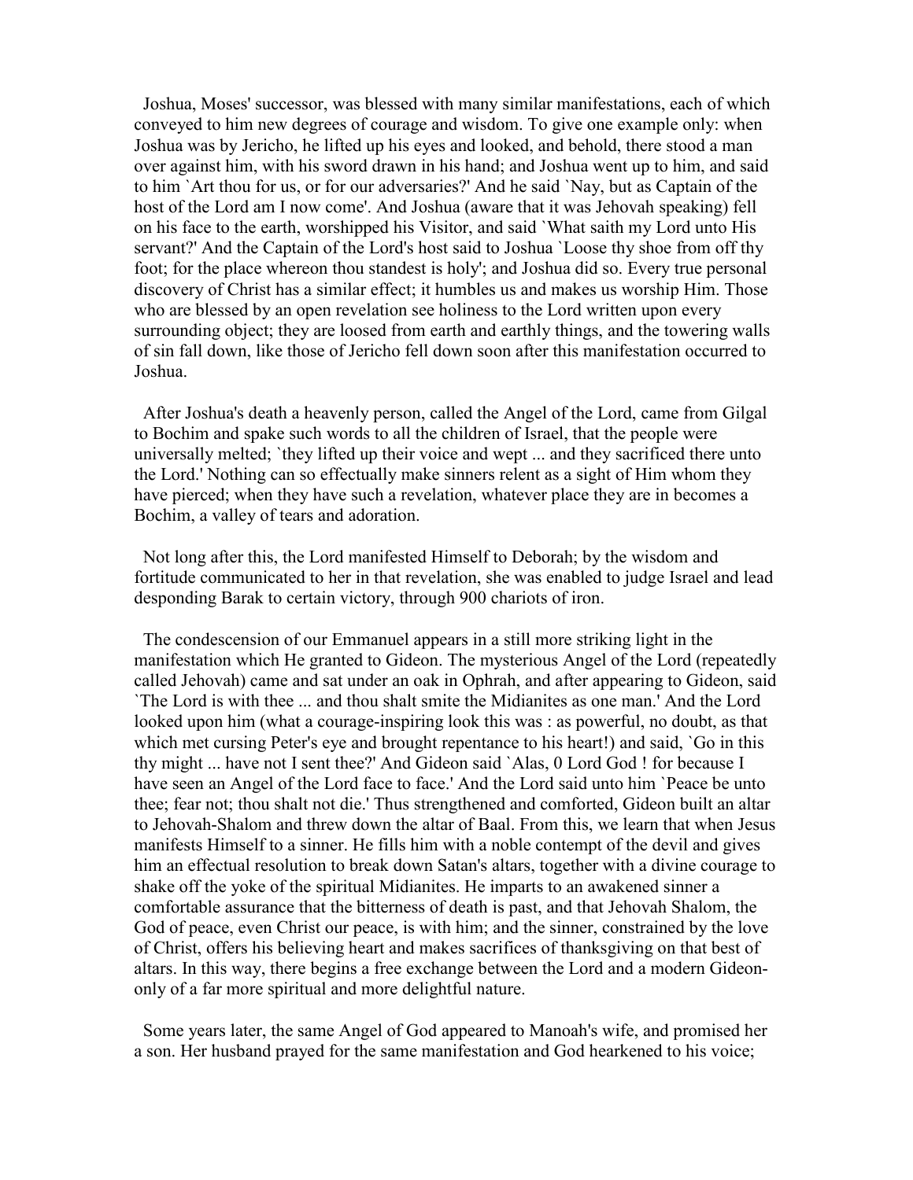Joshua, Moses' successor, was blessed with many similar manifestations, each of which conveyed to him new degrees of courage and wisdom. To give one example only: when Joshua was by Jericho, he lifted up his eyes and looked, and behold, there stood a man over against him, with his sword drawn in his hand; and Joshua went up to him, and said to him `Art thou for us, or for our adversaries?' And he said `Nay, but as Captain of the host of the Lord am I now come'. And Joshua (aware that it was Jehovah speaking) fell on his face to the earth, worshipped his Visitor, and said `What saith my Lord unto His servant?' And the Captain of the Lord's host said to Joshua `Loose thy shoe from off thy foot; for the place whereon thou standest is holy'; and Joshua did so. Every true personal discovery of Christ has a similar effect; it humbles us and makes us worship Him. Those who are blessed by an open revelation see holiness to the Lord written upon every surrounding object; they are loosed from earth and earthly things, and the towering walls of sin fall down, like those of Jericho fell down soon after this manifestation occurred to Joshua.

After Joshua's death a heavenly person, called the Angel of the Lord, came from Gilgal to Bochim and spake such words to all the children of Israel, that the people were universally melted; `they lifted up their voice and wept ... and they sacrificed there unto the Lord.' Nothing can so effectually make sinners relent as a sight of Him whom they have pierced; when they have such a revelation, whatever place they are in becomes a Bochim, a valley of tears and adoration.

Not long after this, the Lord manifested Himself to Deborah; by the wisdom and fortitude communicated to her in that revelation, she was enabled to judge Israel and lead desponding Barak to certain victory, through 900 chariots of iron.

The condescension of our Emmanuel appears in a still more striking light in the manifestation which He granted to Gideon. The mysterious Angel of the Lord (repeatedly called Jehovah) came and sat under an oak in Ophrah, and after appearing to Gideon, said `The Lord is with thee ... and thou shalt smite the Midianites as one man.' And the Lord looked upon him (what a courage-inspiring look this was : as powerful, no doubt, as that which met cursing Peter's eye and brought repentance to his heart!) and said, `Go in this thy might ... have not I sent thee?' And Gideon said `Alas, 0 Lord God ! for because I have seen an Angel of the Lord face to face.' And the Lord said unto him `Peace be unto thee; fear not; thou shalt not die.' Thus strengthened and comforted, Gideon built an altar to Jehovah-Shalom and threw down the altar of Baal. From this, we learn that when Jesus manifests Himself to a sinner. He fills him with a noble contempt of the devil and gives him an effectual resolution to break down Satan's altars, together with a divine courage to shake off the yoke of the spiritual Midianites. He imparts to an awakened sinner a comfortable assurance that the bitterness of death is past, and that Jehovah Shalom, the God of peace, even Christ our peace, is with him; and the sinner, constrained by the love of Christ, offers his believing heart and makes sacrifices of thanksgiving on that best of altars. In this way, there begins a free exchange between the Lord and a modern Gideon-only of a far more spiritual and more delightful nature.

Some years later, the same Angel of God appeared to Manoah's wife, and promised her a son. Her husband prayed for the same manifestation and God hearkened to his voice;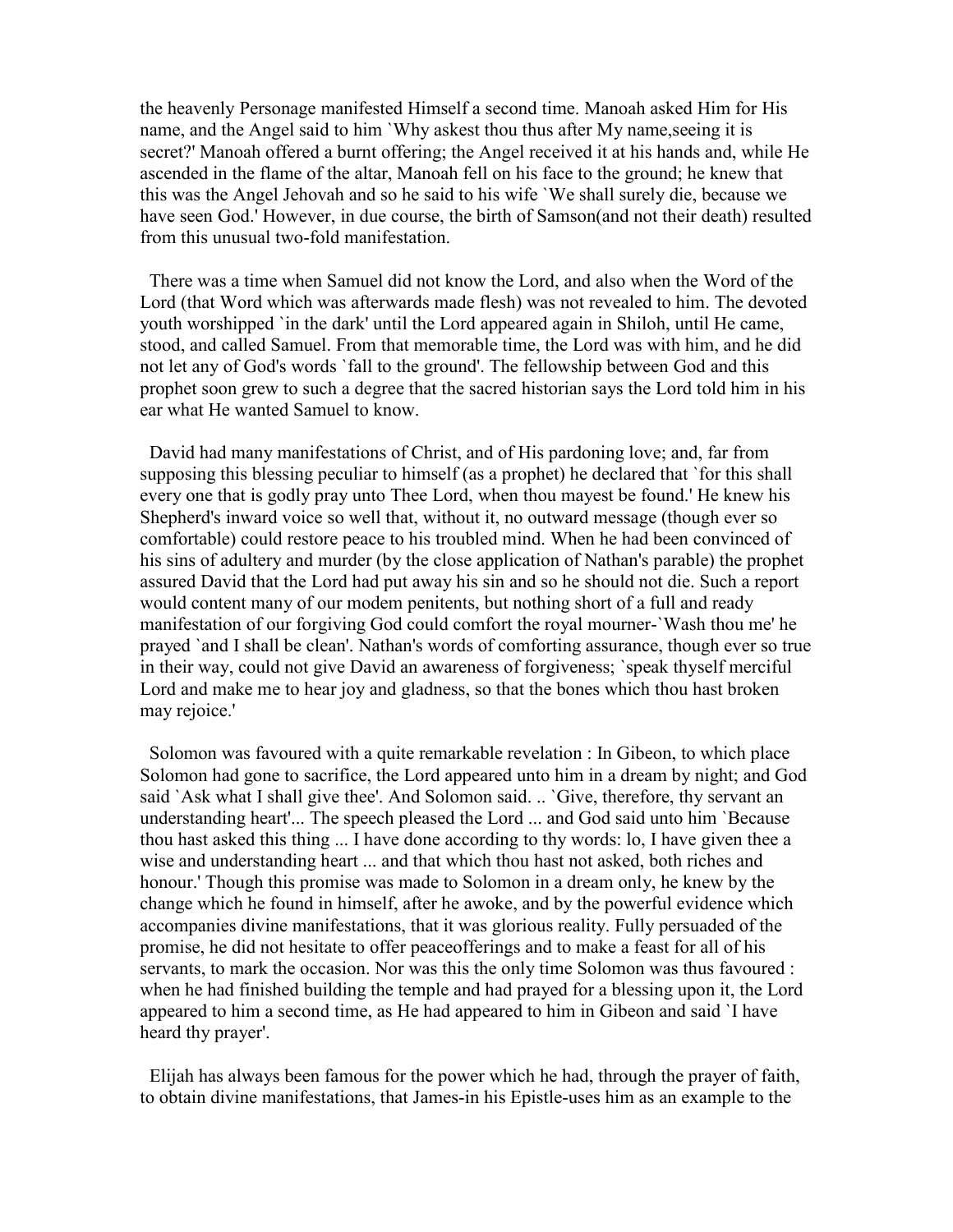the heavenly Personage manifested Himself a second time. Manoah asked Him for His name, and the Angel said to him `Why askest thou thus after My name,seeing it is secret?' Manoah offered a burnt offering; the Angel received it at his hands and, while He ascended in the flame of the altar, Manoah fell on his face to the ground; he knew that this was the Angel Jehovah and so he said to his wife `We shall surely die, because we have seen God.' However, in due course, the birth of Samson(and not their death) resulted from this unusual two-fold manifestation.

There was a time when Samuel did not know the Lord, and also when the Word of the Lord (that Word which was afterwards made flesh) was not revealed to him. The devoted youth worshipped `in the dark' until the Lord appeared again in Shiloh, until He came, stood, and called Samuel. From that memorable time, the Lord was with him, and he did not let any of God's words `fall to the ground'. The fellowship between God and this prophet soon grew to such a degree that the sacred historian says the Lord told him in his ear what He wanted Samuel to know.

David had many manifestations of Christ, and of His pardoning love; and, far from supposing this blessing peculiar to himself (as a prophet) he declared that `for this shall every one that is godly pray unto Thee Lord, when thou mayest be found.' He knew his Shepherd's inward voice so well that, without it, no outward message (though ever so comfortable) could restore peace to his troubled mind. When he had been convinced of his sins of adultery and murder (by the close application of Nathan's parable) the prophet assured David that the Lord had put away his sin and so he should not die. Such a report would content many of our modem penitents, but nothing short of a full and ready manifestation of our forgiving God could comfort the royal mourner-`Wash thou me' he prayed `and I shall be clean'. Nathan's words of comforting assurance, though ever so true in their way, could not give David an awareness of forgiveness; `speak thyself merciful Lord and make me to hear joy and gladness, so that the bones which thou hast broken may rejoice.'

Solomon was favoured with a quite remarkable revelation : In Gibeon, to which place Solomon had gone to sacrifice, the Lord appeared unto him in a dream by night; and God said `Ask what I shall give thee'. And Solomon said. .. `Give, therefore, thy servant an understanding heart'... The speech pleased the Lord ... and God said unto him `Because thou hast asked this thing ... I have done according to thy words: lo, I have given thee a wise and understanding heart ... and that which thou hast not asked, both riches and honour.' Though this promise was made to Solomon in a dream only, he knew by the change which he found in himself, after he awoke, and by the powerful evidence which accompanies divine manifestations, that it was glorious reality. Fully persuaded of the promise, he did not hesitate to offer peaceofferings and to make a feast for all of his servants, to mark the occasion. Nor was this the only time Solomon was thus favoured : when he had finished building the temple and had prayed for a blessing upon it, the Lord appeared to him a second time, as He had appeared to him in Gibeon and said `I have heard thy prayer'.

Elijah has always been famous for the power which he had, through the prayer of faith, to obtain divine manifestations, that James-in his Epistle-uses him as an example to the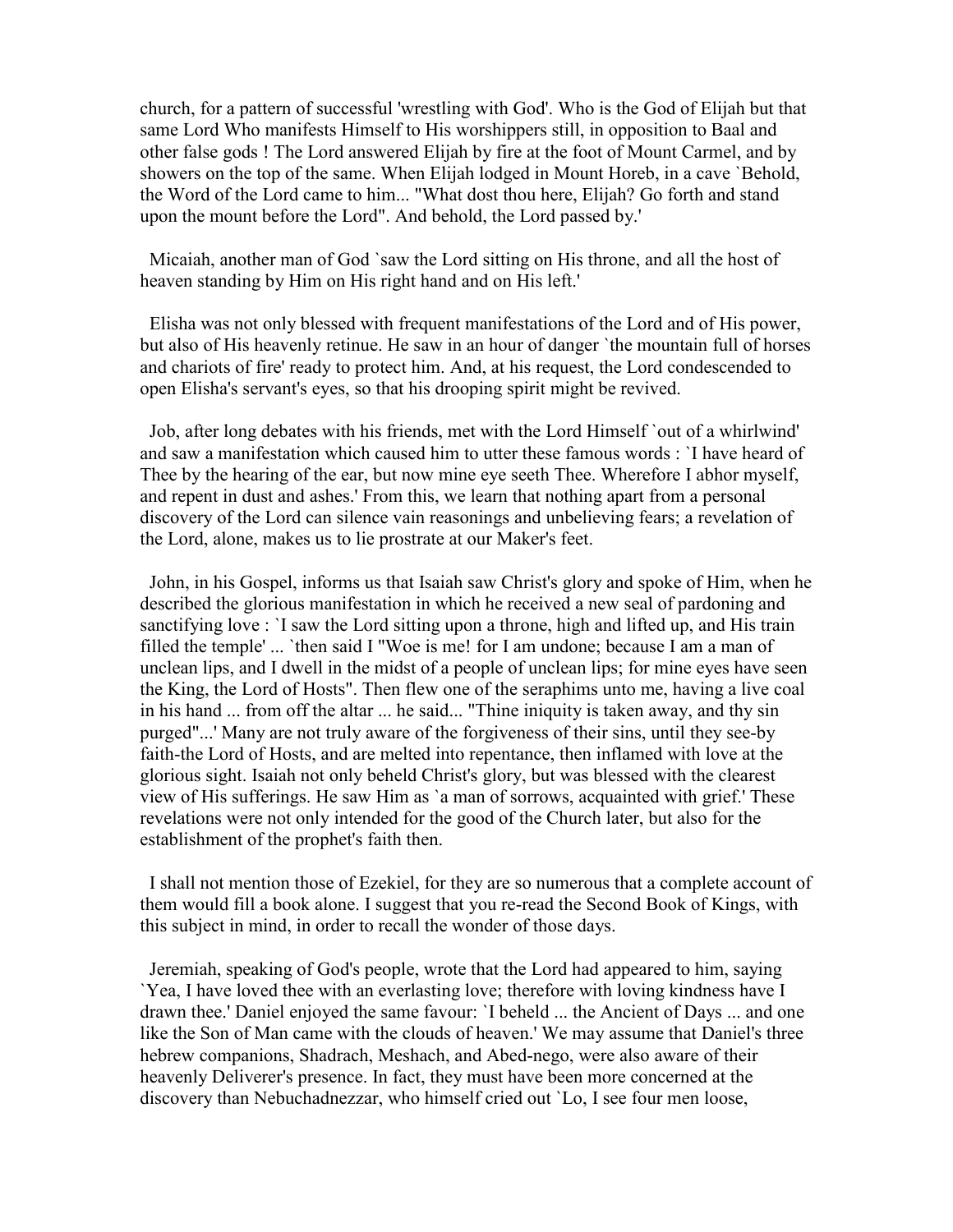church, for a pattern of successful 'wrestling with God'. Who is the God of Elijah but that same Lord Who manifests Himself to His worshippers still, in opposition to Baal and other false gods ! The Lord answered Elijah by fire at the foot of Mount Carmel, and by showers on the top of the same. When Elijah lodged in Mount Horeb, in a cave `Behold, the Word of the Lord came to him... "What dost thou here, Elijah? Go forth and stand upon the mount before the Lord". And behold, the Lord passed by.'

Micaiah, another man of God `saw the Lord sitting on His throne, and all the host of heaven standing by Him on His right hand and on His left.'

Elisha was not only blessed with frequent manifestations of the Lord and of His power, but also of His heavenly retinue. He saw in an hour of danger `the mountain full of horses and chariots of fire' ready to protect him. And, at his request, the Lord condescended to open Elisha's servant's eyes, so that his drooping spirit might be revived.

Job, after long debates with his friends, met with the Lord Himself `out of a whirlwind' and saw a manifestation which caused him to utter these famous words : `I have heard of Thee by the hearing of the ear, but now mine eye seeth Thee. Wherefore I abhor myself, and repent in dust and ashes.' From this, we learn that nothing apart from a personal discovery of the Lord can silence vain reasonings and unbelieving fears; a revelation of the Lord, alone, makes us to lie prostrate at our Maker's feet.

John, in his Gospel, informs us that Isaiah saw Christ's glory and spoke of Him, when he described the glorious manifestation in which he received a new seal of pardoning and sanctifying love : `I saw the Lord sitting upon a throne, high and lifted up, and His train filled the temple' ... `then said I "Woe is me! for I am undone; because I am a man of unclean lips, and I dwell in the midst of a people of unclean lips; for mine eyes have seen the King, the Lord of Hosts". Then flew one of the seraphims unto me, having a live coal in his hand ... from off the altar ... he said... "Thine iniquity is taken away, and thy sin purged"...' Many are not truly aware of the forgiveness of their sins, until they see-by faith-the Lord of Hosts, and are melted into repentance, then inflamed with love at the glorious sight. Isaiah not only beheld Christ's glory, but was blessed with the clearest view of His sufferings. He saw Him as `a man of sorrows, acquainted with grief.' These revelations were not only intended for the good of the Church later, but also for the establishment of the prophet's faith then.

I shall not mention those of Ezekiel, for they are so numerous that a complete account of them would fill a book alone. I suggest that you re-read the Second Book of Kings, with this subject in mind, in order to recall the wonder of those days.

Jeremiah, speaking of God's people, wrote that the Lord had appeared to him, saying `Yea, I have loved thee with an everlasting love; therefore with loving kindness have I drawn thee.' Daniel enjoyed the same favour: `I beheld ... the Ancient of Days ... and one like the Son of Man came with the clouds of heaven.' We may assume that Daniel's three hebrew companions, Shadrach, Meshach, and Abed-nego, were also aware of their heavenly Deliverer's presence. In fact, they must have been more concerned at the discovery than Nebuchadnezzar, who himself cried out `Lo, I see four men loose,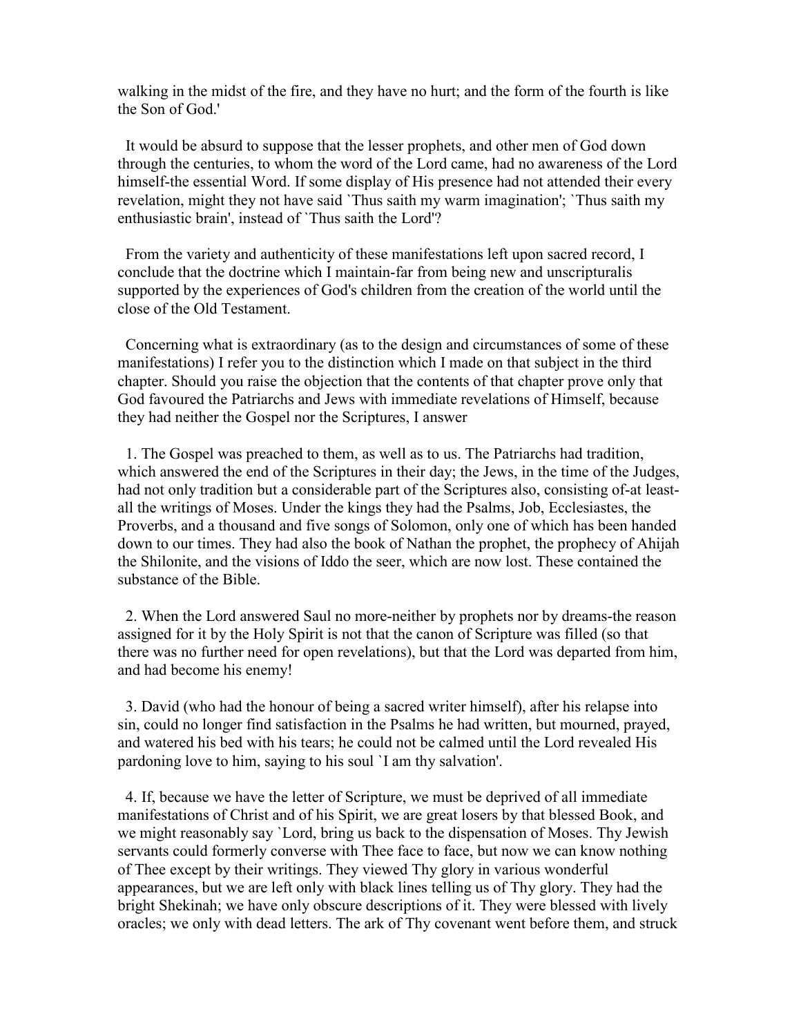walking in the midst of the fire, and they have no hurt; and the form of the fourth is like the Son of God.'

It would be absurd to suppose that the lesser prophets, and other men of God down through the centuries, to whom the word of the Lord came, had no awareness of the Lord himself-the essential Word. If some display of His presence had not attended their every revelation, might they not have said `Thus saith my warm imagination'; `Thus saith my enthusiastic brain', instead of `Thus saith the Lord'?

From the variety and authenticity of these manifestations left upon sacred record, I conclude that the doctrine which I maintain-far from being new and unscripturalis supported by the experiences of God's children from the creation of the world until the close of the Old Testament.

Concerning what is extraordinary (as to the design and circumstances of some of these manifestations) I refer you to the distinction which I made on that subject in the third chapter. Should you raise the objection that the contents of that chapter prove only that God favoured the Patriarchs and Jews with immediate revelations of Himself, because they had neither the Gospel nor the Scriptures, I answer

1. The Gospel was preached to them, as well as to us. The Patriarchs had tradition, which answered the end of the Scriptures in their day; the Jews, in the time of the Judges, had not only tradition but a considerable part of the Scriptures also, consisting of-at least-all the writings of Moses. Under the kings they had the Psalms, Job, Ecclesiastes, the Proverbs, and a thousand and five songs of Solomon, only one of which has been handed down to our times. They had also the book of Nathan the prophet, the prophecy of Ahijah the Shilonite, and the visions of Iddo the seer, which are now lost. These contained the substance of the Bible.

2. When the Lord answered Saul no more-neither by prophets nor by dreams-the reason assigned for it by the Holy Spirit is not that the canon of Scripture was filled (so that there was no further need for open revelations), but that the Lord was departed from him, and had become his enemy!

3. David (who had the honour of being a sacred writer himself), after his relapse into sin, could no longer find satisfaction in the Psalms he had written, but mourned, prayed, and watered his bed with his tears; he could not be calmed until the Lord revealed His pardoning love to him, saying to his soul `I am thy salvation'.

4. If, because we have the letter of Scripture, we must be deprived of all immediate manifestations of Christ and of his Spirit, we are great losers by that blessed Book, and we might reasonably say `Lord, bring us back to the dispensation of Moses. Thy Jewish servants could formerly converse with Thee face to face, but now we can know nothing of Thee except by their writings. They viewed Thy glory in various wonderful appearances, but we are left only with black lines telling us of Thy glory. They had the bright Shekinah; we have only obscure descriptions of it. They were blessed with lively oracles; we only with dead letters. The ark of Thy covenant went before them, and struck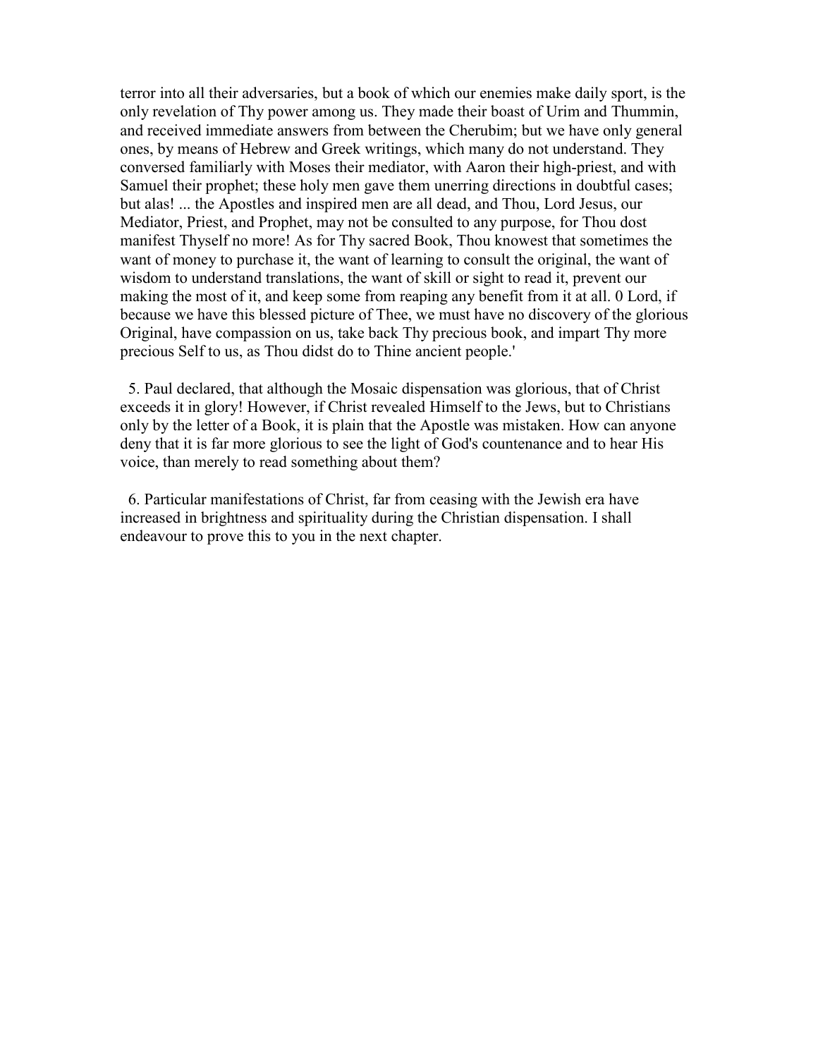terror into all their adversaries, but a book of which our enemies make daily sport, is the only revelation of Thy power among us. They made their boast of Urim and Thummin, and received immediate answers from between the Cherubim; but we have only general ones, by means of Hebrew and Greek writings, which many do not understand. They conversed familiarly with Moses their mediator, with Aaron their high-priest, and with Samuel their prophet; these holy men gave them unerring directions in doubtful cases; but alas! ... the Apostles and inspired men are all dead, and Thou, Lord Jesus, our Mediator, Priest, and Prophet, may not be consulted to any purpose, for Thou dost manifest Thyself no more! As for Thy sacred Book, Thou knowest that sometimes the want of money to purchase it, the want of learning to consult the original, the want of wisdom to understand translations, the want of skill or sight to read it, prevent our making the most of it, and keep some from reaping any benefit from it at all. 0 Lord, if because we have this blessed picture of Thee, we must have no discovery of the glorious Original, have compassion on us, take back Thy precious book, and impart Thy more precious Self to us, as Thou didst do to Thine ancient people.'

5. Paul declared, that although the Mosaic dispensation was glorious, that of Christ exceeds it in glory! However, if Christ revealed Himself to the Jews, but to Christians only by the letter of a Book, it is plain that the Apostle was mistaken. How can anyone deny that it is far more glorious to see the light of God's countenance and to hear His voice, than merely to read something about them?

6. Particular manifestations of Christ, far from ceasing with the Jewish era have increased in brightness and spirituality during the Christian dispensation. I shall endeavour to prove this to you in the next chapter.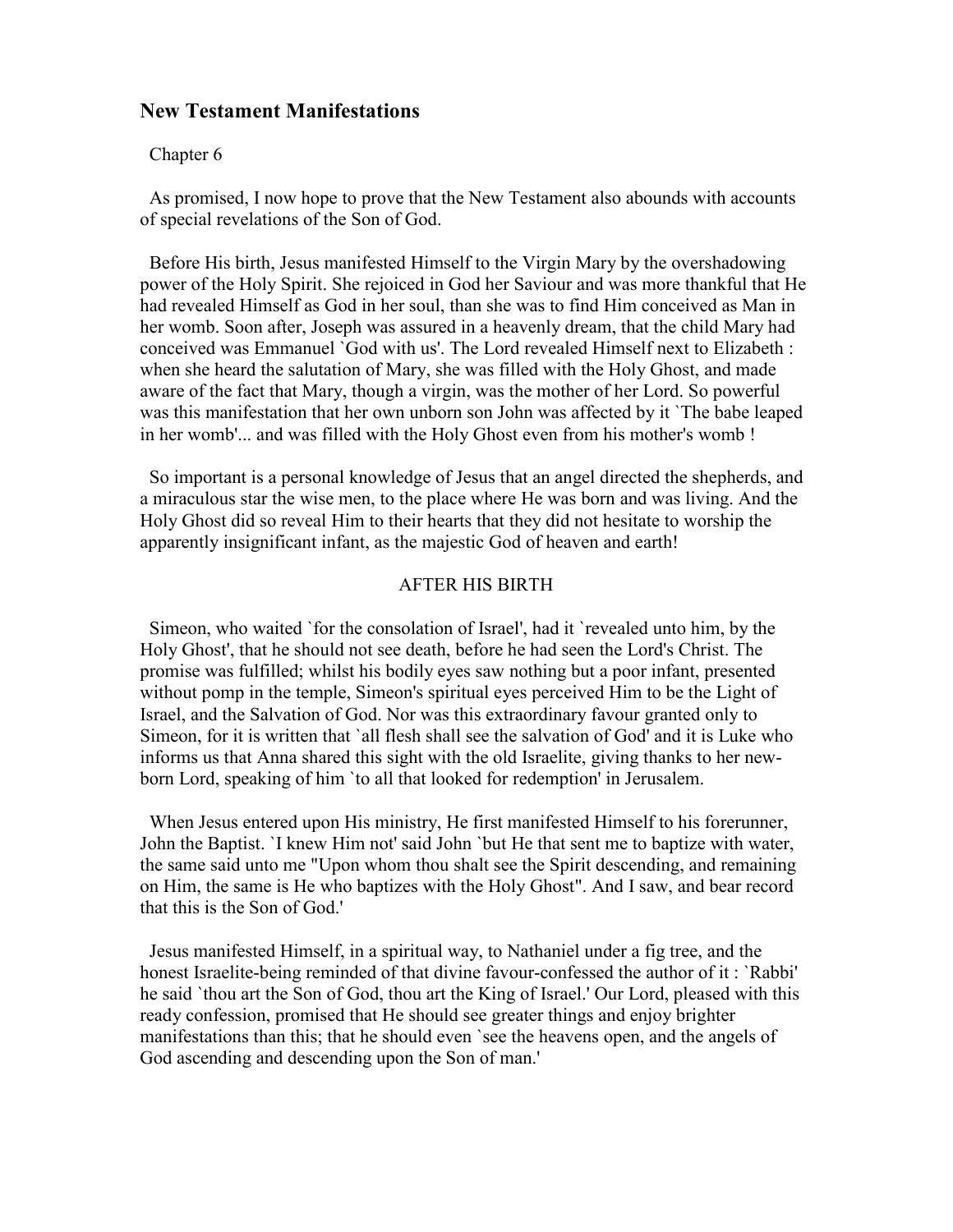## New Testament Manifestations

Chapter 6

As promised, I now hope to prove that the New Testament also abounds with accounts of special revelations of the Son of God.

Before His birth, Jesus manifested Himself to the Virgin Mary by the overshadowing power of the Holy Spirit. She rejoiced in God her Saviour and was more thankful that He had revealed Himself as God in her soul, than she was to find Him conceived as Man in her womb. Soon after, Joseph was assured in a heavenly dream, that the child Mary had conceived was Emmanuel `God with us'. The Lord revealed Himself next to Elizabeth : when she heard the salutation of Mary, she was filled with the Holy Ghost, and made aware of the fact that Mary, though a virgin, was the mother of her Lord. So powerful was this manifestation that her own unborn son John was affected by it `The babe leaped in her womb'... and was filled with the Holy Ghost even from his mother's womb !

So important is a personal knowledge of Jesus that an angel directed the shepherds, and a miraculous star the wise men, to the place where He was born and was living. And the Holy Ghost did so reveal Him to their hearts that they did not hesitate to worship the apparently insignificant infant, as the majestic God of heaven and earth!

### AFTER HIS BIRTH

Simeon, who waited `for the consolation of Israel', had it `revealed unto him, by the Holy Ghost', that he should not see death, before he had seen the Lord's Christ. The promise was fulfilled; whilst his bodily eyes saw nothing but a poor infant, presented without pomp in the temple, Simeon's spiritual eyes perceived Him to be the Light of Israel, and the Salvation of God. Nor was this extraordinary favour granted only to Simeon, for it is written that `all flesh shall see the salvation of God' and it is Luke who informs us that Anna shared this sight with the old Israelite, giving thanks to her new-born Lord, speaking of him `to all that looked for redemption' in Jerusalem.

When Jesus entered upon His ministry, He first manifested Himself to his forerunner, John the Baptist. `I knew Him not' said John `but He that sent me to baptize with water, the same said unto me "Upon whom thou shalt see the Spirit descending, and remaining on Him, the same is He who baptizes with the Holy Ghost". And I saw, and bear record that this is the Son of God.'

Jesus manifested Himself, in a spiritual way, to Nathaniel under a fig tree, and the honest Israelite-being reminded of that divine favour-confessed the author of it : `Rabbi' he said `thou art the Son of God, thou art the King of Israel.' Our Lord, pleased with this ready confession, promised that He should see greater things and enjoy brighter manifestations than this; that he should even `see the heavens open, and the angels of God ascending and descending upon the Son of man.'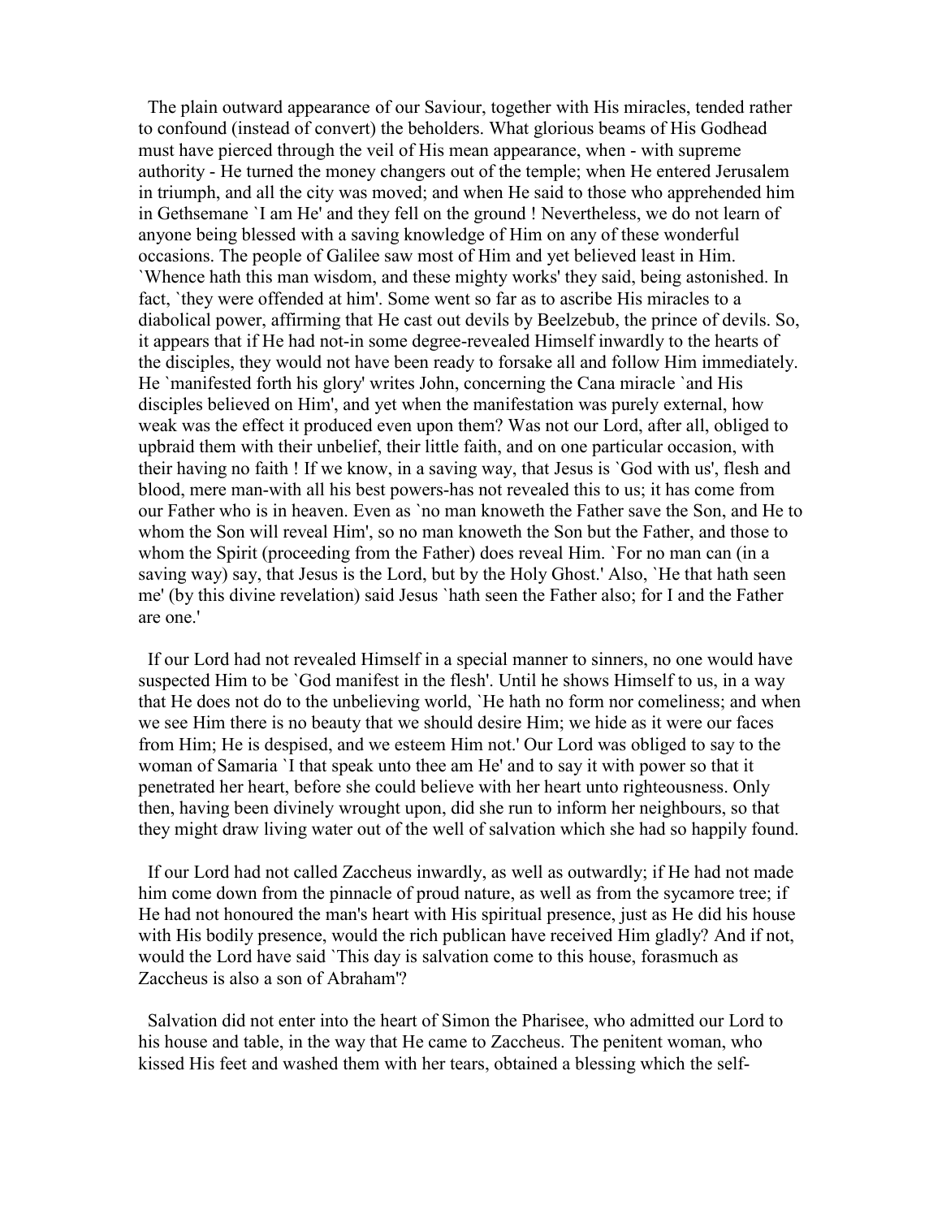The plain outward appearance of our Saviour, together with His miracles, tended rather to confound (instead of convert) the beholders. What glorious beams of His Godhead must have pierced through the veil of His mean appearance, when - with supreme authority - He turned the money changers out of the temple; when He entered Jerusalem in triumph, and all the city was moved; and when He said to those who apprehended him in Gethsemane `I am He' and they fell on the ground ! Nevertheless, we do not learn of anyone being blessed with a saving knowledge of Him on any of these wonderful occasions. The people of Galilee saw most of Him and yet believed least in Him. `Whence hath this man wisdom, and these mighty works' they said, being astonished. In fact, `they were offended at him'. Some went so far as to ascribe His miracles to a diabolical power, affirming that He cast out devils by Beelzebub, the prince of devils. So, it appears that if He had not-in some degree-revealed Himself inwardly to the hearts of the disciples, they would not have been ready to forsake all and follow Him immediately. He `manifested forth his glory' writes John, concerning the Cana miracle `and His disciples believed on Him', and yet when the manifestation was purely external, how weak was the effect it produced even upon them? Was not our Lord, after all, obliged to upbraid them with their unbelief, their little faith, and on one particular occasion, with their having no faith ! If we know, in a saving way, that Jesus is `God with us', flesh and blood, mere man-with all his best powers-has not revealed this to us; it has come from our Father who is in heaven. Even as `no man knoweth the Father save the Son, and He to whom the Son will reveal Him', so no man knoweth the Son but the Father, and those to whom the Spirit (proceeding from the Father) does reveal Him. `For no man can (in a saving way) say, that Jesus is the Lord, but by the Holy Ghost.' Also, `He that hath seen me' (by this divine revelation) said Jesus `hath seen the Father also; for I and the Father are one.'

If our Lord had not revealed Himself in a special manner to sinners, no one would have suspected Him to be `God manifest in the flesh'. Until he shows Himself to us, in a way that He does not do to the unbelieving world, `He hath no form nor comeliness; and when we see Him there is no beauty that we should desire Him; we hide as it were our faces from Him; He is despised, and we esteem Him not.' Our Lord was obliged to say to the woman of Samaria `I that speak unto thee am He' and to say it with power so that it penetrated her heart, before she could believe with her heart unto righteousness. Only then, having been divinely wrought upon, did she run to inform her neighbours, so that they might draw living water out of the well of salvation which she had so happily found.

If our Lord had not called Zaccheus inwardly, as well as outwardly; if He had not made him come down from the pinnacle of proud nature, as well as from the sycamore tree; if He had not honoured the man's heart with His spiritual presence, just as He did his house with His bodily presence, would the rich publican have received Him gladly? And if not, would the Lord have said `This day is salvation come to this house, forasmuch as Zaccheus is also a son of Abraham'?

Salvation did not enter into the heart of Simon the Pharisee, who admitted our Lord to his house and table, in the way that He came to Zaccheus. The penitent woman, who kissed His feet and washed them with her tears, obtained a blessing which the self-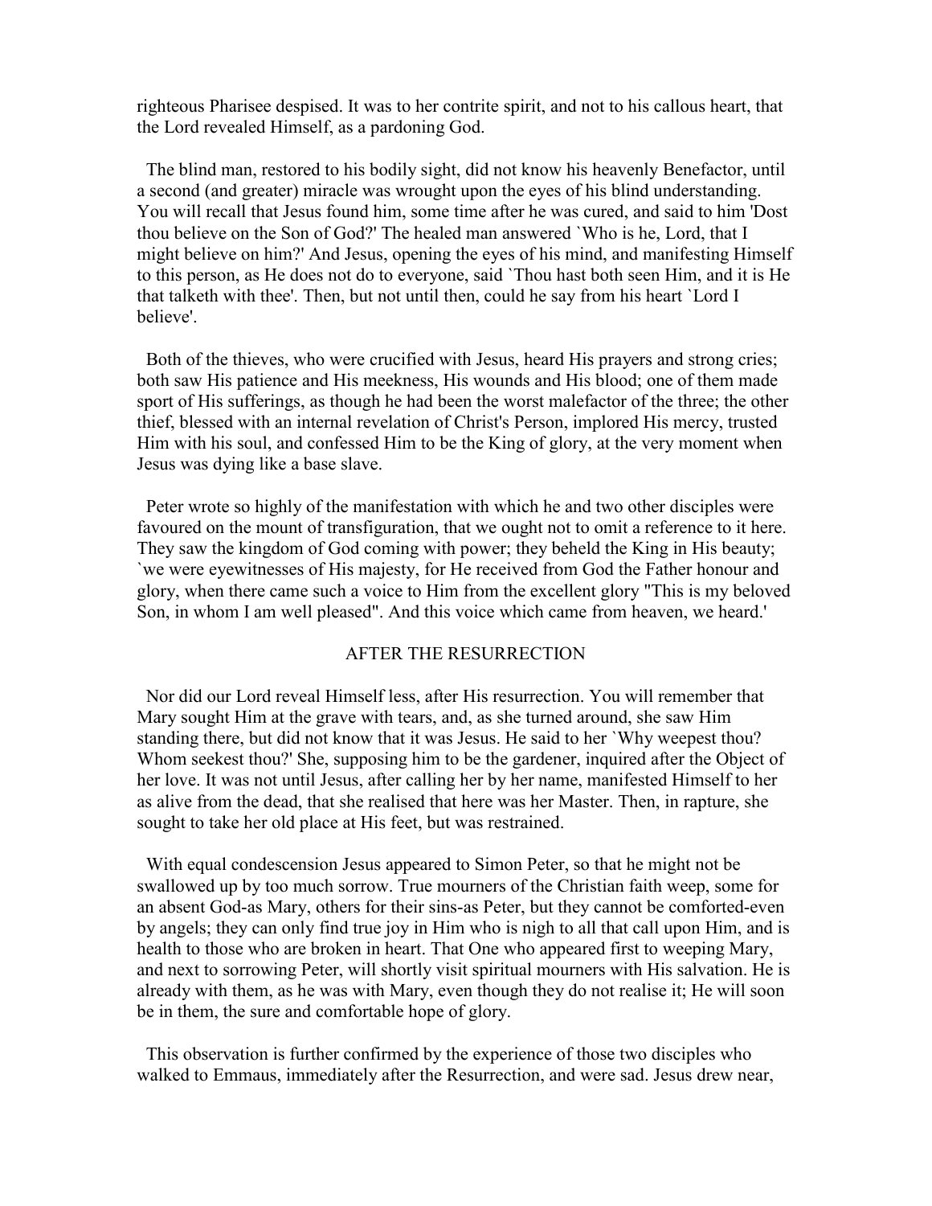righteous Pharisee despised. It was to her contrite spirit, and not to his callous heart, that the Lord revealed Himself, as a pardoning God.

The blind man, restored to his bodily sight, did not know his heavenly Benefactor, until a second (and greater) miracle was wrought upon the eyes of his blind understanding. You will recall that Jesus found him, some time after he was cured, and said to him 'Dost thou believe on the Son of God?' The healed man answered `Who is he, Lord, that I might believe on him?' And Jesus, opening the eyes of his mind, and manifesting Himself to this person, as He does not do to everyone, said `Thou hast both seen Him, and it is He that talketh with thee'. Then, but not until then, could he say from his heart `Lord I believe'.

Both of the thieves, who were crucified with Jesus, heard His prayers and strong cries; both saw His patience and His meekness, His wounds and His blood; one of them made sport of His sufferings, as though he had been the worst malefactor of the three; the other thief, blessed with an internal revelation of Christ's Person, implored His mercy, trusted Him with his soul, and confessed Him to be the King of glory, at the very moment when Jesus was dying like a base slave.

Peter wrote so highly of the manifestation with which he and two other disciples were favoured on the mount of transfiguration, that we ought not to omit a reference to it here. They saw the kingdom of God coming with power; they beheld the King in His beauty; `we were eyewitnesses of His majesty, for He received from God the Father honour and glory, when there came such a voice to Him from the excellent glory "This is my beloved Son, in whom I am well pleased". And this voice which came from heaven, we heard.'

## AFTER THE RESURRECTION

Nor did our Lord reveal Himself less, after His resurrection. You will remember that Mary sought Him at the grave with tears, and, as she turned around, she saw Him standing there, but did not know that it was Jesus. He said to her `Why weepest thou? Whom seekest thou?' She, supposing him to be the gardener, inquired after the Object of her love. It was not until Jesus, after calling her by her name, manifested Himself to her as alive from the dead, that she realised that here was her Master. Then, in rapture, she sought to take her old place at His feet, but was restrained.

With equal condescension Jesus appeared to Simon Peter, so that he might not be swallowed up by too much sorrow. True mourners of the Christian faith weep, some for an absent God-as Mary, others for their sins-as Peter, but they cannot be comforted-even by angels; they can only find true joy in Him who is nigh to all that call upon Him, and is health to those who are broken in heart. That One who appeared first to weeping Mary, and next to sorrowing Peter, will shortly visit spiritual mourners with His salvation. He is already with them, as he was with Mary, even though they do not realise it; He will soon be in them, the sure and comfortable hope of glory.

This observation is further confirmed by the experience of those two disciples who walked to Emmaus, immediately after the Resurrection, and were sad. Jesus drew near,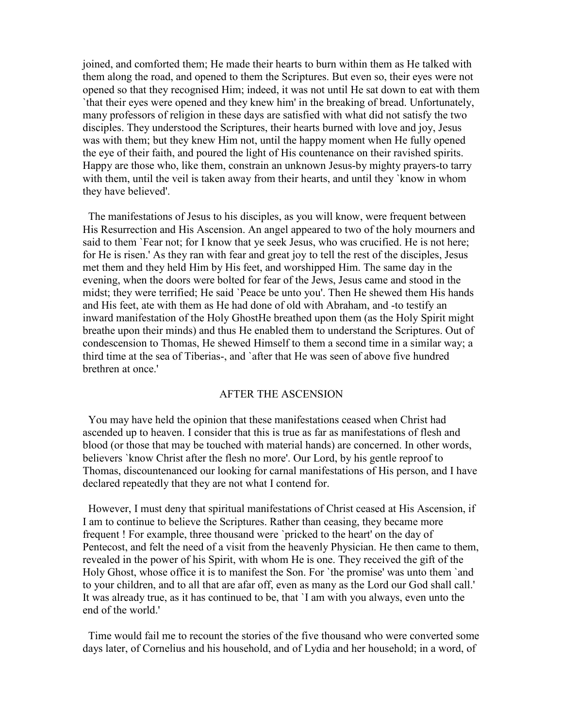joined, and comforted them; He made their hearts to burn within them as He talked with them along the road, and opened to them the Scriptures. But even so, their eyes were not opened so that they recognised Him; indeed, it was not until He sat down to eat with them `that their eyes were opened and they knew him' in the breaking of bread. Unfortunately, many professors of religion in these days are satisfied with what did not satisfy the two disciples. They understood the Scriptures, their hearts burned with love and joy, Jesus was with them; but they knew Him not, until the happy moment when He fully opened the eye of their faith, and poured the light of His countenance on their ravished spirits. Happy are those who, like them, constrain an unknown Jesus-by mighty prayers-to tarry with them, until the veil is taken away from their hearts, and until they `know in whom they have believed'.

The manifestations of Jesus to his disciples, as you will know, were frequent between His Resurrection and His Ascension. An angel appeared to two of the holy mourners and said to them `Fear not; for I know that ye seek Jesus, who was crucified. He is not here; for He is risen.' As they ran with fear and great joy to tell the rest of the disciples, Jesus met them and they held Him by His feet, and worshipped Him. The same day in the evening, when the doors were bolted for fear of the Jews, Jesus came and stood in the midst; they were terrified; He said `Peace be unto you'. Then He shewed them His hands and His feet, ate with them as He had done of old with Abraham, and -to testify an inward manifestation of the Holy GhostHe breathed upon them (as the Holy Spirit might breathe upon their minds) and thus He enabled them to understand the Scriptures. Out of condescension to Thomas, He shewed Himself to them a second time in a similar way; a third time at the sea of Tiberias-, and `after that He was seen of above five hundred brethren at once.'

## AFTER THE ASCENSION

You may have held the opinion that these manifestations ceased when Christ had ascended up to heaven. I consider that this is true as far as manifestations of flesh and blood (or those that may be touched with material hands) are concerned. In other words, believers `know Christ after the flesh no more'. Our Lord, by his gentle reproof to Thomas, discountenanced our looking for carnal manifestations of His person, and I have declared repeatedly that they are not what I contend for.

However, I must deny that spiritual manifestations of Christ ceased at His Ascension, if I am to continue to believe the Scriptures. Rather than ceasing, they became more frequent ! For example, three thousand were `pricked to the heart' on the day of Pentecost, and felt the need of a visit from the heavenly Physician. He then came to them, revealed in the power of his Spirit, with whom He is one. They received the gift of the Holy Ghost, whose office it is to manifest the Son. For `the promise' was unto them `and to your children, and to all that are afar off, even as many as the Lord our God shall call.' It was already true, as it has continued to be, that `I am with you always, even unto the end of the world.'

Time would fail me to recount the stories of the five thousand who were converted some days later, of Cornelius and his household, and of Lydia and her household; in a word, of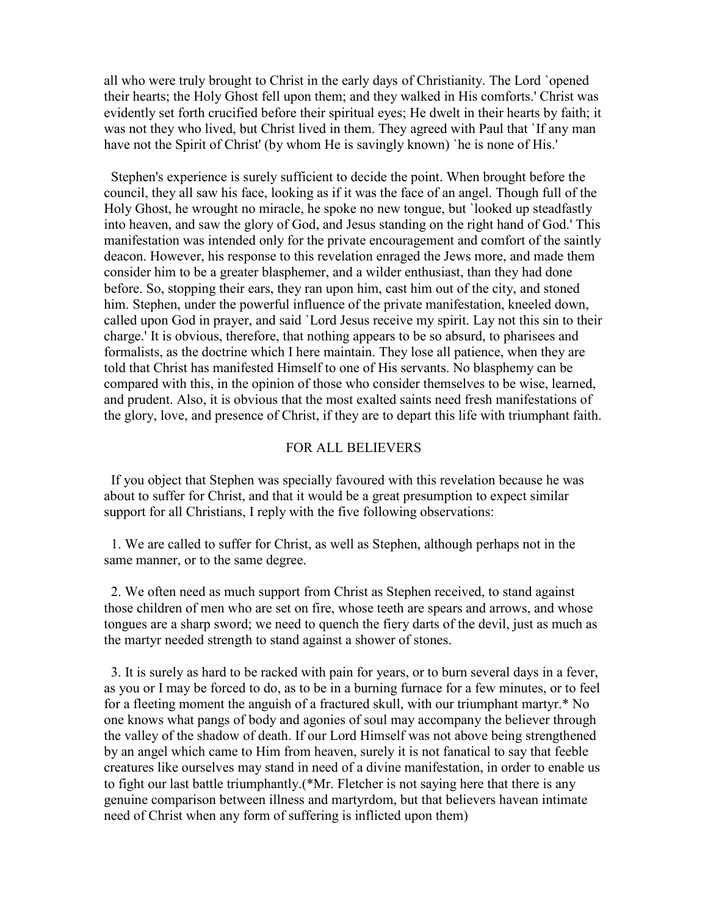all who were truly brought to Christ in the early days of Christianity. The Lord `opened their hearts; the Holy Ghost fell upon them; and they walked in His comforts.' Christ was evidently set forth crucified before their spiritual eyes; He dwelt in their hearts by faith; it was not they who lived, but Christ lived in them. They agreed with Paul that `If any man have not the Spirit of Christ' (by whom He is savingly known) `he is none of His.'

Stephen's experience is surely sufficient to decide the point. When brought before the council, they all saw his face, looking as if it was the face of an angel. Though full of the Holy Ghost, he wrought no miracle, he spoke no new tongue, but `looked up steadfastly into heaven, and saw the glory of God, and Jesus standing on the right hand of God.' This manifestation was intended only for the private encouragement and comfort of the saintly deacon. However, his response to this revelation enraged the Jews more, and made them consider him to be a greater blasphemer, and a wilder enthusiast, than they had done before. So, stopping their ears, they ran upon him, cast him out of the city, and stoned him. Stephen, under the powerful influence of the private manifestation, kneeled down, called upon God in prayer, and said `Lord Jesus receive my spirit. Lay not this sin to their charge.' It is obvious, therefore, that nothing appears to be so absurd, to pharisees and formalists, as the doctrine which I here maintain. They lose all patience, when they are told that Christ has manifested Himself to one of His servants. No blasphemy can be compared with this, in the opinion of those who consider themselves to be wise, learned, and prudent. Also, it is obvious that the most exalted saints need fresh manifestations of the glory, love, and presence of Christ, if they are to depart this life with triumphant faith.

## FOR ALL BELIEVERS

If you object that Stephen was specially favoured with this revelation because he was about to suffer for Christ, and that it would be a great presumption to expect similar support for all Christians, I reply with the five following observations:

1. We are called to suffer for Christ, as well as Stephen, although perhaps not in the same manner, or to the same degree.

2. We often need as much support from Christ as Stephen received, to stand against those children of men who are set on fire, whose teeth are spears and arrows, and whose tongues are a sharp sword; we need to quench the fiery darts of the devil, just as much as the martyr needed strength to stand against a shower of stones.

3. It is surely as hard to be racked with pain for years, or to burn several days in a fever, as you or I may be forced to do, as to be in a burning furnace for a few minutes, or to feel for a fleeting moment the anguish of a fractured skull, with our triumphant martyr.* No one knows what pangs of body and agonies of soul may accompany the believer through the valley of the shadow of death. If our Lord Himself was not above being strengthened by an angel which came to Him from heaven, surely it is not fanatical to say that feeble creatures like ourselves may stand in need of a divine manifestation, in order to enable us to fight our last battle triumphantly.(*Mr. Fletcher is not saying here that there is any genuine comparison between illness and martyrdom, but that believers havean intimate need of Christ when any form of suffering is inflicted upon them)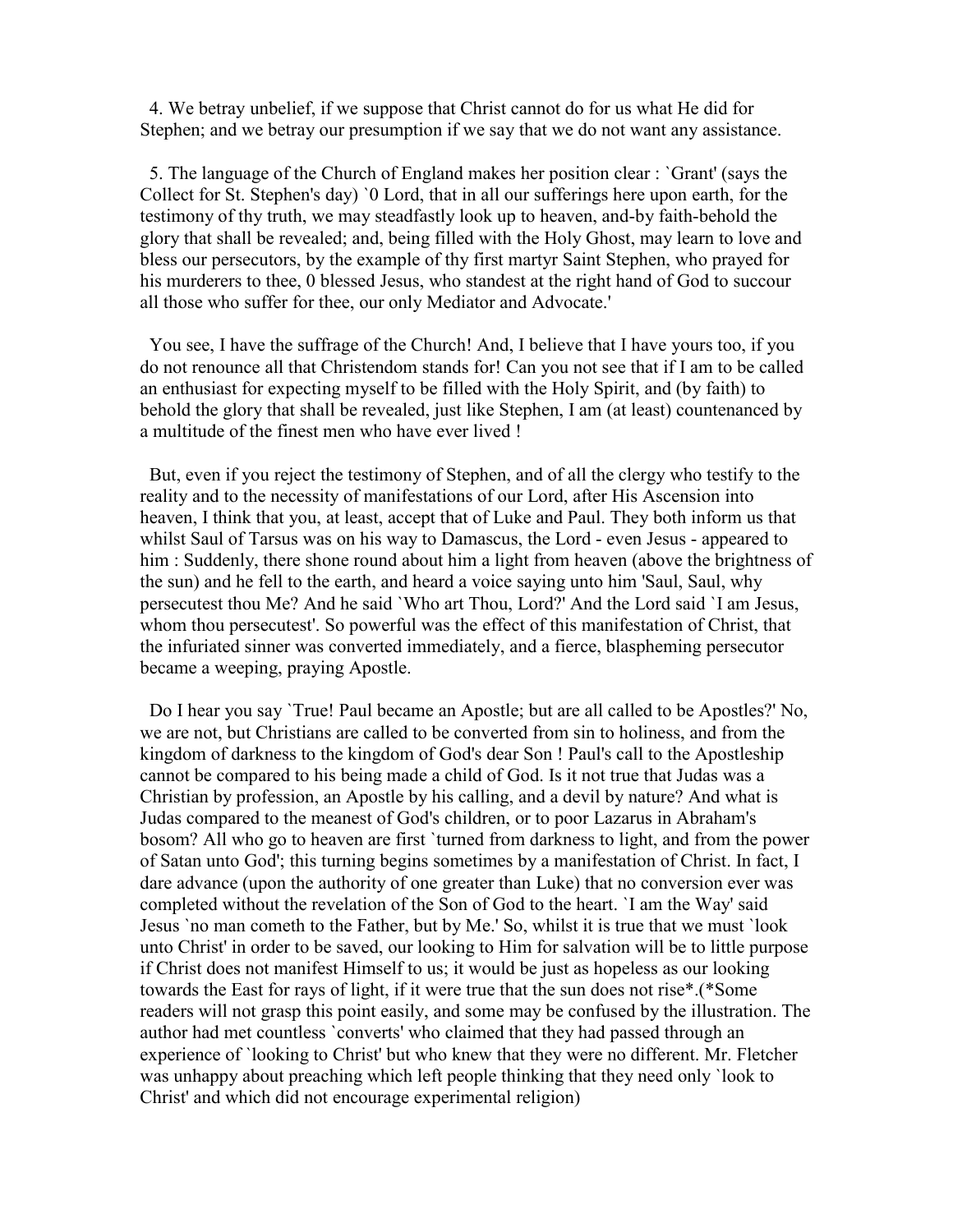4. We betray unbelief, if we suppose that Christ cannot do for us what He did for Stephen; and we betray our presumption if we say that we do not want any assistance.

5. The language of the Church of England makes her position clear : `Grant' (says the Collect for St. Stephen's day) `0 Lord, that in all our sufferings here upon earth, for the testimony of thy truth, we may steadfastly look up to heaven, and-by faith-behold the glory that shall be revealed; and, being filled with the Holy Ghost, may learn to love and bless our persecutors, by the example of thy first martyr Saint Stephen, who prayed for his murderers to thee, 0 blessed Jesus, who standest at the right hand of God to succour all those who suffer for thee, our only Mediator and Advocate.'

You see, I have the suffrage of the Church! And, I believe that I have yours too, if you do not renounce all that Christendom stands for! Can you not see that if I am to be called an enthusiast for expecting myself to be filled with the Holy Spirit, and (by faith) to behold the glory that shall be revealed, just like Stephen, I am (at least) countenanced by a multitude of the finest men who have ever lived !

But, even if you reject the testimony of Stephen, and of all the clergy who testify to the reality and to the necessity of manifestations of our Lord, after His Ascension into heaven, I think that you, at least, accept that of Luke and Paul. They both inform us that whilst Saul of Tarsus was on his way to Damascus, the Lord - even Jesus - appeared to him : Suddenly, there shone round about him a light from heaven (above the brightness of the sun) and he fell to the earth, and heard a voice saying unto him 'Saul, Saul, why persecutest thou Me? And he said `Who art Thou, Lord?' And the Lord said `I am Jesus, whom thou persecutest'. So powerful was the effect of this manifestation of Christ, that the infuriated sinner was converted immediately, and a fierce, blaspheming persecutor became a weeping, praying Apostle.

Do I hear you say `True! Paul became an Apostle; but are all called to be Apostles?' No, we are not, but Christians are called to be converted from sin to holiness, and from the kingdom of darkness to the kingdom of God's dear Son ! Paul's call to the Apostleship cannot be compared to his being made a child of God. Is it not true that Judas was a Christian by profession, an Apostle by his calling, and a devil by nature? And what is Judas compared to the meanest of God's children, or to poor Lazarus in Abraham's bosom? All who go to heaven are first `turned from darkness to light, and from the power of Satan unto God'; this turning begins sometimes by a manifestation of Christ. In fact, I dare advance (upon the authority of one greater than Luke) that no conversion ever was completed without the revelation of the Son of God to the heart. `I am the Way' said Jesus `no man cometh to the Father, but by Me.' So, whilst it is true that we must `look unto Christ' in order to be saved, our looking to Him for salvation will be to little purpose if Christ does not manifest Himself to us; it would be just as hopeless as our looking towards the East for rays of light, if it were true that the sun does not rise*.(*Some readers will not grasp this point easily, and some may be confused by the illustration. The author had met countless `converts' who claimed that they had passed through an experience of `looking to Christ' but who knew that they were no different. Mr. Fletcher was unhappy about preaching which left people thinking that they need only `look to Christ' and which did not encourage experimental religion)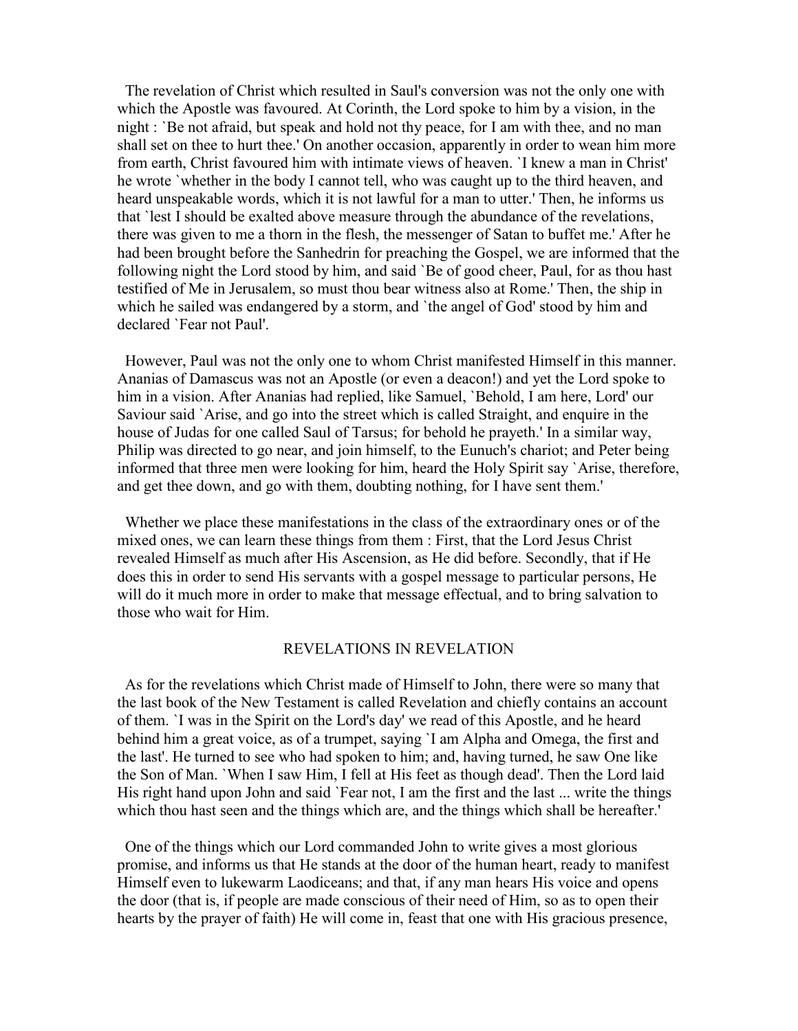The revelation of Christ which resulted in Saul's conversion was not the only one with which the Apostle was favoured. At Corinth, the Lord spoke to him by a vision, in the night : `Be not afraid, but speak and hold not thy peace, for I am with thee, and no man shall set on thee to hurt thee.' On another occasion, apparently in order to wean him more from earth, Christ favoured him with intimate views of heaven. `I knew a man in Christ' he wrote `whether in the body I cannot tell, who was caught up to the third heaven, and heard unspeakable words, which it is not lawful for a man to utter.' Then, he informs us that `lest I should be exalted above measure through the abundance of the revelations, there was given to me a thorn in the flesh, the messenger of Satan to buffet me.' After he had been brought before the Sanhedrin for preaching the Gospel, we are informed that the following night the Lord stood by him, and said `Be of good cheer, Paul, for as thou hast testified of Me in Jerusalem, so must thou bear witness also at Rome.' Then, the ship in which he sailed was endangered by a storm, and `the angel of God' stood by him and declared `Fear not Paul'.

However, Paul was not the only one to whom Christ manifested Himself in this manner. Ananias of Damascus was not an Apostle (or even a deacon!) and yet the Lord spoke to him in a vision. After Ananias had replied, like Samuel, `Behold, I am here, Lord' our Saviour said `Arise, and go into the street which is called Straight, and enquire in the house of Judas for one called Saul of Tarsus; for behold he prayeth.' In a similar way, Philip was directed to go near, and join himself, to the Eunuch's chariot; and Peter being informed that three men were looking for him, heard the Holy Spirit say `Arise, therefore, and get thee down, and go with them, doubting nothing, for I have sent them.'

Whether we place these manifestations in the class of the extraordinary ones or of the mixed ones, we can learn these things from them : First, that the Lord Jesus Christ revealed Himself as much after His Ascension, as He did before. Secondly, that if He does this in order to send His servants with a gospel message to particular persons, He will do it much more in order to make that message effectual, and to bring salvation to those who wait for Him.

## REVELATIONS IN REVELATION

As for the revelations which Christ made of Himself to John, there were so many that the last book of the New Testament is called Revelation and chiefly contains an account of them. `I was in the Spirit on the Lord's day' we read of this Apostle, and he heard behind him a great voice, as of a trumpet, saying `I am Alpha and Omega, the first and the last'. He turned to see who had spoken to him; and, having turned, he saw One like the Son of Man. `When I saw Him, I fell at His feet as though dead'. Then the Lord laid His right hand upon John and said `Fear not, I am the first and the last ... write the things which thou hast seen and the things which are, and the things which shall be hereafter.'

One of the things which our Lord commanded John to write gives a most glorious promise, and informs us that He stands at the door of the human heart, ready to manifest Himself even to lukewarm Laodiceans; and that, if any man hears His voice and opens the door (that is, if people are made conscious of their need of Him, so as to open their hearts by the prayer of faith) He will come in, feast that one with His gracious presence,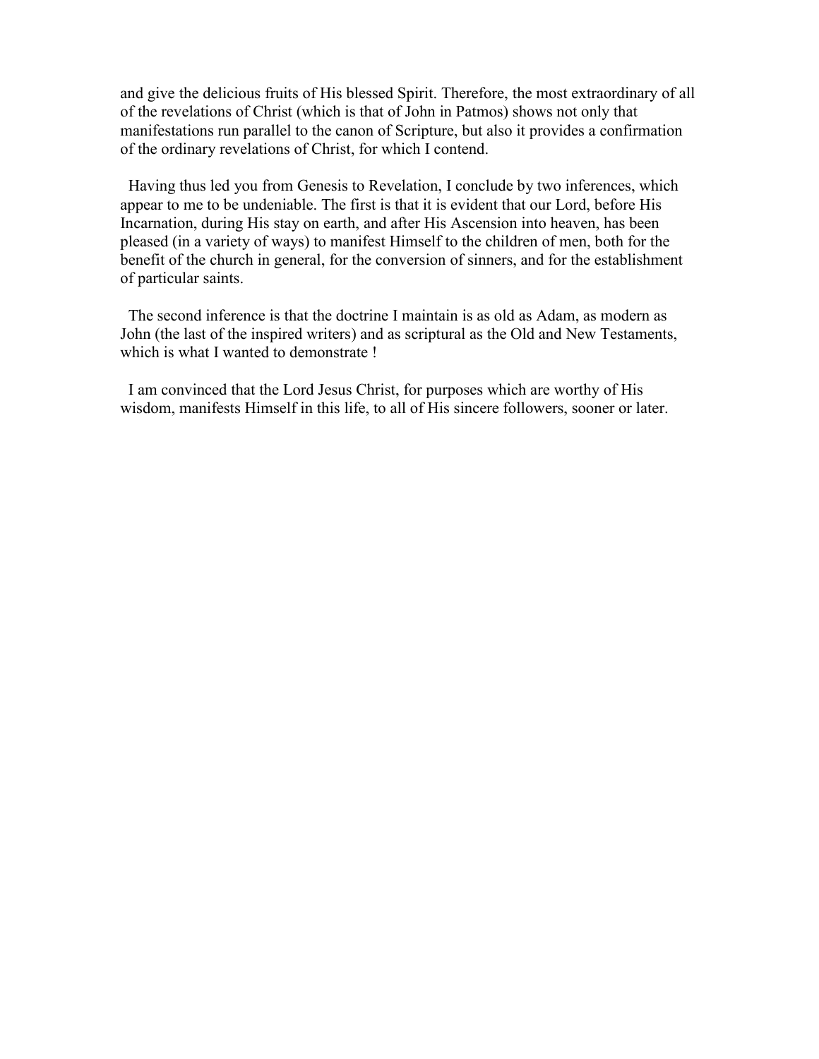and give the delicious fruits of His blessed Spirit. Therefore, the most extraordinary of all of the revelations of Christ (which is that of John in Patmos) shows not only that manifestations run parallel to the canon of Scripture, but also it provides a confirmation of the ordinary revelations of Christ, for which I contend.

Having thus led you from Genesis to Revelation, I conclude by two inferences, which appear to me to be undeniable. The first is that it is evident that our Lord, before His Incarnation, during His stay on earth, and after His Ascension into heaven, has been pleased (in a variety of ways) to manifest Himself to the children of men, both for the benefit of the church in general, for the conversion of sinners, and for the establishment of particular saints.

The second inference is that the doctrine I maintain is as old as Adam, as modern as John (the last of the inspired writers) and as scriptural as the Old and New Testaments, which is what I wanted to demonstrate !

I am convinced that the Lord Jesus Christ, for purposes which are worthy of His wisdom, manifests Himself in this life, to all of His sincere followers, sooner or later.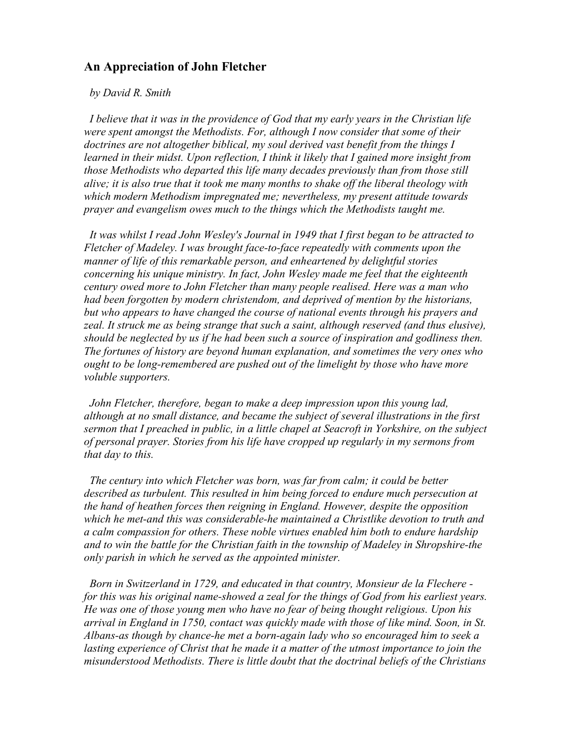## An Appreciation of John Fletcher

*by David R. Smith*

*I believe that it was in the providence of God that my early years in the Christian life were spent amongst the Methodists. For, although I now consider that some of their doctrines are not altogether biblical, my soul derived vast benefit from the things I learned in their midst. Upon reflection, I think it likely that I gained more insight from those Methodists who departed this life many decades previously than from those still alive; it is also true that it took me many months to shake off the liberal theology with which modern Methodism impregnated me; nevertheless, my present attitude towards prayer and evangelism owes much to the things which the Methodists taught me.*

*It was whilst I read John Wesley's Journal in 1949 that I first began to be attracted to Fletcher of Madeley. I was brought face-to-face repeatedly with comments upon the manner of life of this remarkable person, and enheartened by delightful stories concerning his unique ministry. In fact, John Wesley made me feel that the eighteenth century owed more to John Fletcher than many people realised. Here was a man who had been forgotten by modern christendom, and deprived of mention by the historians, but who appears to have changed the course of national events through his prayers and zeal. It struck me as being strange that such a saint, although reserved (and thus elusive), should be neglected by us if he had been such a source of inspiration and godliness then. The fortunes of history are beyond human explanation, and sometimes the very ones who ought to be long-remembered are pushed out of the limelight by those who have more voluble supporters.*

*John Fletcher, therefore, began to make a deep impression upon this young lad, although at no small distance, and became the subject of several illustrations in the first sermon that I preached in public, in a little chapel at Seacroft in Yorkshire, on the subject of personal prayer. Stories from his life have cropped up regularly in my sermons from that day to this.*

*The century into which Fletcher was born, was far from calm; it could be better described as turbulent. This resulted in him being forced to endure much persecution at the hand of heathen forces then reigning in England. However, despite the opposition which he met-and this was considerable-he maintained a Christlike devotion to truth and a calm compassion for others. These noble virtues enabled him both to endure hardship and to win the battle for the Christian faith in the township of Madeley in Shropshire-the only parish in which he served as the appointed minister.*

*Born in Switzerland in 1729, and educated in that country, Monsieur de la Flechere - for this was his original name-showed a zeal for the things of God from his earliest years. He was one of those young men who have no fear of being thought religious. Upon his arrival in England in 1750, contact was quickly made with those of like mind. Soon, in St. Albans-as though by chance-he met a born-again lady who so encouraged him to seek a lasting experience of Christ that he made it a matter of the utmost importance to join the misunderstood Methodists. There is little doubt that the doctrinal beliefs of the Christians*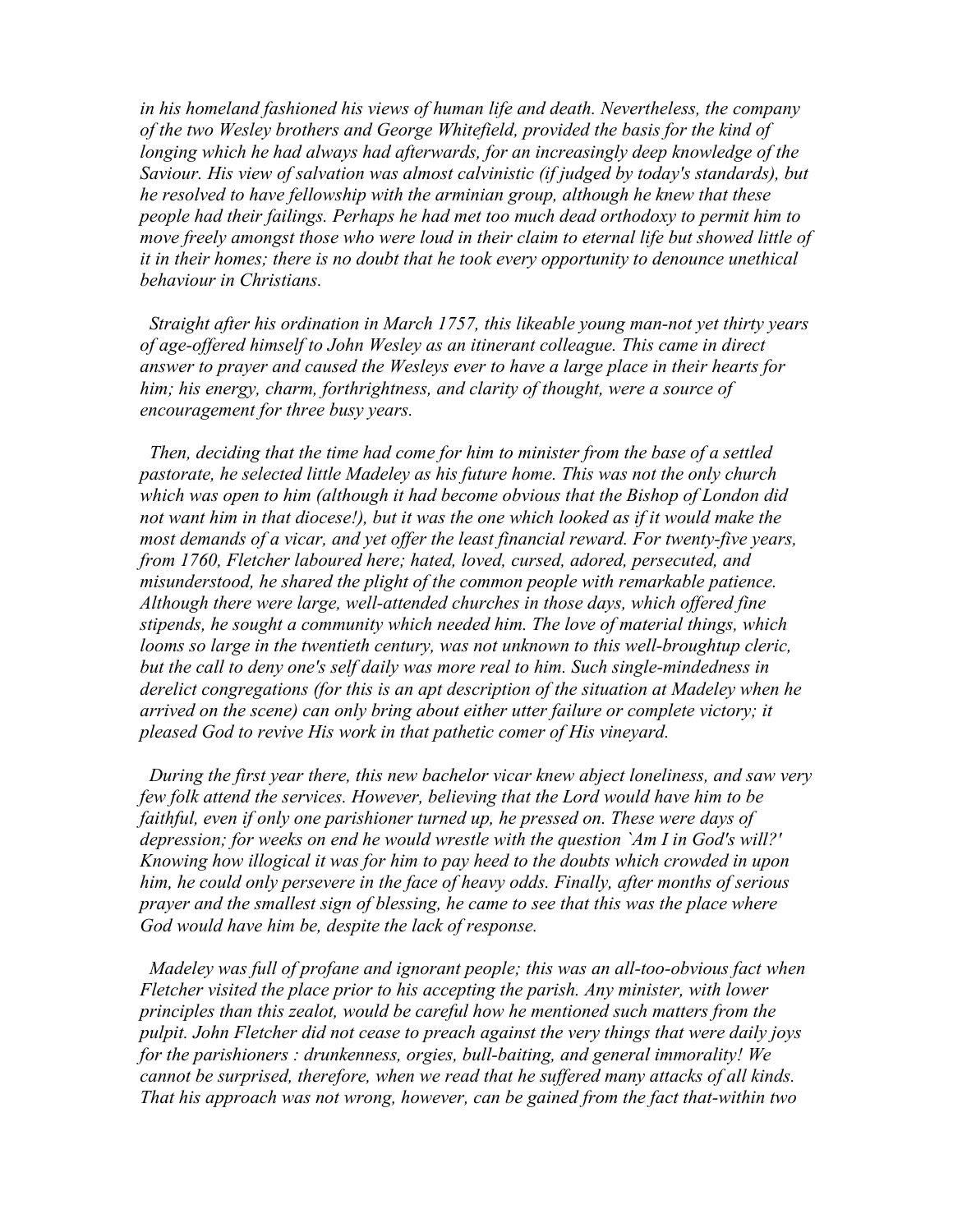*in his homeland fashioned his views of human life and death. Nevertheless, the company of the two Wesley brothers and George Whitefield, provided the basis for the kind of longing which he had always had afterwards, for an increasingly deep knowledge of the Saviour. His view of salvation was almost calvinistic (if judged by today's standards), but he resolved to have fellowship with the arminian group, although he knew that these people had their failings. Perhaps he had met too much dead orthodoxy to permit him to move freely amongst those who were loud in their claim to eternal life but showed little of it in their homes; there is no doubt that he took every opportunity to denounce unethical behaviour in Christians.*

*Straight after his ordination in March 1757, this likeable young man-not yet thirty years of age-offered himself to John Wesley as an itinerant colleague. This came in direct answer to prayer and caused the Wesleys ever to have a large place in their hearts for him; his energy, charm, forthrightness, and clarity of thought, were a source of encouragement for three busy years.*

*Then, deciding that the time had come for him to minister from the base of a settled pastorate, he selected little Madeley as his future home. This was not the only church which was open to him (although it had become obvious that the Bishop of London did not want him in that diocese!), but it was the one which looked as if it would make the most demands of a vicar, and yet offer the least financial reward. For twenty-five years, from 1760, Fletcher laboured here; hated, loved, cursed, adored, persecuted, and misunderstood, he shared the plight of the common people with remarkable patience. Although there were large, well-attended churches in those days, which offered fine stipends, he sought a community which needed him. The love of material things, which looms so large in the twentieth century, was not unknown to this well-broughtup cleric, but the call to deny one's self daily was more real to him. Such single-mindedness in derelict congregations (for this is an apt description of the situation at Madeley when he arrived on the scene) can only bring about either utter failure or complete victory; it pleased God to revive His work in that pathetic comer of His vineyard.*

*During the first year there, this new bachelor vicar knew abject loneliness, and saw very few folk attend the services. However, believing that the Lord would have him to be faithful, even if only one parishioner turned up, he pressed on. These were days of depression; for weeks on end he would wrestle with the question `Am I in God's will?' Knowing how illogical it was for him to pay heed to the doubts which crowded in upon him, he could only persevere in the face of heavy odds. Finally, after months of serious prayer and the smallest sign of blessing, he came to see that this was the place where God would have him be, despite the lack of response.*

*Madeley was full of profane and ignorant people; this was an all-too-obvious fact when Fletcher visited the place prior to his accepting the parish. Any minister, with lower principles than this zealot, would be careful how he mentioned such matters from the pulpit. John Fletcher did not cease to preach against the very things that were daily joys for the parishioners : drunkenness, orgies, bull-baiting, and general immorality! We cannot be surprised, therefore, when we read that he suffered many attacks of all kinds. That his approach was not wrong, however, can be gained from the fact that-within two*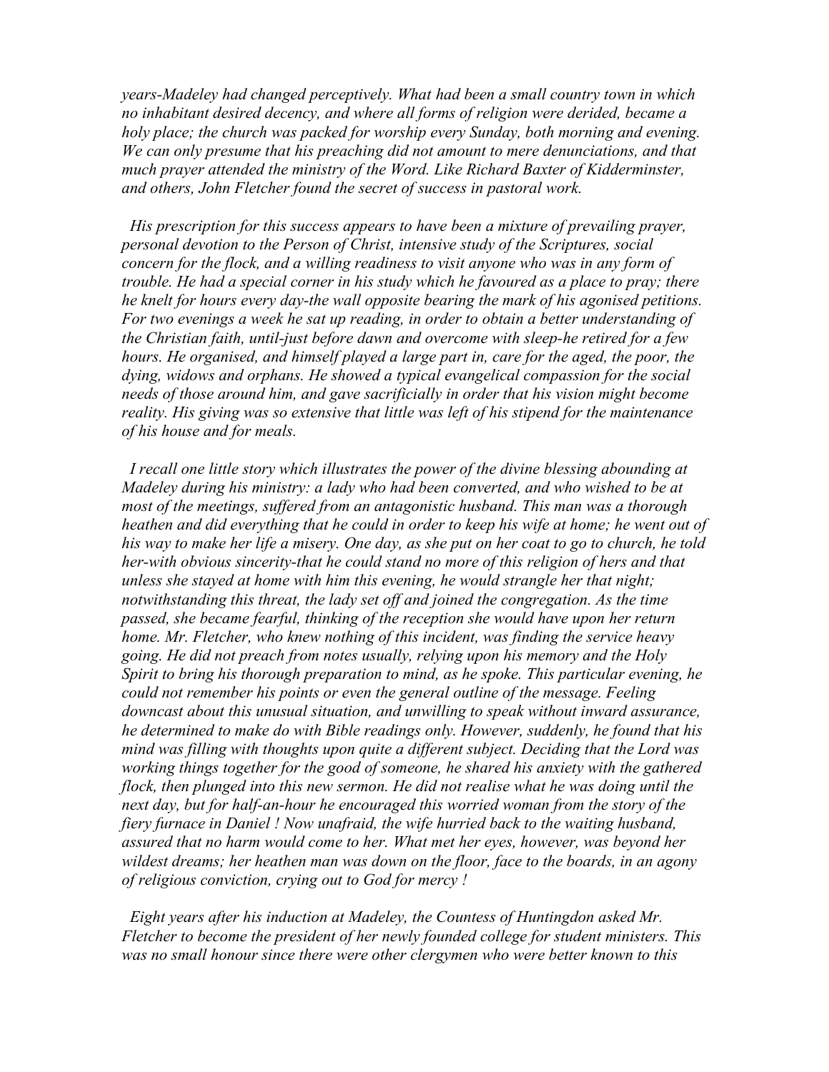*years-Madeley had changed perceptively. What had been a small country town in which no inhabitant desired decency, and where all forms of religion were derided, became a holy place; the church was packed for worship every Sunday, both morning and evening. We can only presume that his preaching did not amount to mere denunciations, and that much prayer attended the ministry of the Word. Like Richard Baxter of Kidderminster, and others, John Fletcher found the secret of success in pastoral work.*

*His prescription for this success appears to have been a mixture of prevailing prayer, personal devotion to the Person of Christ, intensive study of the Scriptures, social concern for the flock, and a willing readiness to visit anyone who was in any form of trouble. He had a special corner in his study which he favoured as a place to pray; there he knelt for hours every day-the wall opposite bearing the mark of his agonised petitions. For two evenings a week he sat up reading, in order to obtain a better understanding of the Christian faith, until-just before dawn and overcome with sleep-he retired for a few hours. He organised, and himself played a large part in, care for the aged, the poor, the dying, widows and orphans. He showed a typical evangelical compassion for the social needs of those around him, and gave sacrificially in order that his vision might become reality. His giving was so extensive that little was left of his stipend for the maintenance of his house and for meals.*

*I recall one little story which illustrates the power of the divine blessing abounding at Madeley during his ministry: a lady who had been converted, and who wished to be at most of the meetings, suffered from an antagonistic husband. This man was a thorough heathen and did everything that he could in order to keep his wife at home; he went out of his way to make her life a misery. One day, as she put on her coat to go to church, he told her-with obvious sincerity-that he could stand no more of this religion of hers and that unless she stayed at home with him this evening, he would strangle her that night; notwithstanding this threat, the lady set off and joined the congregation. As the time passed, she became fearful, thinking of the reception she would have upon her return home. Mr. Fletcher, who knew nothing of this incident, was finding the service heavy going. He did not preach from notes usually, relying upon his memory and the Holy Spirit to bring his thorough preparation to mind, as he spoke. This particular evening, he could not remember his points or even the general outline of the message. Feeling downcast about this unusual situation, and unwilling to speak without inward assurance, he determined to make do with Bible readings only. However, suddenly, he found that his mind was filling with thoughts upon quite a different subject. Deciding that the Lord was working things together for the good of someone, he shared his anxiety with the gathered flock, then plunged into this new sermon. He did not realise what he was doing until the next day, but for half-an-hour he encouraged this worried woman from the story of the fiery furnace in Daniel ! Now unafraid, the wife hurried back to the waiting husband, assured that no harm would come to her. What met her eyes, however, was beyond her wildest dreams; her heathen man was down on the floor, face to the boards, in an agony of religious conviction, crying out to God for mercy !*

*Eight years after his induction at Madeley, the Countess of Huntingdon asked Mr. Fletcher to become the president of her newly founded college for student ministers. This was no small honour since there were other clergymen who were better known to this*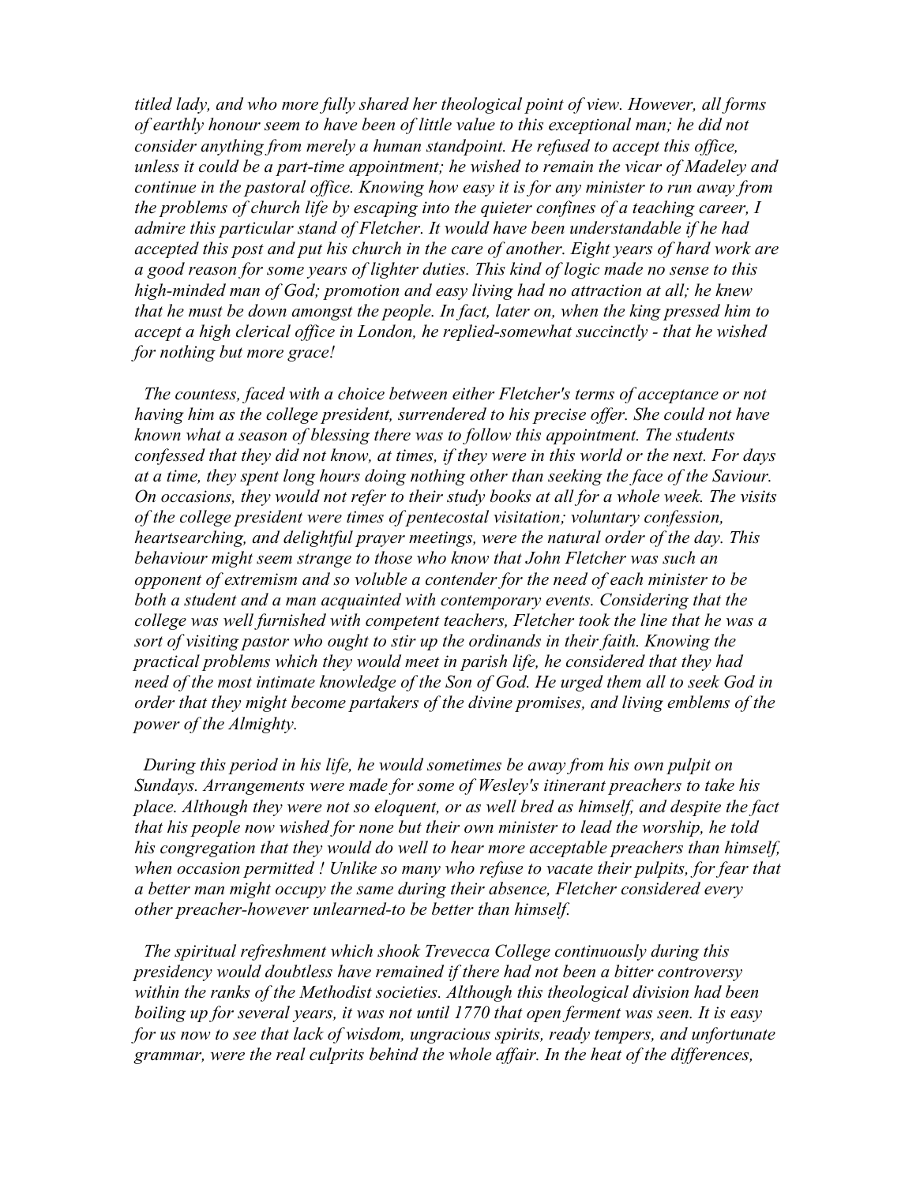*titled lady, and who more fully shared her theological point of view. However, all forms of earthly honour seem to have been of little value to this exceptional man; he did not consider anything from merely a human standpoint. He refused to accept this office, unless it could be a part-time appointment; he wished to remain the vicar of Madeley and continue in the pastoral office. Knowing how easy it is for any minister to run away from the problems of church life by escaping into the quieter confines of a teaching career, I admire this particular stand of Fletcher. It would have been understandable if he had accepted this post and put his church in the care of another. Eight years of hard work are a good reason for some years of lighter duties. This kind of logic made no sense to this high-minded man of God; promotion and easy living had no attraction at all; he knew that he must be down amongst the people. In fact, later on, when the king pressed him to accept a high clerical office in London, he replied-somewhat succinctly - that he wished for nothing but more grace!*

*The countess, faced with a choice between either Fletcher's terms of acceptance or not having him as the college president, surrendered to his precise offer. She could not have known what a season of blessing there was to follow this appointment. The students confessed that they did not know, at times, if they were in this world or the next. For days at a time, they spent long hours doing nothing other than seeking the face of the Saviour. On occasions, they would not refer to their study books at all for a whole week. The visits of the college president were times of pentecostal visitation; voluntary confession, heartsearching, and delightful prayer meetings, were the natural order of the day. This behaviour might seem strange to those who know that John Fletcher was such an opponent of extremism and so voluble a contender for the need of each minister to be both a student and a man acquainted with contemporary events. Considering that the college was well furnished with competent teachers, Fletcher took the line that he was a sort of visiting pastor who ought to stir up the ordinands in their faith. Knowing the practical problems which they would meet in parish life, he considered that they had need of the most intimate knowledge of the Son of God. He urged them all to seek God in order that they might become partakers of the divine promises, and living emblems of the power of the Almighty.*

*During this period in his life, he would sometimes be away from his own pulpit on Sundays. Arrangements were made for some of Wesley's itinerant preachers to take his place. Although they were not so eloquent, or as well bred as himself, and despite the fact that his people now wished for none but their own minister to lead the worship, he told his congregation that they would do well to hear more acceptable preachers than himself, when occasion permitted ! Unlike so many who refuse to vacate their pulpits, for fear that a better man might occupy the same during their absence, Fletcher considered every other preacher-however unlearned-to be better than himself.*

*The spiritual refreshment which shook Trevecca College continuously during this presidency would doubtless have remained if there had not been a bitter controversy within the ranks of the Methodist societies. Although this theological division had been boiling up for several years, it was not until 1770 that open ferment was seen. It is easy for us now to see that lack of wisdom, ungracious spirits, ready tempers, and unfortunate grammar, were the real culprits behind the whole affair. In the heat of the differences,*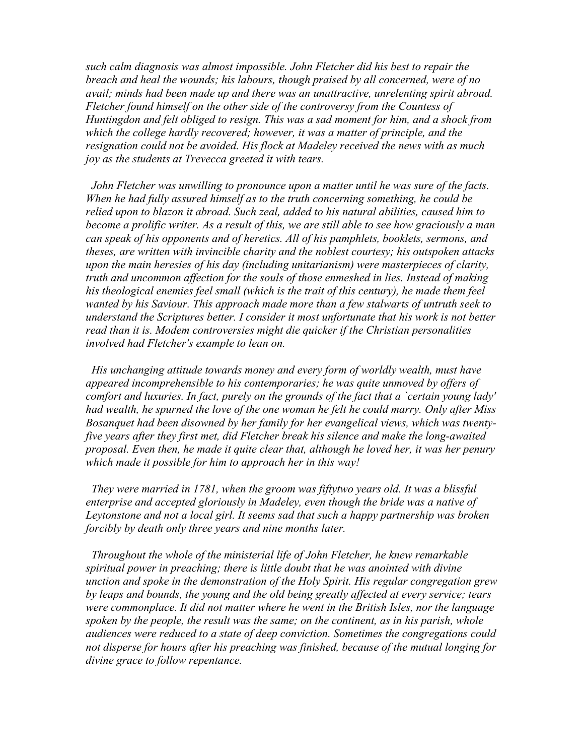*such calm diagnosis was almost impossible. John Fletcher did his best to repair the breach and heal the wounds; his labours, though praised by all concerned, were of no avail; minds had been made up and there was an unattractive, unrelenting spirit abroad. Fletcher found himself on the other side of the controversy from the Countess of Huntingdon and felt obliged to resign. This was a sad moment for him, and a shock from which the college hardly recovered; however, it was a matter of principle, and the resignation could not be avoided. His flock at Madeley received the news with as much joy as the students at Trevecca greeted it with tears.*

*John Fletcher was unwilling to pronounce upon a matter until he was sure of the facts. When he had fully assured himself as to the truth concerning something, he could be relied upon to blazon it abroad. Such zeal, added to his natural abilities, caused him to become a prolific writer. As a result of this, we are still able to see how graciously a man can speak of his opponents and of heretics. All of his pamphlets, booklets, sermons, and theses, are written with invincible charity and the noblest courtesy; his outspoken attacks upon the main heresies of his day (including unitarianism) were masterpieces of clarity, truth and uncommon affection for the souls of those enmeshed in lies. Instead of making his theological enemies feel small (which is the trait of this century), he made them feel wanted by his Saviour. This approach made more than a few stalwarts of untruth seek to understand the Scriptures better. I consider it most unfortunate that his work is not better read than it is. Modem controversies might die quicker if the Christian personalities involved had Fletcher's example to lean on.*

*His unchanging attitude towards money and every form of worldly wealth, must have appeared incomprehensible to his contemporaries; he was quite unmoved by offers of comfort and luxuries. In fact, purely on the grounds of the fact that a `certain young lady' had wealth, he spurned the love of the one woman he felt he could marry. Only after Miss Bosanquet had been disowned by her family for her evangelical views, which was twenty-five years after they first met, did Fletcher break his silence and make the long-awaited proposal. Even then, he made it quite clear that, although he loved her, it was her penury which made it possible for him to approach her in this way!*

*They were married in 1781, when the groom was fiftytwo years old. It was a blissful enterprise and accepted gloriously in Madeley, even though the bride was a native of Leytonstone and not a local girl. It seems sad that such a happy partnership was broken forcibly by death only three years and nine months later.*

*Throughout the whole of the ministerial life of John Fletcher, he knew remarkable spiritual power in preaching; there is little doubt that he was anointed with divine unction and spoke in the demonstration of the Holy Spirit. His regular congregation grew by leaps and bounds, the young and the old being greatly affected at every service; tears were commonplace. It did not matter where he went in the British Isles, nor the language spoken by the people, the result was the same; on the continent, as in his parish, whole audiences were reduced to a state of deep conviction. Sometimes the congregations could not disperse for hours after his preaching was finished, because of the mutual longing for divine grace to follow repentance.*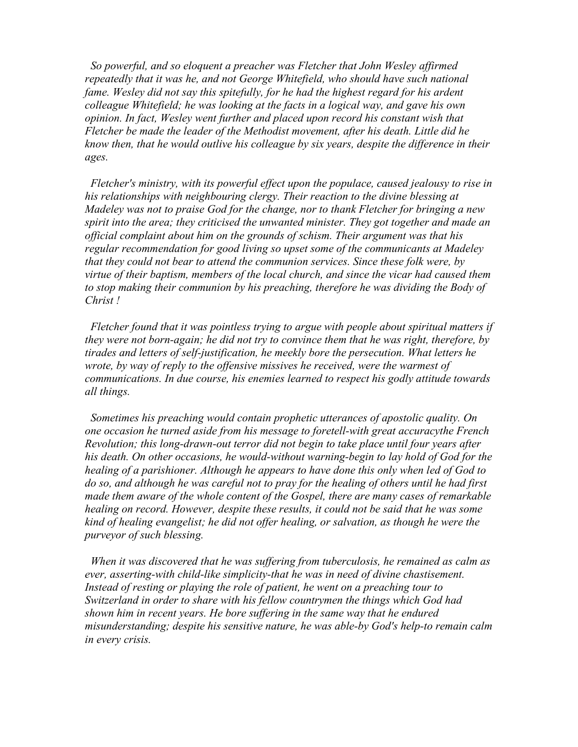*So powerful, and so eloquent a preacher was Fletcher that John Wesley affirmed repeatedly that it was he, and not George Whitefield, who should have such national fame. Wesley did not say this spitefully, for he had the highest regard for his ardent colleague Whitefield; he was looking at the facts in a logical way, and gave his own opinion. In fact, Wesley went further and placed upon record his constant wish that Fletcher be made the leader of the Methodist movement, after his death. Little did he know then, that he would outlive his colleague by six years, despite the difference in their ages.*

*Fletcher's ministry, with its powerful effect upon the populace, caused jealousy to rise in his relationships with neighbouring clergy. Their reaction to the divine blessing at Madeley was not to praise God for the change, nor to thank Fletcher for bringing a new spirit into the area; they criticised the unwanted minister. They got together and made an official complaint about him on the grounds of schism. Their argument was that his regular recommendation for good living so upset some of the communicants at Madeley that they could not bear to attend the communion services. Since these folk were, by virtue of their baptism, members of the local church, and since the vicar had caused them to stop making their communion by his preaching, therefore he was dividing the Body of Christ !*

*Fletcher found that it was pointless trying to argue with people about spiritual matters if they were not born-again; he did not try to convince them that he was right, therefore, by tirades and letters of self-justification, he meekly bore the persecution. What letters he wrote, by way of reply to the offensive missives he received, were the warmest of communications. In due course, his enemies learned to respect his godly attitude towards all things.*

*Sometimes his preaching would contain prophetic utterances of apostolic quality. On one occasion he turned aside from his message to foretell-with great accuracythe French Revolution; this long-drawn-out terror did not begin to take place until four years after his death. On other occasions, he would-without warning-begin to lay hold of God for the healing of a parishioner. Although he appears to have done this only when led of God to do so, and although he was careful not to pray for the healing of others until he had first made them aware of the whole content of the Gospel, there are many cases of remarkable healing on record. However, despite these results, it could not be said that he was some kind of healing evangelist; he did not offer healing, or salvation, as though he were the purveyor of such blessing.*

*When it was discovered that he was suffering from tuberculosis, he remained as calm as ever, asserting-with child-like simplicity-that he was in need of divine chastisement. Instead of resting or playing the role of patient, he went on a preaching tour to Switzerland in order to share with his fellow countrymen the things which God had shown him in recent years. He bore suffering in the same way that he endured misunderstanding; despite his sensitive nature, he was able-by God's help-to remain calm in every crisis.*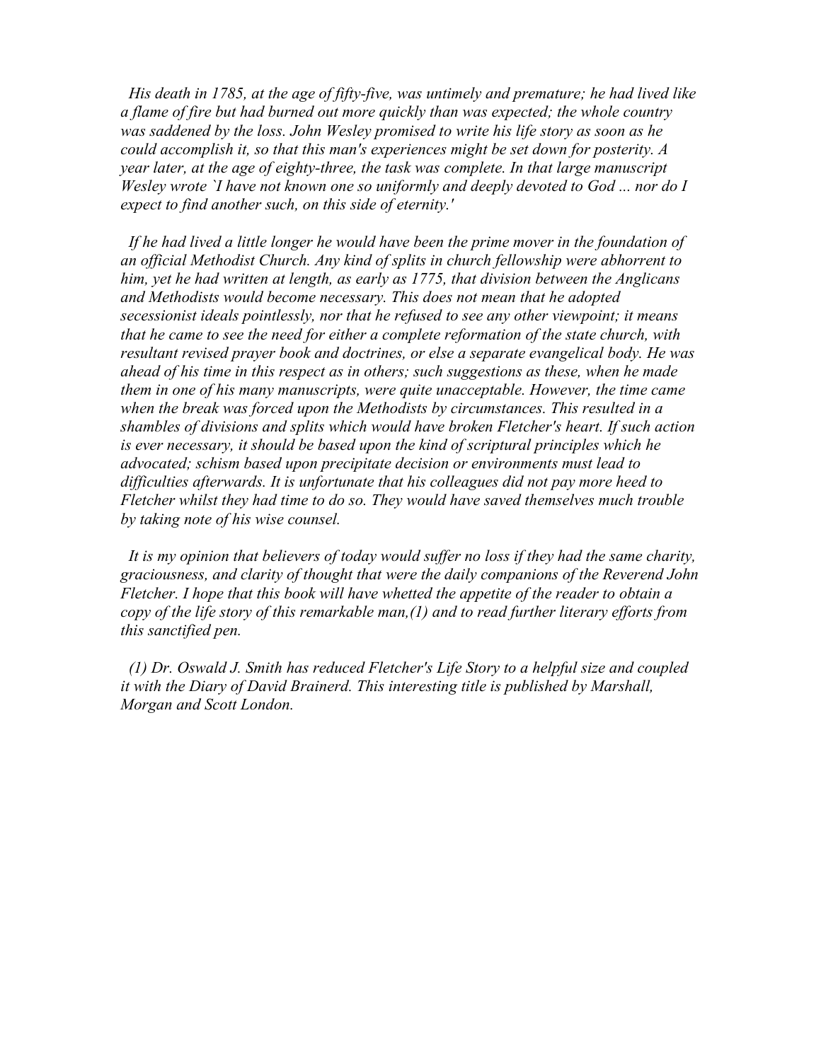*His death in 1785, at the age of fifty-five, was untimely and premature; he had lived like a flame of fire but had burned out more quickly than was expected; the whole country was saddened by the loss. John Wesley promised to write his life story as soon as he could accomplish it, so that this man's experiences might be set down for posterity. A year later, at the age of eighty-three, the task was complete. In that large manuscript Wesley wrote `I have not known one so uniformly and deeply devoted to God ... nor do I expect to find another such, on this side of eternity.'*

*If he had lived a little longer he would have been the prime mover in the foundation of an official Methodist Church. Any kind of splits in church fellowship were abhorrent to him, yet he had written at length, as early as 1775, that division between the Anglicans and Methodists would become necessary. This does not mean that he adopted secessionist ideals pointlessly, nor that he refused to see any other viewpoint; it means that he came to see the need for either a complete reformation of the state church, with resultant revised prayer book and doctrines, or else a separate evangelical body. He was ahead of his time in this respect as in others; such suggestions as these, when he made them in one of his many manuscripts, were quite unacceptable. However, the time came when the break was forced upon the Methodists by circumstances. This resulted in a shambles of divisions and splits which would have broken Fletcher's heart. If such action is ever necessary, it should be based upon the kind of scriptural principles which he advocated; schism based upon precipitate decision or environments must lead to difficulties afterwards. It is unfortunate that his colleagues did not pay more heed to Fletcher whilst they had time to do so. They would have saved themselves much trouble by taking note of his wise counsel.*

*It is my opinion that believers of today would suffer no loss if they had the same charity, graciousness, and clarity of thought that were the daily companions of the Reverend John Fletcher. I hope that this book will have whetted the appetite of the reader to obtain a copy of the life story of this remarkable man,(1) and to read further literary efforts from this sanctified pen.*

*(1) Dr. Oswald J. Smith has reduced Fletcher's Life Story to a helpful size and coupled it with the Diary of David Brainerd. This interesting title is published by Marshall, Morgan and Scott London.*